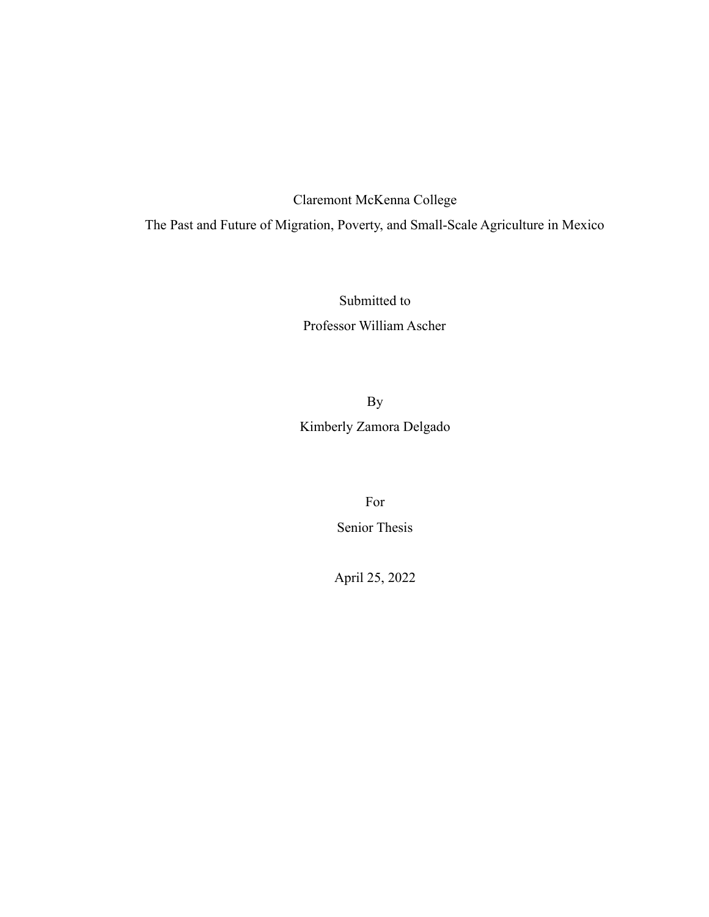Claremont McKenna College

The Past and Future of Migration, Poverty, and Small-Scale Agriculture in Mexico

Submitted to

Professor William Ascher

By

Kimberly Zamora Delgado

For

Senior Thesis

April 25, 2022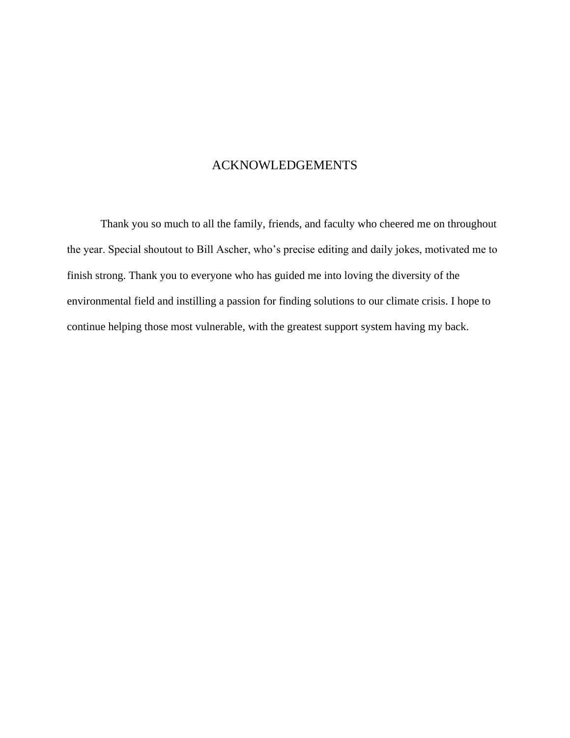# ACKNOWLEDGEMENTS

Thank you so much to all the family, friends, and faculty who cheered me on throughout the year. Special shoutout to Bill Ascher, who's precise editing and daily jokes, motivated me to finish strong. Thank you to everyone who has guided me into loving the diversity of the environmental field and instilling a passion for finding solutions to our climate crisis. I hope to continue helping those most vulnerable, with the greatest support system having my back.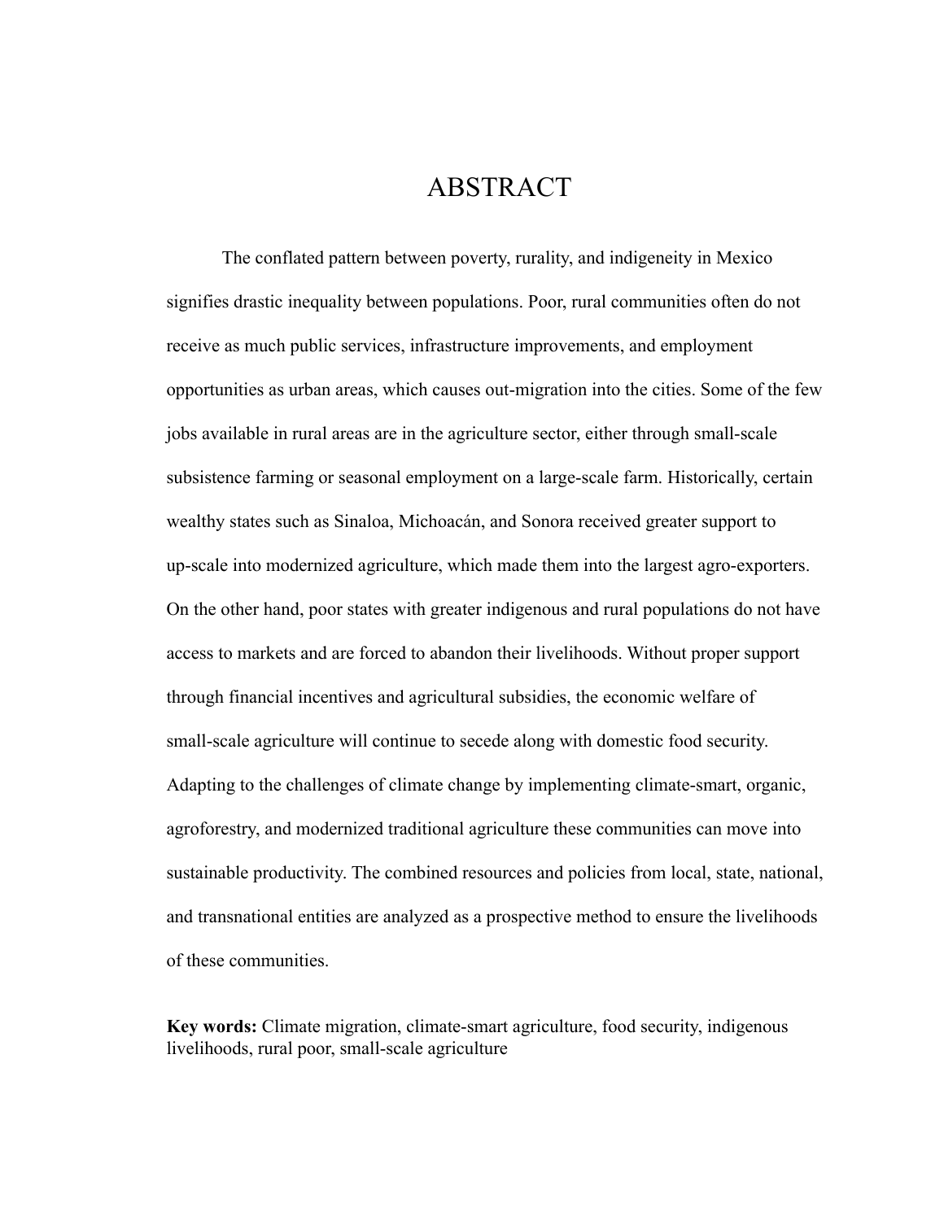# ABSTRACT

The conflated pattern between poverty, rurality, and indigeneity in Mexico signifies drastic inequality between populations. Poor, rural communities often do not receive as much public services, infrastructure improvements, and employment opportunities as urban areas, which causes out-migration into the cities. Some of the few jobs available in rural areas are in the agriculture sector, either through small-scale subsistence farming or seasonal employment on a large-scale farm. Historically, certain wealthy states such as Sinaloa, Michoacán, and Sonora received greater support to up-scale into modernized agriculture, which made them into the largest agro-exporters. On the other hand, poor states with greater indigenous and rural populations do not have access to markets and are forced to abandon their livelihoods. Without proper support through financial incentives and agricultural subsidies, the economic welfare of small-scale agriculture will continue to secede along with domestic food security. Adapting to the challenges of climate change by implementing climate-smart, organic, agroforestry, and modernized traditional agriculture these communities can move into sustainable productivity. The combined resources and policies from local, state, national, and transnational entities are analyzed as a prospective method to ensure the livelihoods of these communities.

**Key words:** Climate migration, climate-smart agriculture, food security, indigenous livelihoods, rural poor, small-scale agriculture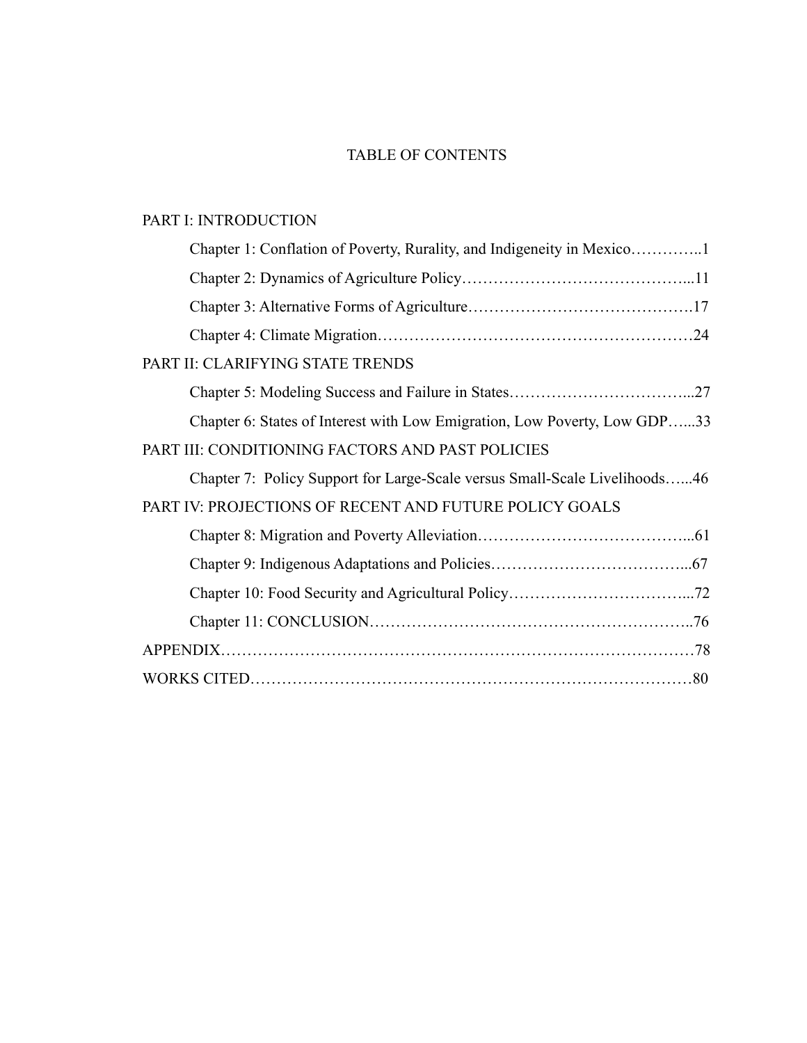# TABLE OF CONTENTS

PART I: INTRODUCTION

- Chapter 1: Conflation of Poverty, Rurality, and Indigeneity in Mexico…………..1
- Chapter 2: Dynamics of Agriculture Policy……………………………………...11
- Chapter 3: Alternative Forms of Agriculture…………………………………….17
- Chapter 4: Climate Migration…………………………………………………24

PART II: CLARIFYING STATE TRENDS

- Chapter 5: Modeling Success and Failure in States……………………………...27
- Chapter 6: States of Interest with Low Emigration, Low Poverty, Low GDP…...33

PART III: CONDITIONING FACTORS AND PAST POLICIES

- Chapter 7: Policy Support for Large-Scale versus Small-Scale Livelihoods…...46

PART IV: PROJECTIONS OF RECENT AND FUTURE POLICY GOALS

- Chapter 8: Migration and Poverty Alleviation…………………………………...61
- Chapter 9: Indigenous Adaptations and Policies………………………………...67
- Chapter 10: Food Security and Agricultural Policy……………………………...72
- Chapter 11: CONCLUSION……………………………………………………..76

APPENDIX……………………………………………………………………………78

WORKS CITED………………………………………………………………………80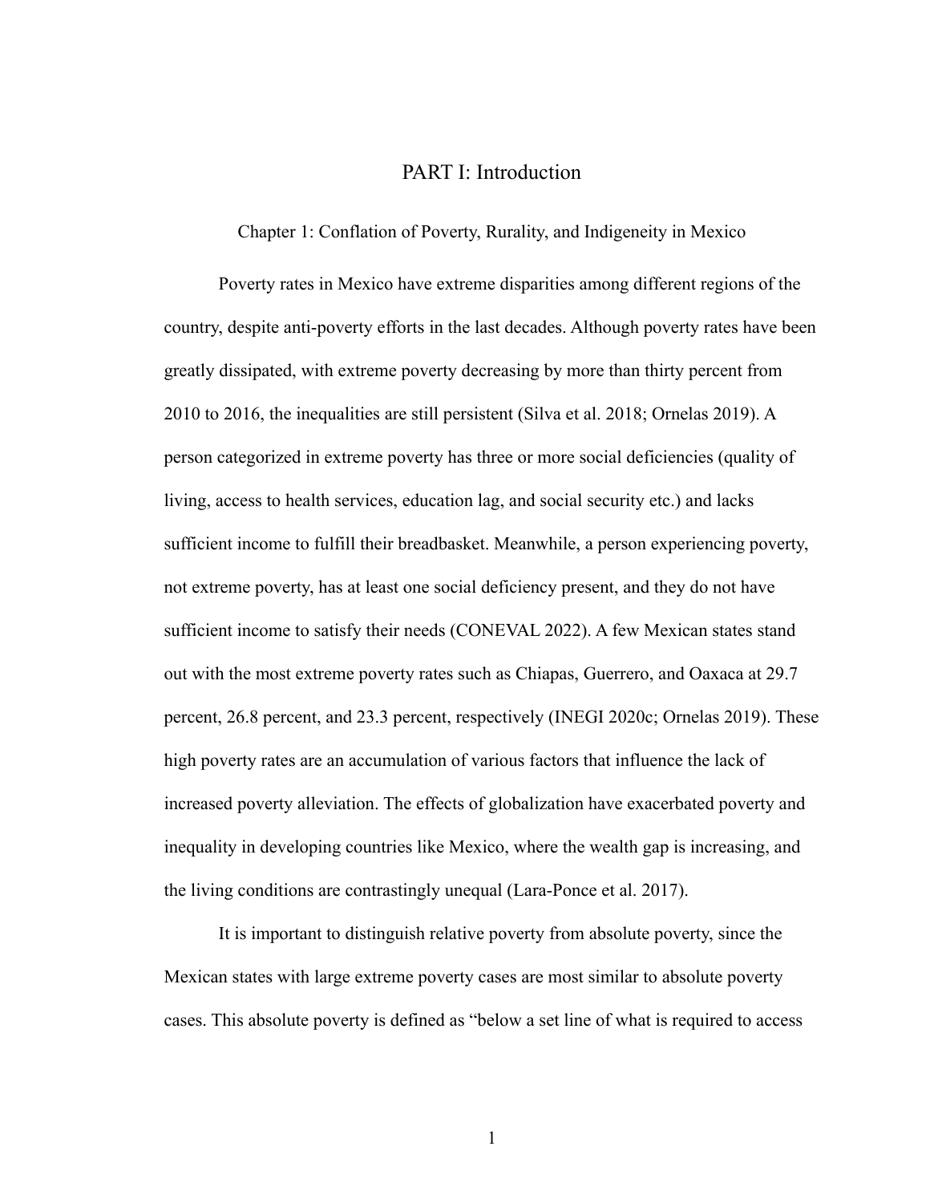# PART I: Introduction

## Chapter 1: Conflation of Poverty, Rurality, and Indigeneity in Mexico

Poverty rates in Mexico have extreme disparities among different regions of the country, despite anti-poverty efforts in the last decades. Although poverty rates have been greatly dissipated, with extreme poverty decreasing by more than thirty percent from 2010 to 2016, the inequalities are still persistent (Silva et al. 2018; Ornelas 2019). A person categorized in extreme poverty has three or more social deficiencies (quality of living, access to health services, education lag, and social security etc.) and lacks sufficient income to fulfill their breadbasket. Meanwhile, a person experiencing poverty, not extreme poverty, has at least one social deficiency present, and they do not have sufficient income to satisfy their needs (CONEVAL 2022). A few Mexican states stand out with the most extreme poverty rates such as Chiapas, Guerrero, and Oaxaca at 29.7 percent, 26.8 percent, and 23.3 percent, respectively (INEGI 2020c; Ornelas 2019). These high poverty rates are an accumulation of various factors that influence the lack of increased poverty alleviation. The effects of globalization have exacerbated poverty and inequality in developing countries like Mexico, where the wealth gap is increasing, and the living conditions are contrastingly unequal (Lara-Ponce et al. 2017).

It is important to distinguish relative poverty from absolute poverty, since the Mexican states with large extreme poverty cases are most similar to absolute poverty cases. This absolute poverty is defined as "below a set line of what is required to access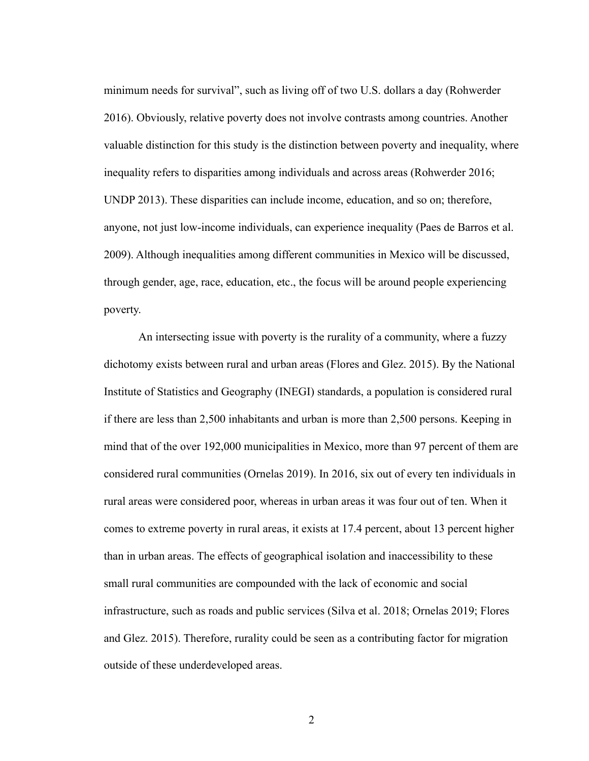minimum needs for survival", such as living off of two U.S. dollars a day (Rohwerder 2016). Obviously, relative poverty does not involve contrasts among countries. Another valuable distinction for this study is the distinction between poverty and inequality, where inequality refers to disparities among individuals and across areas (Rohwerder 2016; UNDP 2013). These disparities can include income, education, and so on; therefore, anyone, not just low-income individuals, can experience inequality (Paes de Barros et al. 2009). Although inequalities among different communities in Mexico will be discussed, through gender, age, race, education, etc., the focus will be around people experiencing poverty.

An intersecting issue with poverty is the rurality of a community, where a fuzzy dichotomy exists between rural and urban areas (Flores and Glez. 2015). By the National Institute of Statistics and Geography (INEGI) standards, a population is considered rural if there are less than 2,500 inhabitants and urban is more than 2,500 persons. Keeping in mind that of the over 192,000 municipalities in Mexico, more than 97 percent of them are considered rural communities (Ornelas 2019). In 2016, six out of every ten individuals in rural areas were considered poor, whereas in urban areas it was four out of ten. When it comes to extreme poverty in rural areas, it exists at 17.4 percent, about 13 percent higher than in urban areas. The effects of geographical isolation and inaccessibility to these small rural communities are compounded with the lack of economic and social infrastructure, such as roads and public services (Silva et al. 2018; Ornelas 2019; Flores and Glez. 2015). Therefore, rurality could be seen as a contributing factor for migration outside of these underdeveloped areas.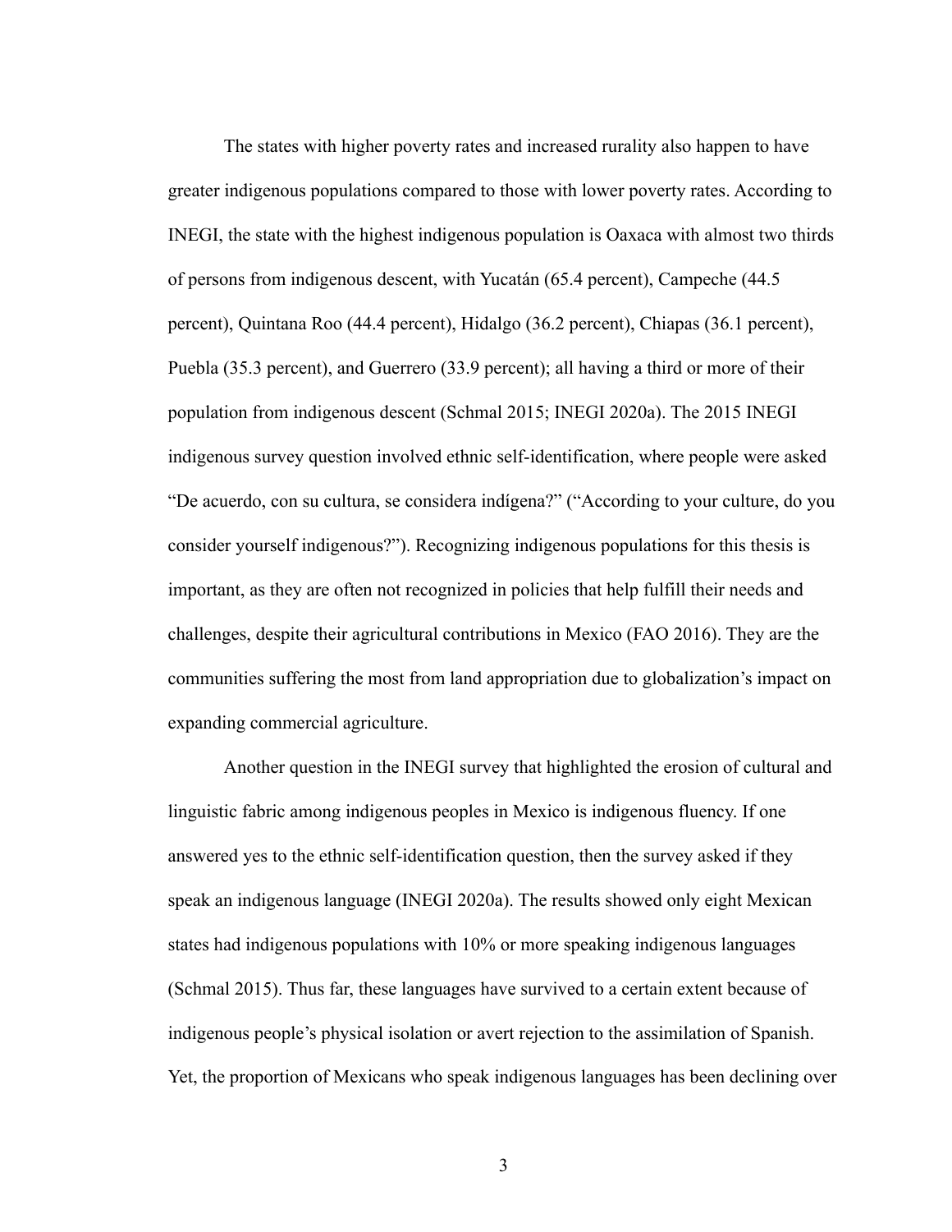The states with higher poverty rates and increased rurality also happen to have greater indigenous populations compared to those with lower poverty rates. According to INEGI, the state with the highest indigenous population is Oaxaca with almost two thirds of persons from indigenous descent, with Yucatán (65.4 percent), Campeche (44.5 percent), Quintana Roo (44.4 percent), Hidalgo (36.2 percent), Chiapas (36.1 percent), Puebla (35.3 percent), and Guerrero (33.9 percent); all having a third or more of their population from indigenous descent (Schmal 2015; INEGI 2020a). The 2015 INEGI indigenous survey question involved ethnic self-identification, where people were asked "De acuerdo, con su cultura, se considera indígena?" ("According to your culture, do you consider yourself indigenous?"). Recognizing indigenous populations for this thesis is important, as they are often not recognized in policies that help fulfill their needs and challenges, despite their agricultural contributions in Mexico (FAO 2016). They are the communities suffering the most from land appropriation due to globalization's impact on expanding commercial agriculture.

Another question in the INEGI survey that highlighted the erosion of cultural and linguistic fabric among indigenous peoples in Mexico is indigenous fluency. If one answered yes to the ethnic self-identification question, then the survey asked if they speak an indigenous language (INEGI 2020a). The results showed only eight Mexican states had indigenous populations with 10% or more speaking indigenous languages (Schmal 2015). Thus far, these languages have survived to a certain extent because of indigenous people's physical isolation or avert rejection to the assimilation of Spanish. Yet, the proportion of Mexicans who speak indigenous languages has been declining over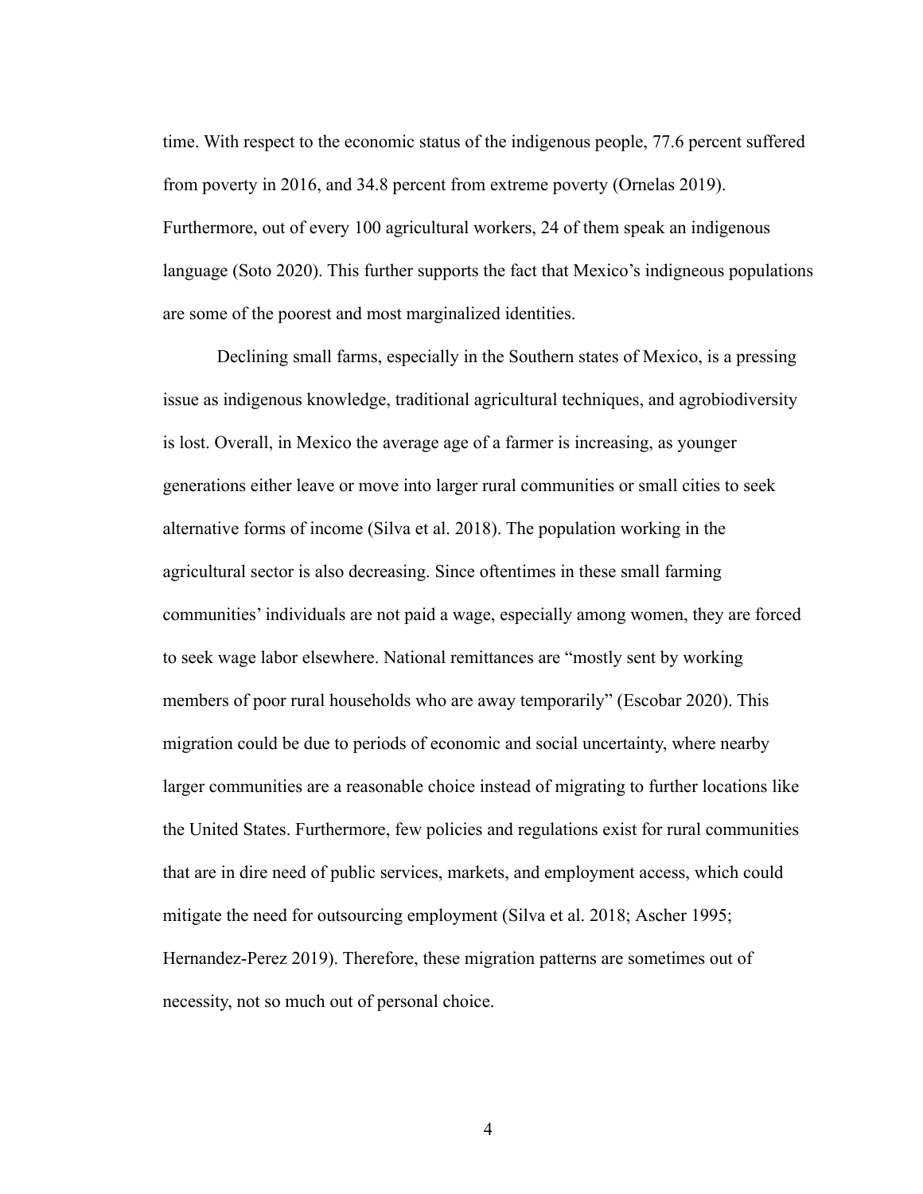time. With respect to the economic status of the indigenous people, 77.6 percent suffered from poverty in 2016, and 34.8 percent from extreme poverty (Ornelas 2019). Furthermore, out of every 100 agricultural workers, 24 of them speak an indigenous language (Soto 2020). This further supports the fact that Mexico's indigneous populations are some of the poorest and most marginalized identities.

Declining small farms, especially in the Southern states of Mexico, is a pressing issue as indigenous knowledge, traditional agricultural techniques, and agrobiodiversity is lost. Overall, in Mexico the average age of a farmer is increasing, as younger generations either leave or move into larger rural communities or small cities to seek alternative forms of income (Silva et al. 2018). The population working in the agricultural sector is also decreasing. Since oftentimes in these small farming communities' individuals are not paid a wage, especially among women, they are forced to seek wage labor elsewhere. National remittances are "mostly sent by working members of poor rural households who are away temporarily" (Escobar 2020). This migration could be due to periods of economic and social uncertainty, where nearby larger communities are a reasonable choice instead of migrating to further locations like the United States. Furthermore, few policies and regulations exist for rural communities that are in dire need of public services, markets, and employment access, which could mitigate the need for outsourcing employment (Silva et al. 2018; Ascher 1995; Hernandez-Perez 2019). Therefore, these migration patterns are sometimes out of necessity, not so much out of personal choice.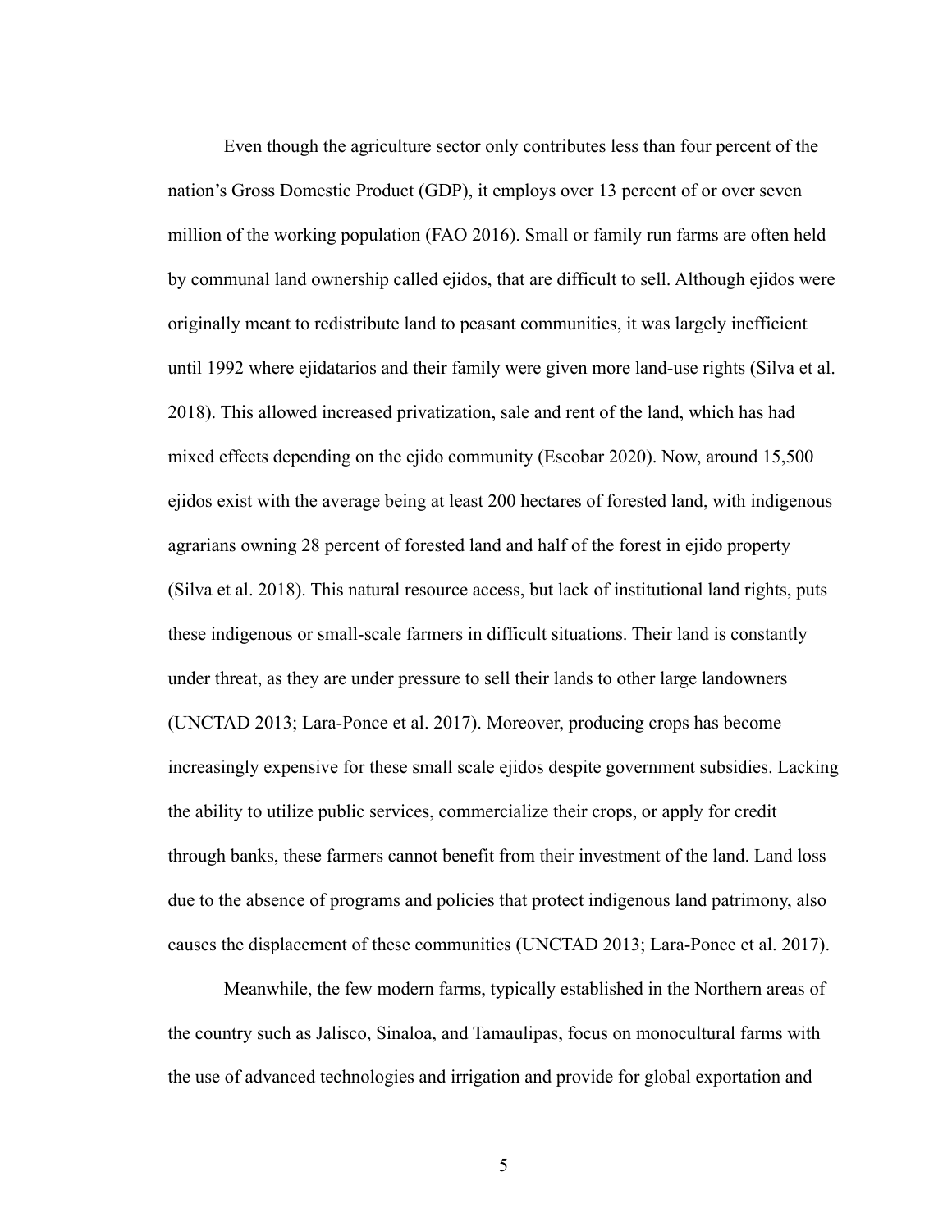Even though the agriculture sector only contributes less than four percent of the nation's Gross Domestic Product (GDP), it employs over 13 percent of or over seven million of the working population (FAO 2016). Small or family run farms are often held by communal land ownership called ejidos, that are difficult to sell. Although ejidos were originally meant to redistribute land to peasant communities, it was largely inefficient until 1992 where ejidatarios and their family were given more land-use rights (Silva et al. 2018). This allowed increased privatization, sale and rent of the land, which has had mixed effects depending on the ejido community (Escobar 2020). Now, around 15,500 ejidos exist with the average being at least 200 hectares of forested land, with indigenous agrarians owning 28 percent of forested land and half of the forest in ejido property (Silva et al. 2018). This natural resource access, but lack of institutional land rights, puts these indigenous or small-scale farmers in difficult situations. Their land is constantly under threat, as they are under pressure to sell their lands to other large landowners (UNCTAD 2013; Lara-Ponce et al. 2017). Moreover, producing crops has become increasingly expensive for these small scale ejidos despite government subsidies. Lacking the ability to utilize public services, commercialize their crops, or apply for credit through banks, these farmers cannot benefit from their investment of the land. Land loss due to the absence of programs and policies that protect indigenous land patrimony, also causes the displacement of these communities (UNCTAD 2013; Lara-Ponce et al. 2017).

Meanwhile, the few modern farms, typically established in the Northern areas of the country such as Jalisco, Sinaloa, and Tamaulipas, focus on monocultural farms with the use of advanced technologies and irrigation and provide for global exportation and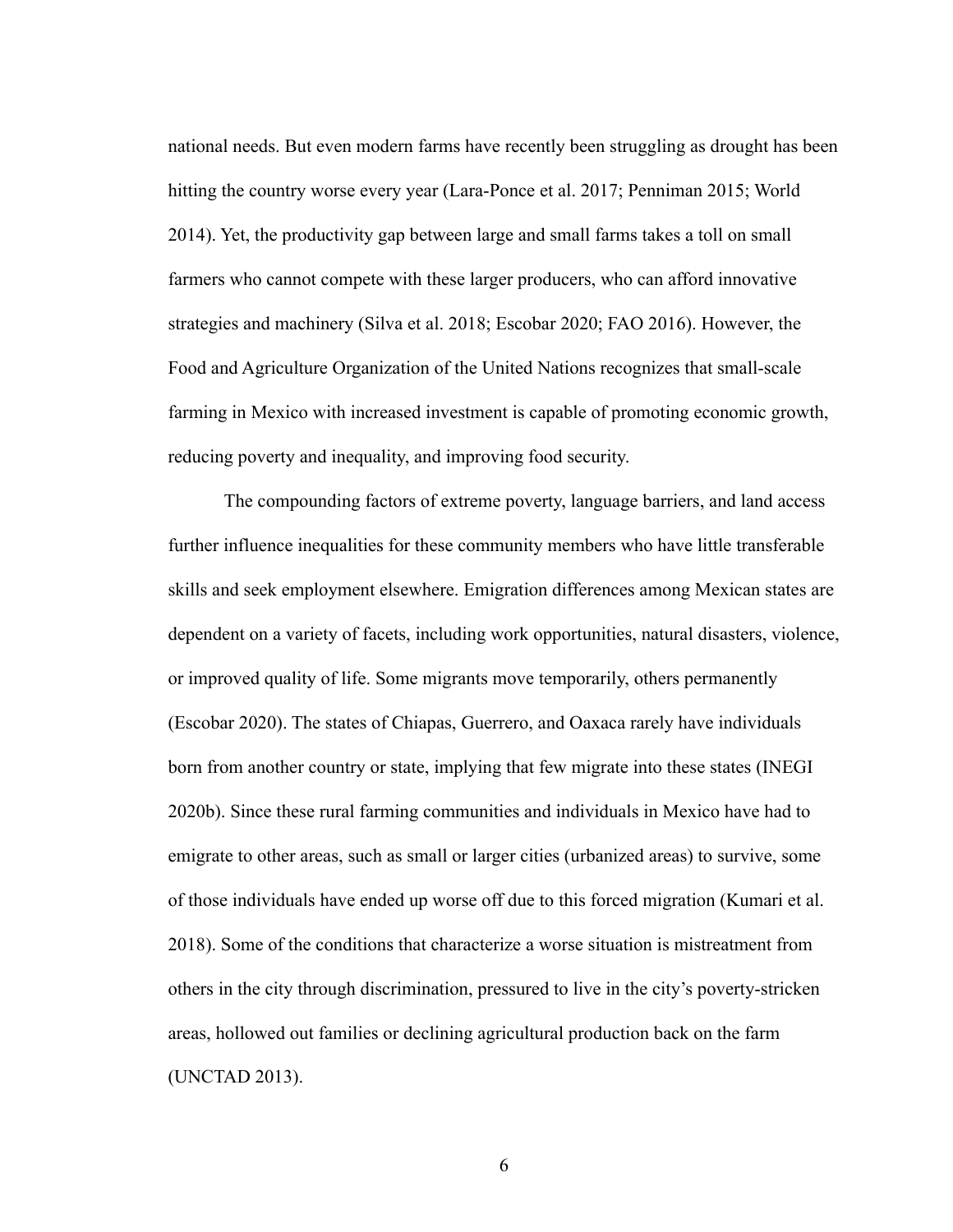national needs. But even modern farms have recently been struggling as drought has been hitting the country worse every year (Lara-Ponce et al. 2017; Penniman 2015; World 2014). Yet, the productivity gap between large and small farms takes a toll on small farmers who cannot compete with these larger producers, who can afford innovative strategies and machinery (Silva et al. 2018; Escobar 2020; FAO 2016). However, the Food and Agriculture Organization of the United Nations recognizes that small-scale farming in Mexico with increased investment is capable of promoting economic growth, reducing poverty and inequality, and improving food security.

The compounding factors of extreme poverty, language barriers, and land access further influence inequalities for these community members who have little transferable skills and seek employment elsewhere. Emigration differences among Mexican states are dependent on a variety of facets, including work opportunities, natural disasters, violence, or improved quality of life. Some migrants move temporarily, others permanently (Escobar 2020). The states of Chiapas, Guerrero, and Oaxaca rarely have individuals born from another country or state, implying that few migrate into these states (INEGI 2020b). Since these rural farming communities and individuals in Mexico have had to emigrate to other areas, such as small or larger cities (urbanized areas) to survive, some of those individuals have ended up worse off due to this forced migration (Kumari et al. 2018). Some of the conditions that characterize a worse situation is mistreatment from others in the city through discrimination, pressured to live in the city's poverty-stricken areas, hollowed out families or declining agricultural production back on the farm (UNCTAD 2013).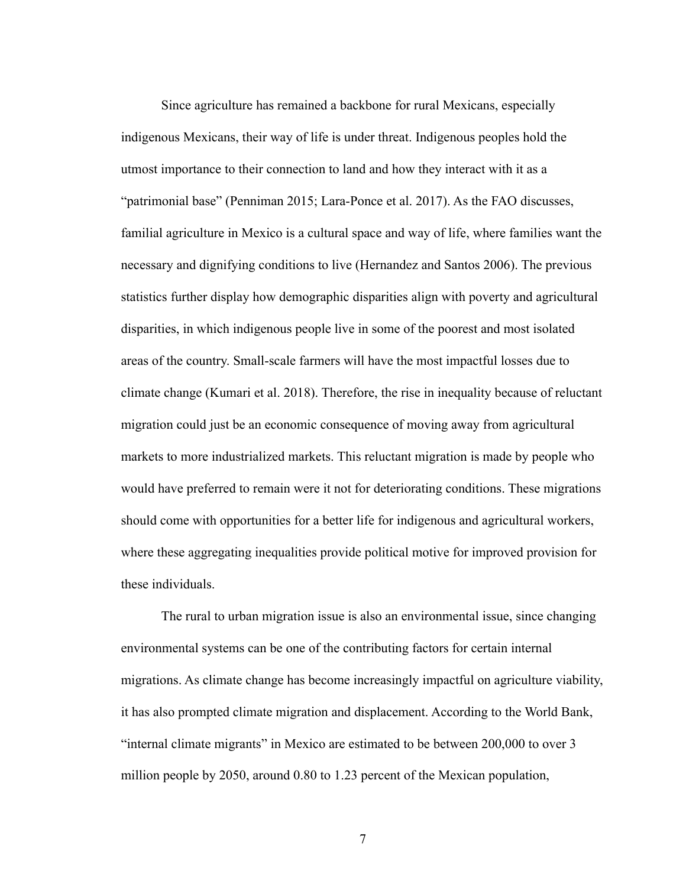Since agriculture has remained a backbone for rural Mexicans, especially indigenous Mexicans, their way of life is under threat. Indigenous peoples hold the utmost importance to their connection to land and how they interact with it as a "patrimonial base" (Penniman 2015; Lara-Ponce et al. 2017). As the FAO discusses, familial agriculture in Mexico is a cultural space and way of life, where families want the necessary and dignifying conditions to live (Hernandez and Santos 2006). The previous statistics further display how demographic disparities align with poverty and agricultural disparities, in which indigenous people live in some of the poorest and most isolated areas of the country. Small-scale farmers will have the most impactful losses due to climate change (Kumari et al. 2018). Therefore, the rise in inequality because of reluctant migration could just be an economic consequence of moving away from agricultural markets to more industrialized markets. This reluctant migration is made by people who would have preferred to remain were it not for deteriorating conditions. These migrations should come with opportunities for a better life for indigenous and agricultural workers, where these aggregating inequalities provide political motive for improved provision for these individuals.

The rural to urban migration issue is also an environmental issue, since changing environmental systems can be one of the contributing factors for certain internal migrations. As climate change has become increasingly impactful on agriculture viability, it has also prompted climate migration and displacement. According to the World Bank, "internal climate migrants" in Mexico are estimated to be between 200,000 to over 3 million people by 2050, around 0.80 to 1.23 percent of the Mexican population,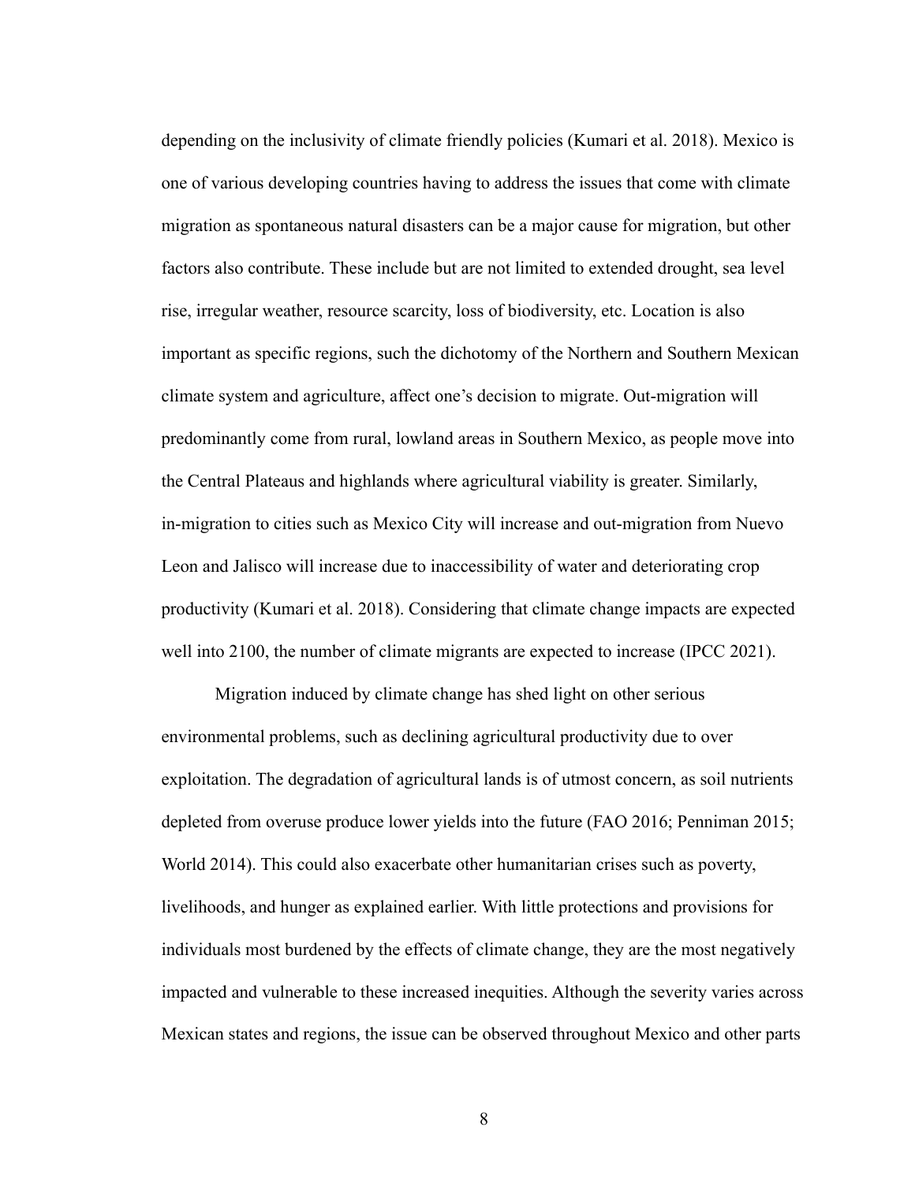depending on the inclusivity of climate friendly policies (Kumari et al. 2018). Mexico is one of various developing countries having to address the issues that come with climate migration as spontaneous natural disasters can be a major cause for migration, but other factors also contribute. These include but are not limited to extended drought, sea level rise, irregular weather, resource scarcity, loss of biodiversity, etc. Location is also important as specific regions, such the dichotomy of the Northern and Southern Mexican climate system and agriculture, affect one's decision to migrate. Out-migration will predominantly come from rural, lowland areas in Southern Mexico, as people move into the Central Plateaus and highlands where agricultural viability is greater. Similarly, in-migration to cities such as Mexico City will increase and out-migration from Nuevo Leon and Jalisco will increase due to inaccessibility of water and deteriorating crop productivity (Kumari et al. 2018). Considering that climate change impacts are expected well into 2100, the number of climate migrants are expected to increase (IPCC 2021).

Migration induced by climate change has shed light on other serious environmental problems, such as declining agricultural productivity due to over exploitation. The degradation of agricultural lands is of utmost concern, as soil nutrients depleted from overuse produce lower yields into the future (FAO 2016; Penniman 2015; World 2014). This could also exacerbate other humanitarian crises such as poverty, livelihoods, and hunger as explained earlier. With little protections and provisions for individuals most burdened by the effects of climate change, they are the most negatively impacted and vulnerable to these increased inequities. Although the severity varies across Mexican states and regions, the issue can be observed throughout Mexico and other parts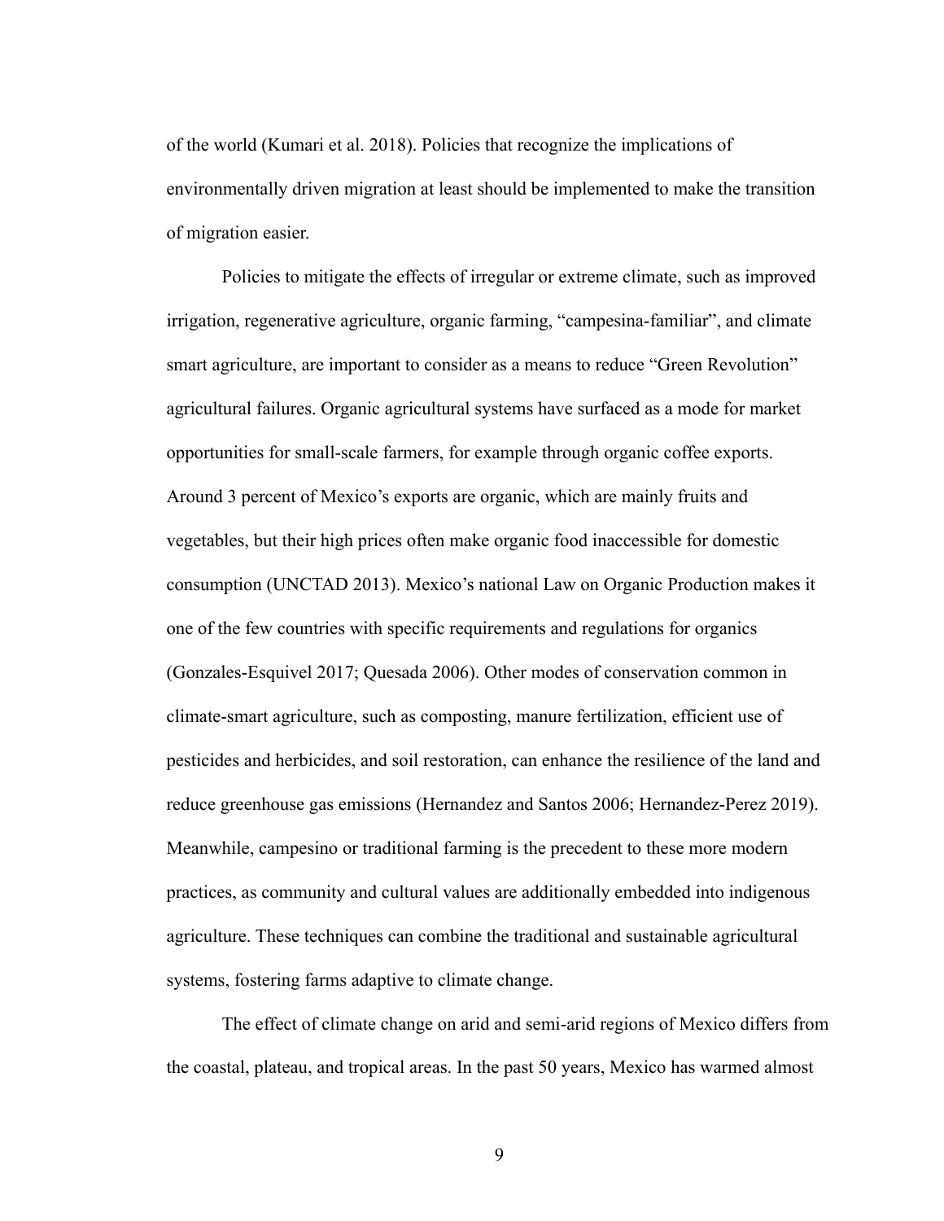of the world (Kumari et al. 2018). Policies that recognize the implications of environmentally driven migration at least should be implemented to make the transition of migration easier.

Policies to mitigate the effects of irregular or extreme climate, such as improved irrigation, regenerative agriculture, organic farming, "campesina-familiar", and climate smart agriculture, are important to consider as a means to reduce "Green Revolution" agricultural failures. Organic agricultural systems have surfaced as a mode for market opportunities for small-scale farmers, for example through organic coffee exports. Around 3 percent of Mexico's exports are organic, which are mainly fruits and vegetables, but their high prices often make organic food inaccessible for domestic consumption (UNCTAD 2013). Mexico's national Law on Organic Production makes it one of the few countries with specific requirements and regulations for organics (Gonzales-Esquivel 2017; Quesada 2006). Other modes of conservation common in climate-smart agriculture, such as composting, manure fertilization, efficient use of pesticides and herbicides, and soil restoration, can enhance the resilience of the land and reduce greenhouse gas emissions (Hernandez and Santos 2006; Hernandez-Perez 2019). Meanwhile, campesino or traditional farming is the precedent to these more modern practices, as community and cultural values are additionally embedded into indigenous agriculture. These techniques can combine the traditional and sustainable agricultural systems, fostering farms adaptive to climate change.

The effect of climate change on arid and semi-arid regions of Mexico differs from the coastal, plateau, and tropical areas. In the past 50 years, Mexico has warmed almost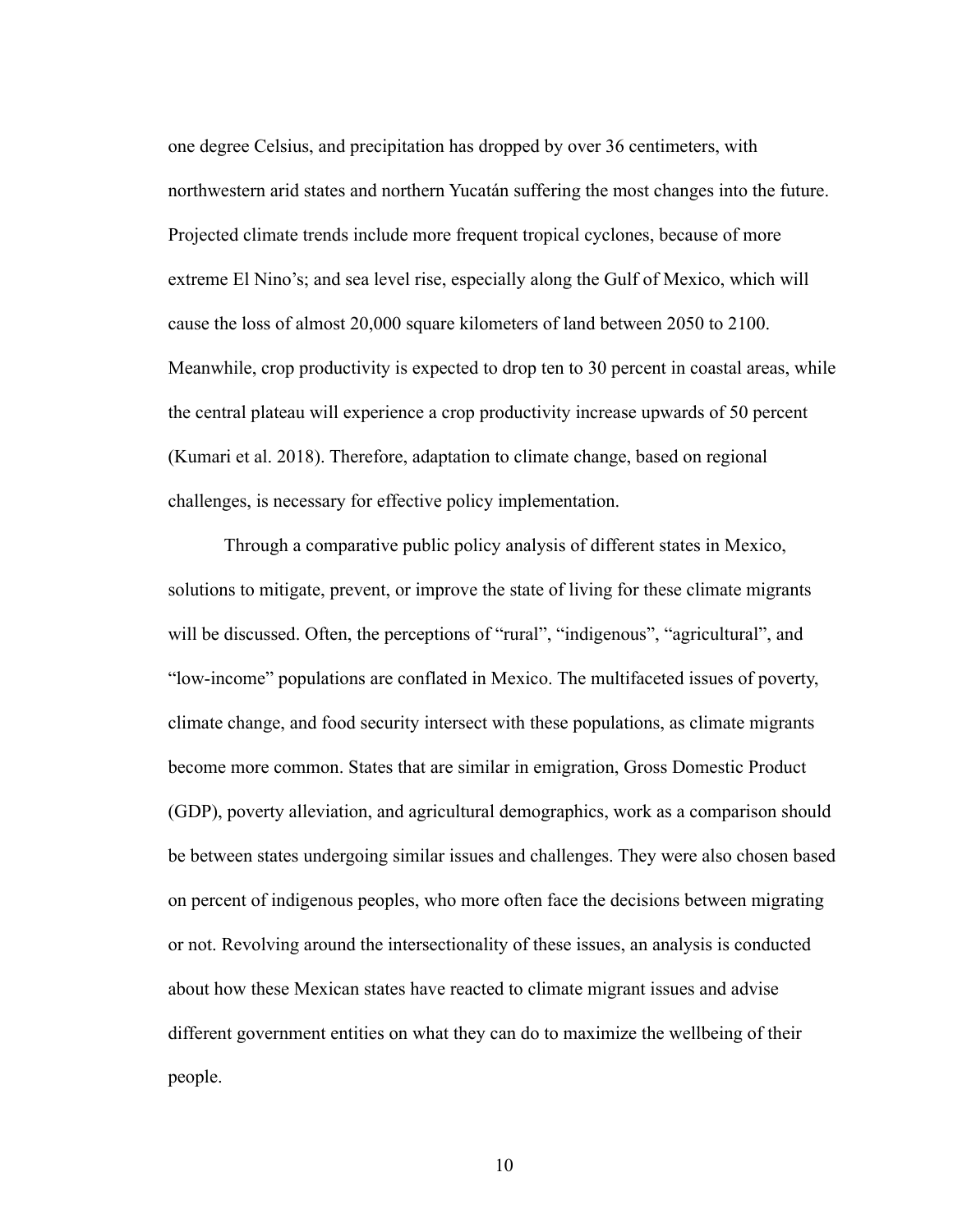one degree Celsius, and precipitation has dropped by over 36 centimeters, with northwestern arid states and northern Yucatán suffering the most changes into the future. Projected climate trends include more frequent tropical cyclones, because of more extreme El Nino's; and sea level rise, especially along the Gulf of Mexico, which will cause the loss of almost 20,000 square kilometers of land between 2050 to 2100. Meanwhile, crop productivity is expected to drop ten to 30 percent in coastal areas, while the central plateau will experience a crop productivity increase upwards of 50 percent (Kumari et al. 2018). Therefore, adaptation to climate change, based on regional challenges, is necessary for effective policy implementation.

Through a comparative public policy analysis of different states in Mexico, solutions to mitigate, prevent, or improve the state of living for these climate migrants will be discussed. Often, the perceptions of "rural", "indigenous", "agricultural", and "low-income" populations are conflated in Mexico. The multifaceted issues of poverty, climate change, and food security intersect with these populations, as climate migrants become more common. States that are similar in emigration, Gross Domestic Product (GDP), poverty alleviation, and agricultural demographics, work as a comparison should be between states undergoing similar issues and challenges. They were also chosen based on percent of indigenous peoples, who more often face the decisions between migrating or not. Revolving around the intersectionality of these issues, an analysis is conducted about how these Mexican states have reacted to climate migrant issues and advise different government entities on what they can do to maximize the wellbeing of their people.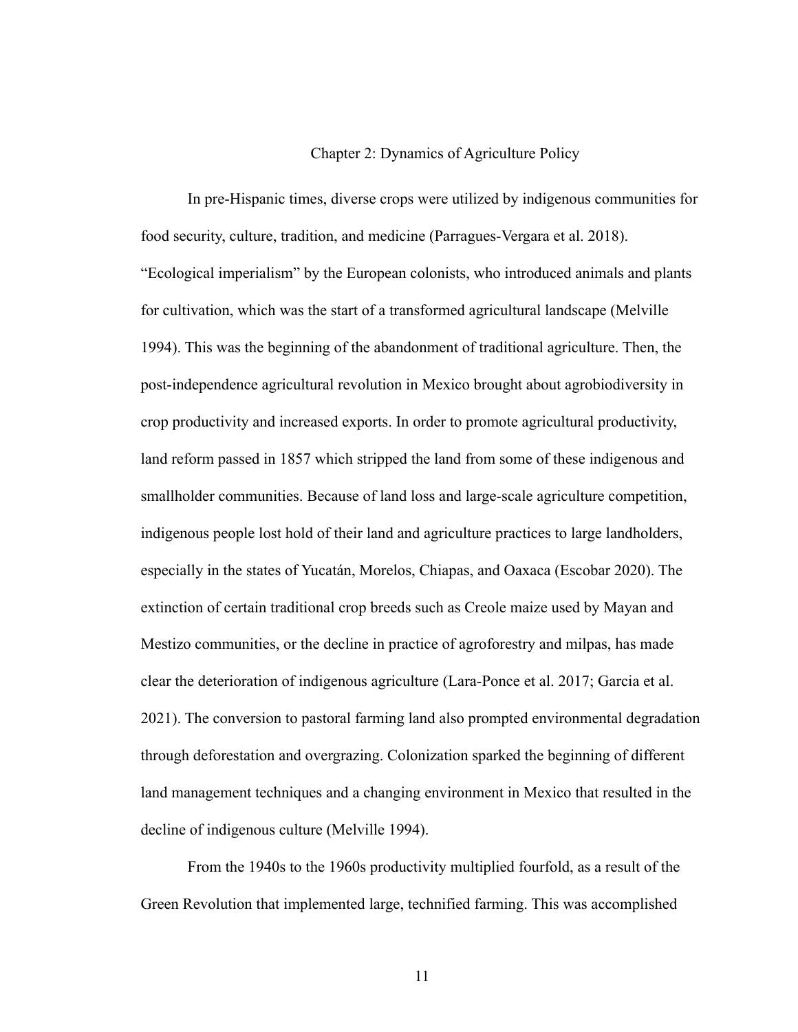# Chapter 2: Dynamics of Agriculture Policy

In pre-Hispanic times, diverse crops were utilized by indigenous communities for food security, culture, tradition, and medicine (Parragues-Vergara et al. 2018). "Ecological imperialism" by the European colonists, who introduced animals and plants for cultivation, which was the start of a transformed agricultural landscape (Melville 1994). This was the beginning of the abandonment of traditional agriculture. Then, the post-independence agricultural revolution in Mexico brought about agrobiodiversity in crop productivity and increased exports. In order to promote agricultural productivity, land reform passed in 1857 which stripped the land from some of these indigenous and smallholder communities. Because of land loss and large-scale agriculture competition, indigenous people lost hold of their land and agriculture practices to large landholders, especially in the states of Yucatán, Morelos, Chiapas, and Oaxaca (Escobar 2020). The extinction of certain traditional crop breeds such as Creole maize used by Mayan and Mestizo communities, or the decline in practice of agroforestry and milpas, has made clear the deterioration of indigenous agriculture (Lara-Ponce et al. 2017; Garcia et al. 2021). The conversion to pastoral farming land also prompted environmental degradation through deforestation and overgrazing. Colonization sparked the beginning of different land management techniques and a changing environment in Mexico that resulted in the decline of indigenous culture (Melville 1994).

From the 1940s to the 1960s productivity multiplied fourfold, as a result of the Green Revolution that implemented large, technified farming. This was accomplished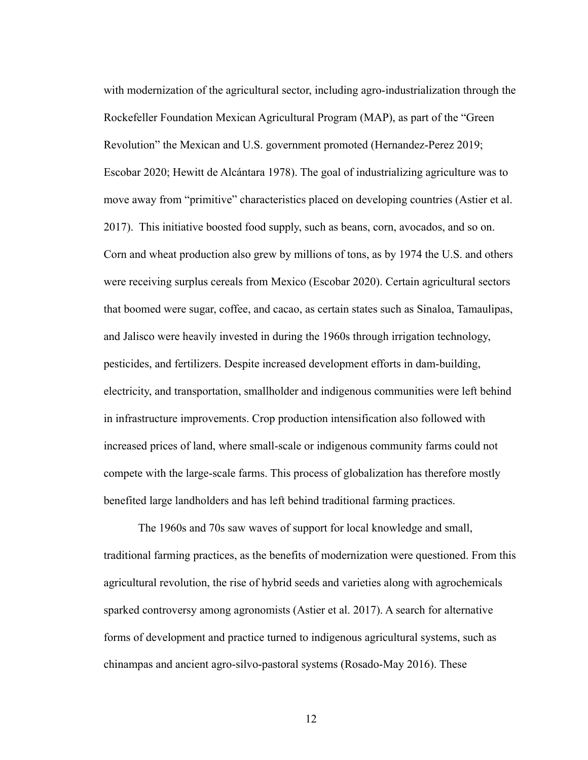with modernization of the agricultural sector, including agro-industrialization through the Rockefeller Foundation Mexican Agricultural Program (MAP), as part of the "Green Revolution" the Mexican and U.S. government promoted (Hernandez-Perez 2019; Escobar 2020; Hewitt de Alcántara 1978). The goal of industrializing agriculture was to move away from "primitive" characteristics placed on developing countries (Astier et al. 2017). This initiative boosted food supply, such as beans, corn, avocados, and so on. Corn and wheat production also grew by millions of tons, as by 1974 the U.S. and others were receiving surplus cereals from Mexico (Escobar 2020). Certain agricultural sectors that boomed were sugar, coffee, and cacao, as certain states such as Sinaloa, Tamaulipas, and Jalisco were heavily invested in during the 1960s through irrigation technology, pesticides, and fertilizers. Despite increased development efforts in dam-building, electricity, and transportation, smallholder and indigenous communities were left behind in infrastructure improvements. Crop production intensification also followed with increased prices of land, where small-scale or indigenous community farms could not compete with the large-scale farms. This process of globalization has therefore mostly benefited large landholders and has left behind traditional farming practices.

The 1960s and 70s saw waves of support for local knowledge and small, traditional farming practices, as the benefits of modernization were questioned. From this agricultural revolution, the rise of hybrid seeds and varieties along with agrochemicals sparked controversy among agronomists (Astier et al. 2017). A search for alternative forms of development and practice turned to indigenous agricultural systems, such as chinampas and ancient agro-silvo-pastoral systems (Rosado-May 2016). These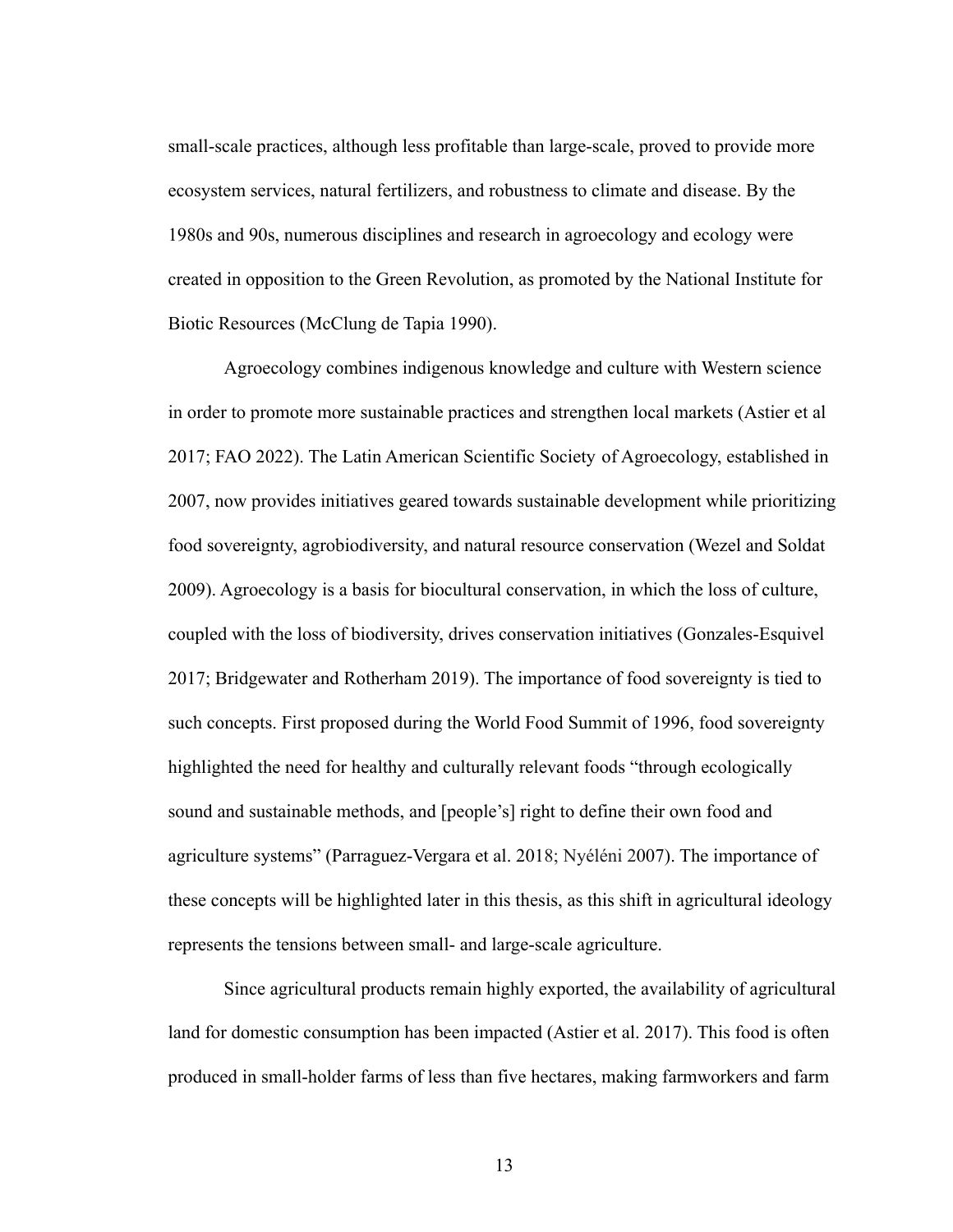small-scale practices, although less profitable than large-scale, proved to provide more ecosystem services, natural fertilizers, and robustness to climate and disease. By the 1980s and 90s, numerous disciplines and research in agroecology and ecology were created in opposition to the Green Revolution, as promoted by the National Institute for Biotic Resources (McClung de Tapia 1990).

Agroecology combines indigenous knowledge and culture with Western science in order to promote more sustainable practices and strengthen local markets (Astier et al 2017; FAO 2022). The Latin American Scientific Society of Agroecology, established in 2007, now provides initiatives geared towards sustainable development while prioritizing food sovereignty, agrobiodiversity, and natural resource conservation (Wezel and Soldat 2009). Agroecology is a basis for biocultural conservation, in which the loss of culture, coupled with the loss of biodiversity, drives conservation initiatives (Gonzales-Esquivel 2017; Bridgewater and Rotherham 2019). The importance of food sovereignty is tied to such concepts. First proposed during the World Food Summit of 1996, food sovereignty highlighted the need for healthy and culturally relevant foods "through ecologically sound and sustainable methods, and [people's] right to define their own food and agriculture systems" (Parraguez-Vergara et al. 2018; Nyéléni 2007). The importance of these concepts will be highlighted later in this thesis, as this shift in agricultural ideology represents the tensions between small- and large-scale agriculture.

Since agricultural products remain highly exported, the availability of agricultural land for domestic consumption has been impacted (Astier et al. 2017). This food is often produced in small-holder farms of less than five hectares, making farmworkers and farm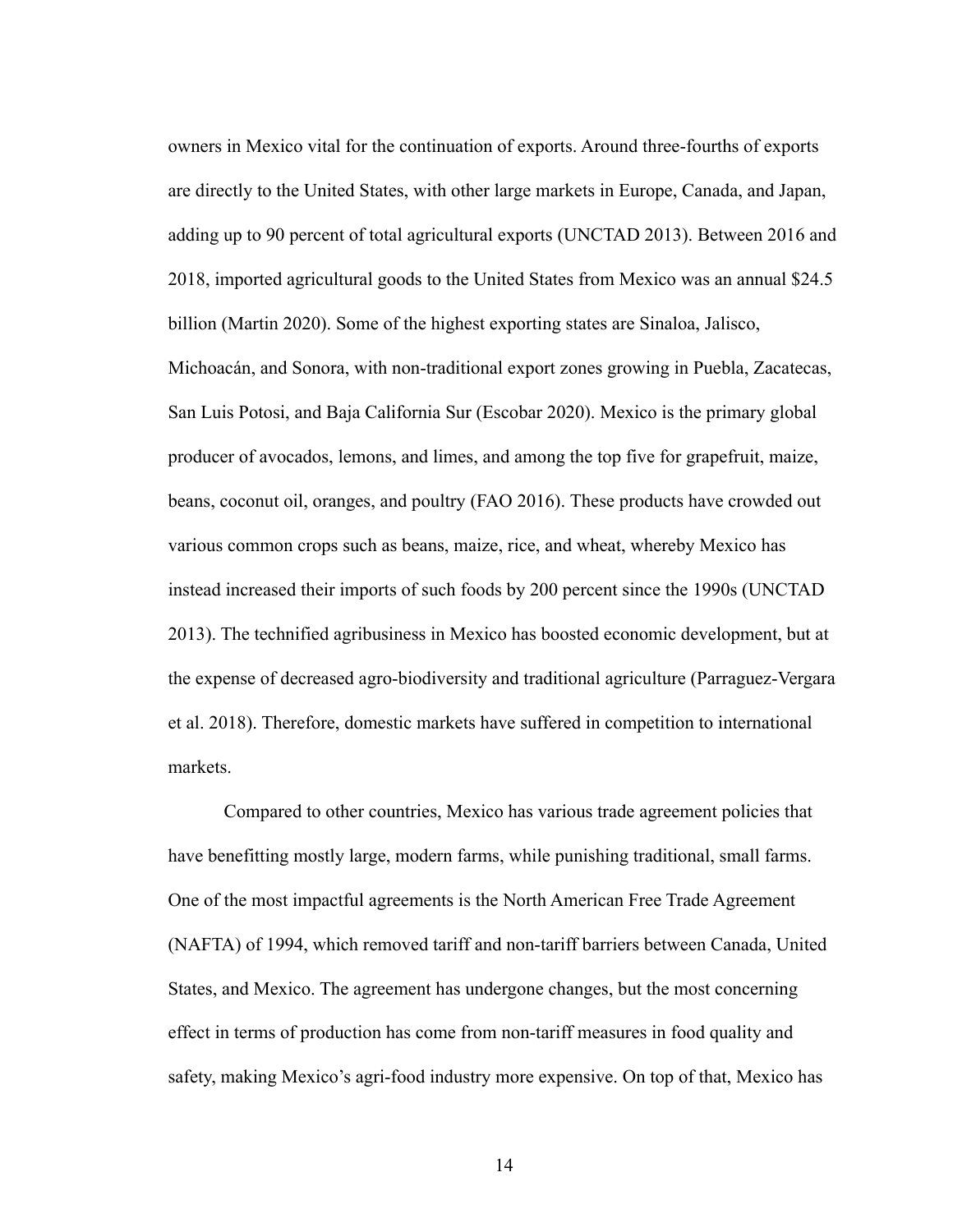owners in Mexico vital for the continuation of exports. Around three-fourths of exports are directly to the United States, with other large markets in Europe, Canada, and Japan, adding up to 90 percent of total agricultural exports (UNCTAD 2013). Between 2016 and 2018, imported agricultural goods to the United States from Mexico was an annual $24.5 billion (Martin 2020). Some of the highest exporting states are Sinaloa, Jalisco, Michoacán, and Sonora, with non-traditional export zones growing in Puebla, Zacatecas, San Luis Potosi, and Baja California Sur (Escobar 2020). Mexico is the primary global producer of avocados, lemons, and limes, and among the top five for grapefruit, maize, beans, coconut oil, oranges, and poultry (FAO 2016). These products have crowded out various common crops such as beans, maize, rice, and wheat, whereby Mexico has instead increased their imports of such foods by 200 percent since the 1990s (UNCTAD 2013). The technified agribusiness in Mexico has boosted economic development, but at the expense of decreased agro-biodiversity and traditional agriculture (Parraguez-Vergara et al. 2018). Therefore, domestic markets have suffered in competition to international markets.

Compared to other countries, Mexico has various trade agreement policies that have benefitting mostly large, modern farms, while punishing traditional, small farms. One of the most impactful agreements is the North American Free Trade Agreement (NAFTA) of 1994, which removed tariff and non-tariff barriers between Canada, United States, and Mexico. The agreement has undergone changes, but the most concerning effect in terms of production has come from non-tariff measures in food quality and safety, making Mexico's agri-food industry more expensive. On top of that, Mexico has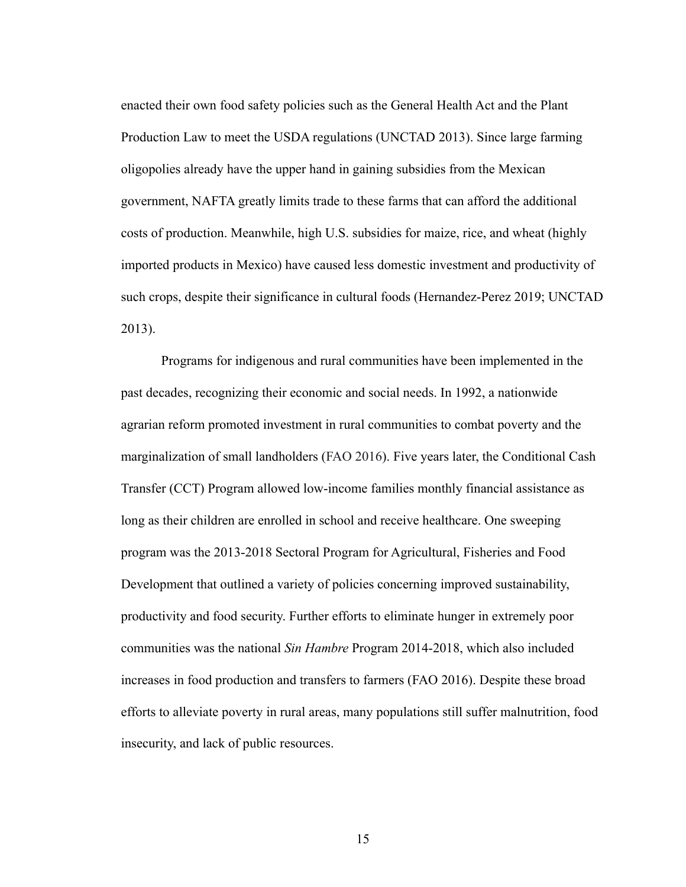enacted their own food safety policies such as the General Health Act and the Plant Production Law to meet the USDA regulations (UNCTAD 2013). Since large farming oligopolies already have the upper hand in gaining subsidies from the Mexican government, NAFTA greatly limits trade to these farms that can afford the additional costs of production. Meanwhile, high U.S. subsidies for maize, rice, and wheat (highly imported products in Mexico) have caused less domestic investment and productivity of such crops, despite their significance in cultural foods (Hernandez-Perez 2019; UNCTAD 2013).

Programs for indigenous and rural communities have been implemented in the past decades, recognizing their economic and social needs. In 1992, a nationwide agrarian reform promoted investment in rural communities to combat poverty and the marginalization of small landholders (FAO 2016). Five years later, the Conditional Cash Transfer (CCT) Program allowed low-income families monthly financial assistance as long as their children are enrolled in school and receive healthcare. One sweeping program was the 2013-2018 Sectoral Program for Agricultural, Fisheries and Food Development that outlined a variety of policies concerning improved sustainability, productivity and food security. Further efforts to eliminate hunger in extremely poor communities was the national *Sin Hambre* Program 2014-2018, which also included increases in food production and transfers to farmers (FAO 2016). Despite these broad efforts to alleviate poverty in rural areas, many populations still suffer malnutrition, food insecurity, and lack of public resources.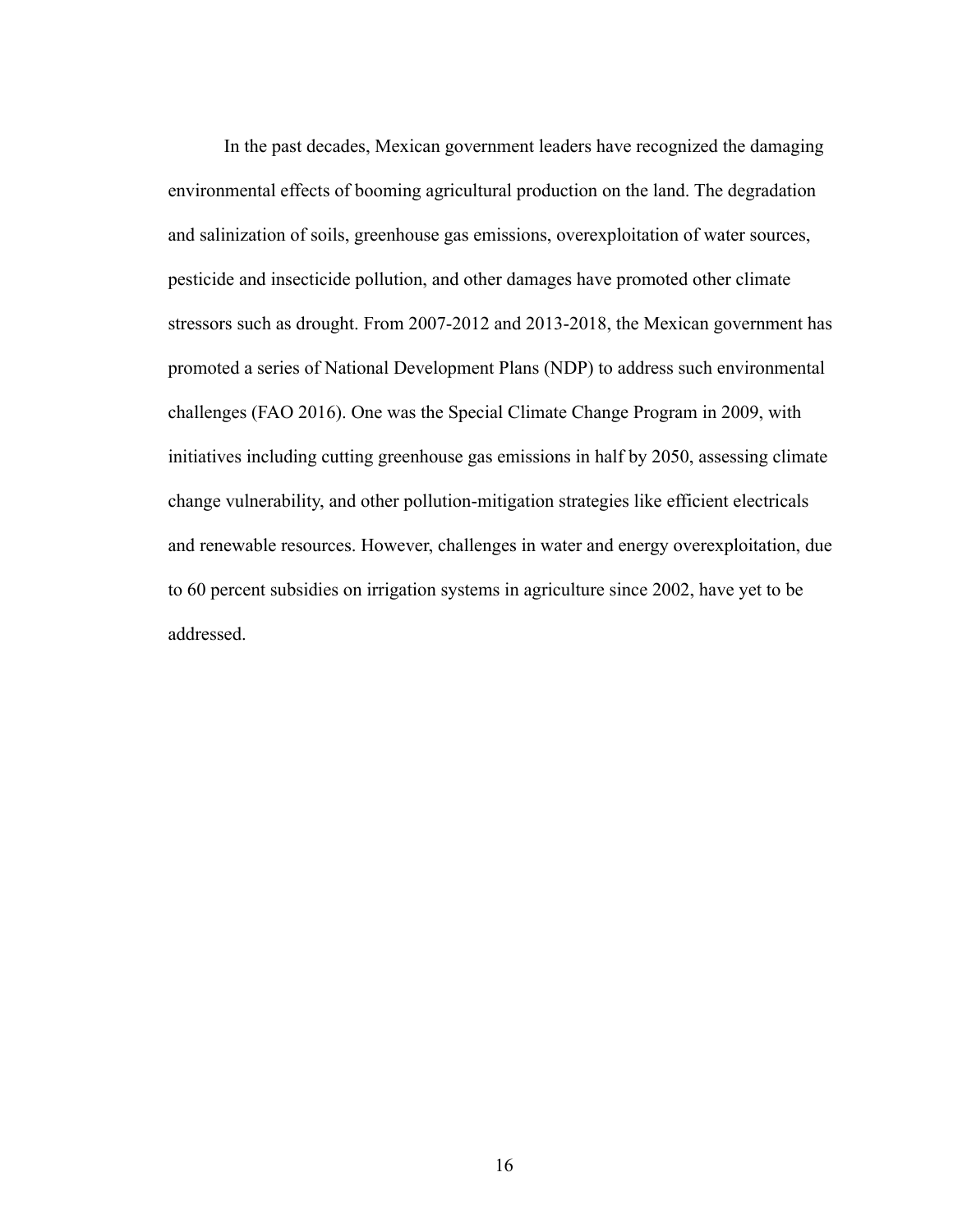In the past decades, Mexican government leaders have recognized the damaging environmental effects of booming agricultural production on the land. The degradation and salinization of soils, greenhouse gas emissions, overexploitation of water sources, pesticide and insecticide pollution, and other damages have promoted other climate stressors such as drought. From 2007-2012 and 2013-2018, the Mexican government has promoted a series of National Development Plans (NDP) to address such environmental challenges (FAO 2016). One was the Special Climate Change Program in 2009, with initiatives including cutting greenhouse gas emissions in half by 2050, assessing climate change vulnerability, and other pollution-mitigation strategies like efficient electricals and renewable resources. However, challenges in water and energy overexploitation, due to 60 percent subsidies on irrigation systems in agriculture since 2002, have yet to be addressed.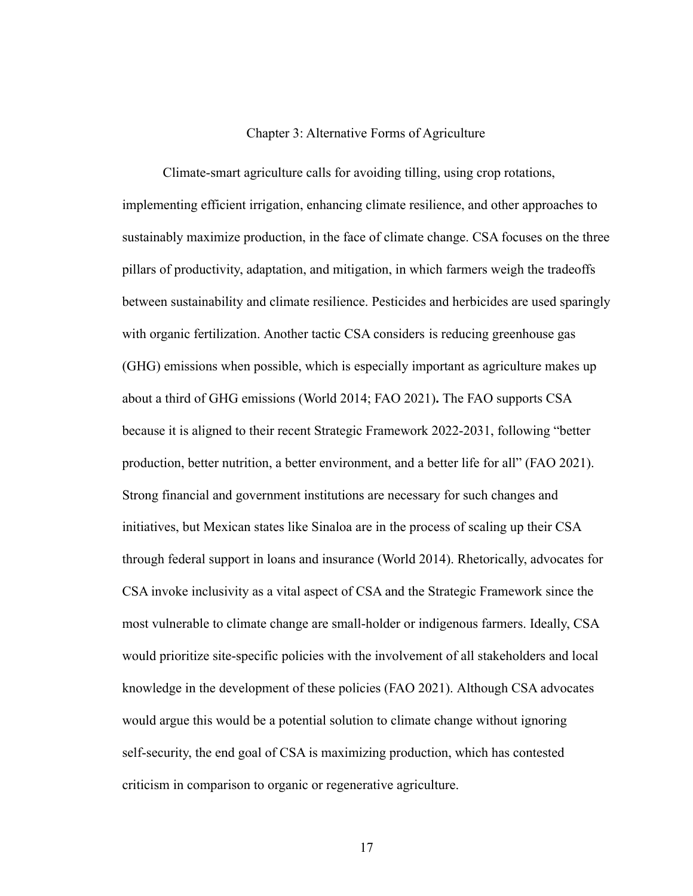# Chapter 3: Alternative Forms of Agriculture

Climate-smart agriculture calls for avoiding tilling, using crop rotations, implementing efficient irrigation, enhancing climate resilience, and other approaches to sustainably maximize production, in the face of climate change. CSA focuses on the three pillars of productivity, adaptation, and mitigation, in which farmers weigh the tradeoffs between sustainability and climate resilience. Pesticides and herbicides are used sparingly with organic fertilization. Another tactic CSA considers is reducing greenhouse gas (GHG) emissions when possible, which is especially important as agriculture makes up about a third of GHG emissions (World 2014; FAO 2021)**.** The FAO supports CSA because it is aligned to their recent Strategic Framework 2022-2031, following "better production, better nutrition, a better environment, and a better life for all" (FAO 2021). Strong financial and government institutions are necessary for such changes and initiatives, but Mexican states like Sinaloa are in the process of scaling up their CSA through federal support in loans and insurance (World 2014). Rhetorically, advocates for CSA invoke inclusivity as a vital aspect of CSA and the Strategic Framework since the most vulnerable to climate change are small-holder or indigenous farmers. Ideally, CSA would prioritize site-specific policies with the involvement of all stakeholders and local knowledge in the development of these policies (FAO 2021). Although CSA advocates would argue this would be a potential solution to climate change without ignoring self-security, the end goal of CSA is maximizing production, which has contested criticism in comparison to organic or regenerative agriculture.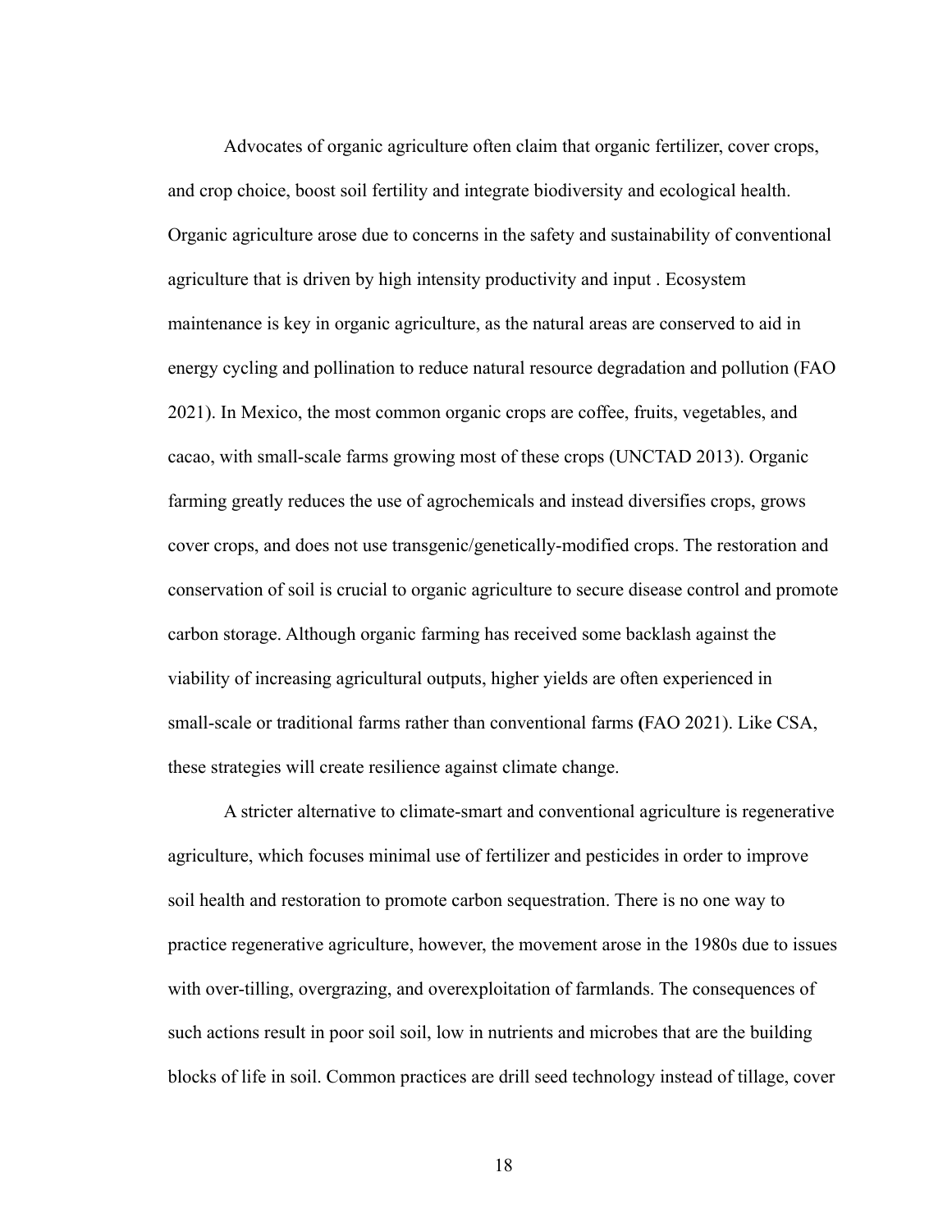Advocates of organic agriculture often claim that organic fertilizer, cover crops, and crop choice, boost soil fertility and integrate biodiversity and ecological health. Organic agriculture arose due to concerns in the safety and sustainability of conventional agriculture that is driven by high intensity productivity and input . Ecosystem maintenance is key in organic agriculture, as the natural areas are conserved to aid in energy cycling and pollination to reduce natural resource degradation and pollution (FAO 2021). In Mexico, the most common organic crops are coffee, fruits, vegetables, and cacao, with small-scale farms growing most of these crops (UNCTAD 2013). Organic farming greatly reduces the use of agrochemicals and instead diversifies crops, grows cover crops, and does not use transgenic/genetically-modified crops. The restoration and conservation of soil is crucial to organic agriculture to secure disease control and promote carbon storage. Although organic farming has received some backlash against the viability of increasing agricultural outputs, higher yields are often experienced in small-scale or traditional farms rather than conventional farms **(**FAO 2021). Like CSA, these strategies will create resilience against climate change.

A stricter alternative to climate-smart and conventional agriculture is regenerative agriculture, which focuses minimal use of fertilizer and pesticides in order to improve soil health and restoration to promote carbon sequestration. There is no one way to practice regenerative agriculture, however, the movement arose in the 1980s due to issues with over-tilling, overgrazing, and overexploitation of farmlands. The consequences of such actions result in poor soil soil, low in nutrients and microbes that are the building blocks of life in soil. Common practices are drill seed technology instead of tillage, cover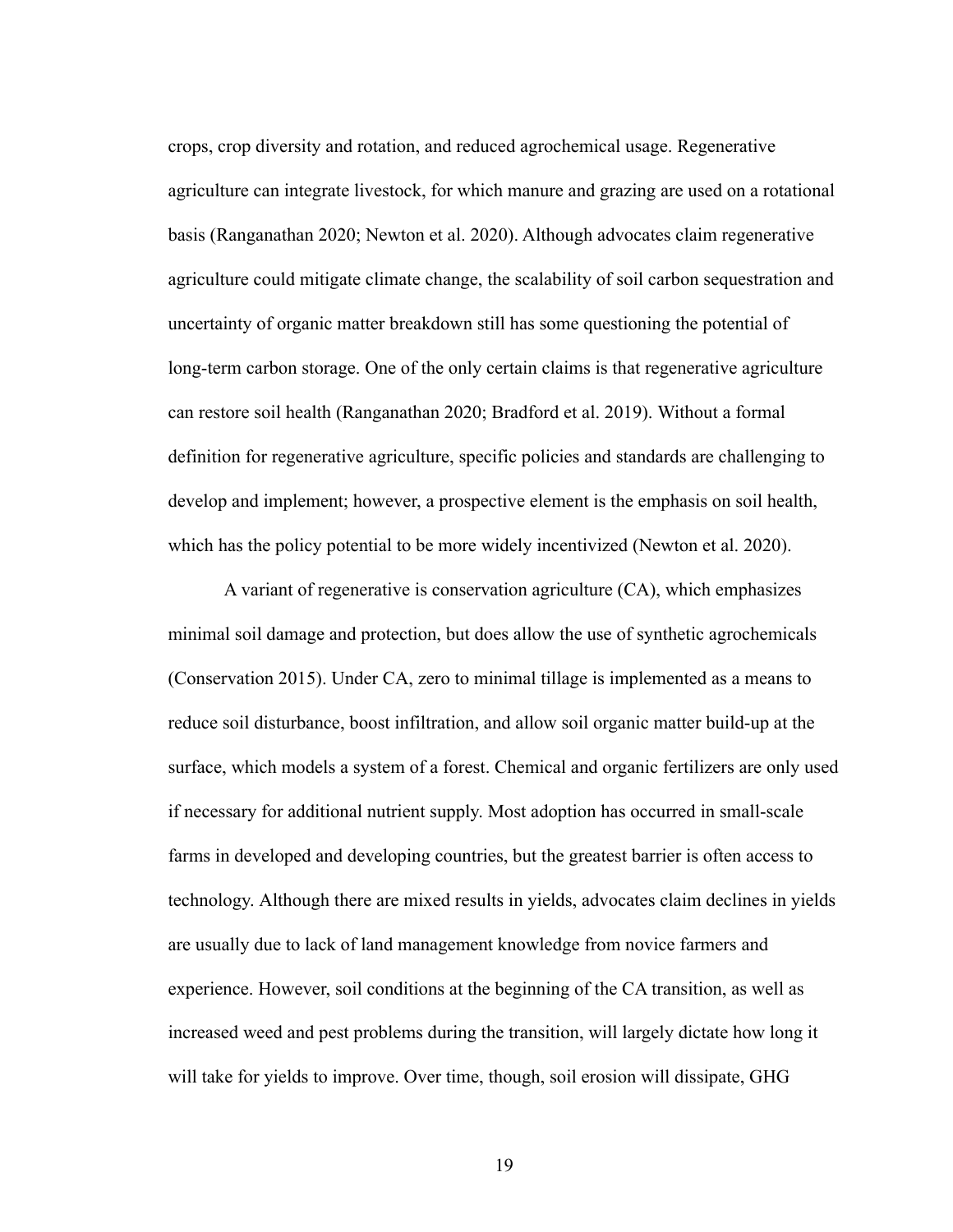crops, crop diversity and rotation, and reduced agrochemical usage. Regenerative agriculture can integrate livestock, for which manure and grazing are used on a rotational basis (Ranganathan 2020; Newton et al. 2020). Although advocates claim regenerative agriculture could mitigate climate change, the scalability of soil carbon sequestration and uncertainty of organic matter breakdown still has some questioning the potential of long-term carbon storage. One of the only certain claims is that regenerative agriculture can restore soil health (Ranganathan 2020; Bradford et al. 2019). Without a formal definition for regenerative agriculture, specific policies and standards are challenging to develop and implement; however, a prospective element is the emphasis on soil health, which has the policy potential to be more widely incentivized (Newton et al. 2020).

A variant of regenerative is conservation agriculture (CA), which emphasizes minimal soil damage and protection, but does allow the use of synthetic agrochemicals (Conservation 2015). Under CA, zero to minimal tillage is implemented as a means to reduce soil disturbance, boost infiltration, and allow soil organic matter build-up at the surface, which models a system of a forest. Chemical and organic fertilizers are only used if necessary for additional nutrient supply. Most adoption has occurred in small-scale farms in developed and developing countries, but the greatest barrier is often access to technology. Although there are mixed results in yields, advocates claim declines in yields are usually due to lack of land management knowledge from novice farmers and experience. However, soil conditions at the beginning of the CA transition, as well as increased weed and pest problems during the transition, will largely dictate how long it will take for yields to improve. Over time, though, soil erosion will dissipate, GHG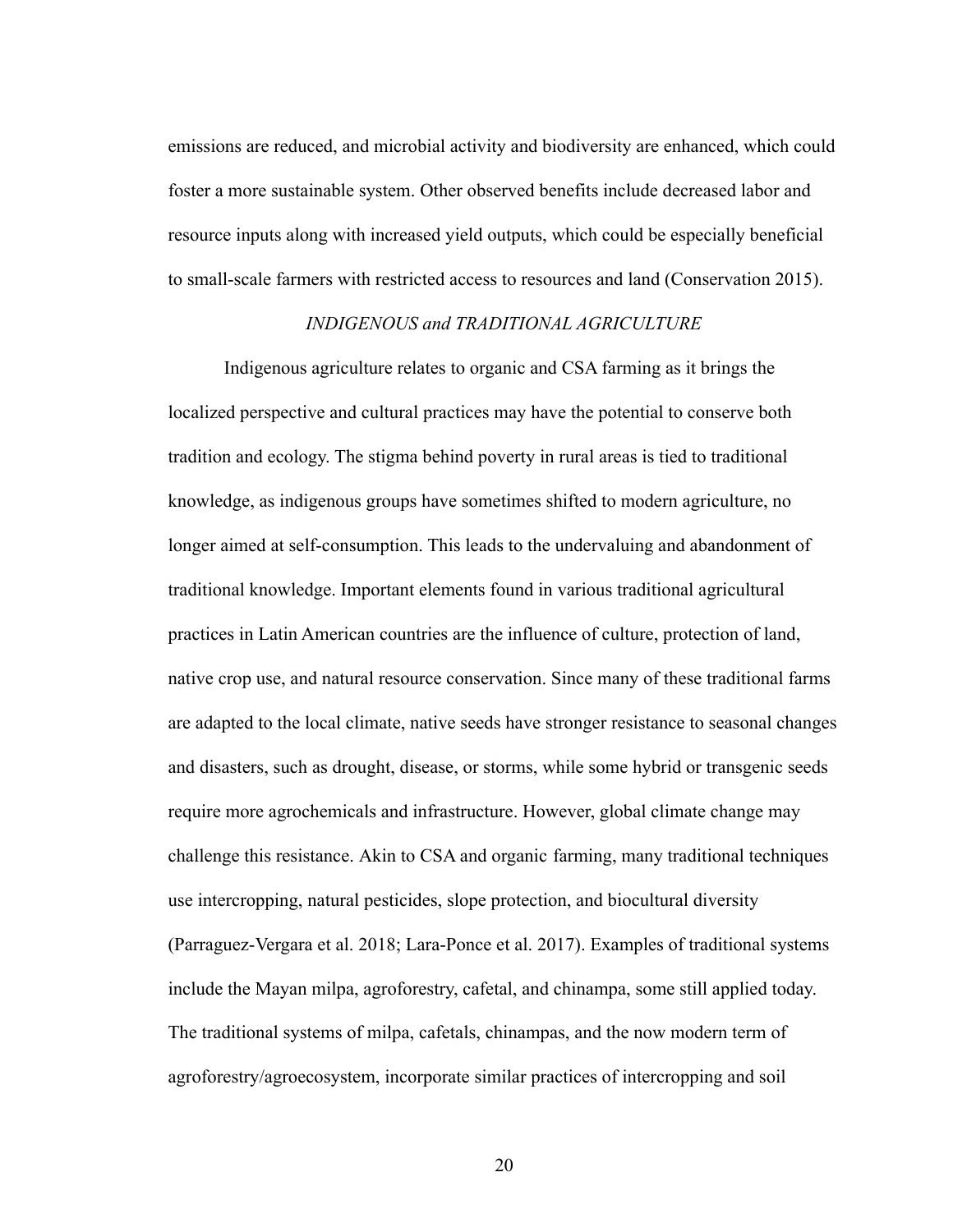emissions are reduced, and microbial activity and biodiversity are enhanced, which could foster a more sustainable system. Other observed benefits include decreased labor and resource inputs along with increased yield outputs, which could be especially beneficial to small-scale farmers with restricted access to resources and land (Conservation 2015).

### *INDIGENOUS and TRADITIONAL AGRICULTURE*

Indigenous agriculture relates to organic and CSA farming as it brings the localized perspective and cultural practices may have the potential to conserve both tradition and ecology. The stigma behind poverty in rural areas is tied to traditional knowledge, as indigenous groups have sometimes shifted to modern agriculture, no longer aimed at self-consumption. This leads to the undervaluing and abandonment of traditional knowledge. Important elements found in various traditional agricultural practices in Latin American countries are the influence of culture, protection of land, native crop use, and natural resource conservation. Since many of these traditional farms are adapted to the local climate, native seeds have stronger resistance to seasonal changes and disasters, such as drought, disease, or storms, while some hybrid or transgenic seeds require more agrochemicals and infrastructure. However, global climate change may challenge this resistance. Akin to CSA and organic farming, many traditional techniques use intercropping, natural pesticides, slope protection, and biocultural diversity (Parraguez-Vergara et al. 2018; Lara-Ponce et al. 2017). Examples of traditional systems include the Mayan milpa, agroforestry, cafetal, and chinampa, some still applied today. The traditional systems of milpa, cafetals, chinampas, and the now modern term of agroforestry/agroecosystem, incorporate similar practices of intercropping and soil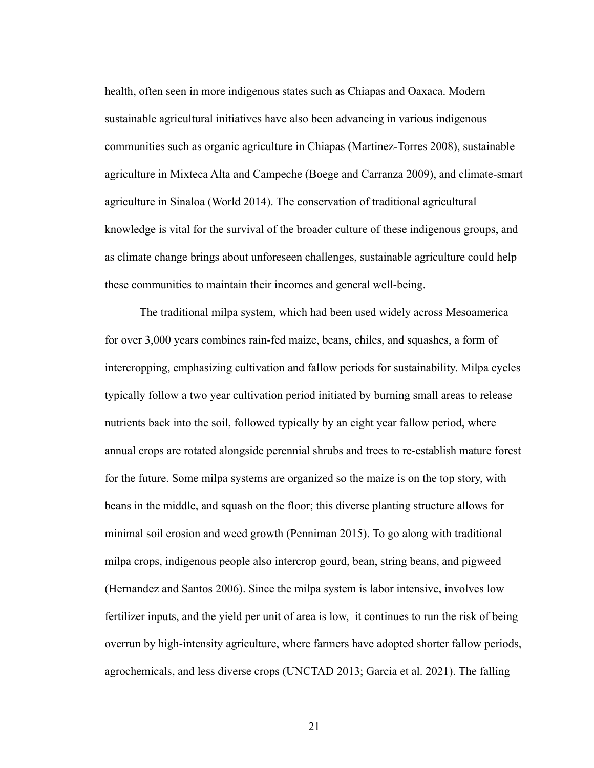health, often seen in more indigenous states such as Chiapas and Oaxaca. Modern sustainable agricultural initiatives have also been advancing in various indigenous communities such as organic agriculture in Chiapas (Martinez-Torres 2008), sustainable agriculture in Mixteca Alta and Campeche (Boege and Carranza 2009), and climate-smart agriculture in Sinaloa (World 2014). The conservation of traditional agricultural knowledge is vital for the survival of the broader culture of these indigenous groups, and as climate change brings about unforeseen challenges, sustainable agriculture could help these communities to maintain their incomes and general well-being.

The traditional milpa system, which had been used widely across Mesoamerica for over 3,000 years combines rain-fed maize, beans, chiles, and squashes, a form of intercropping, emphasizing cultivation and fallow periods for sustainability. Milpa cycles typically follow a two year cultivation period initiated by burning small areas to release nutrients back into the soil, followed typically by an eight year fallow period, where annual crops are rotated alongside perennial shrubs and trees to re-establish mature forest for the future. Some milpa systems are organized so the maize is on the top story, with beans in the middle, and squash on the floor; this diverse planting structure allows for minimal soil erosion and weed growth (Penniman 2015). To go along with traditional milpa crops, indigenous people also intercrop gourd, bean, string beans, and pigweed (Hernandez and Santos 2006). Since the milpa system is labor intensive, involves low fertilizer inputs, and the yield per unit of area is low, it continues to run the risk of being overrun by high-intensity agriculture, where farmers have adopted shorter fallow periods, agrochemicals, and less diverse crops (UNCTAD 2013; Garcia et al. 2021). The falling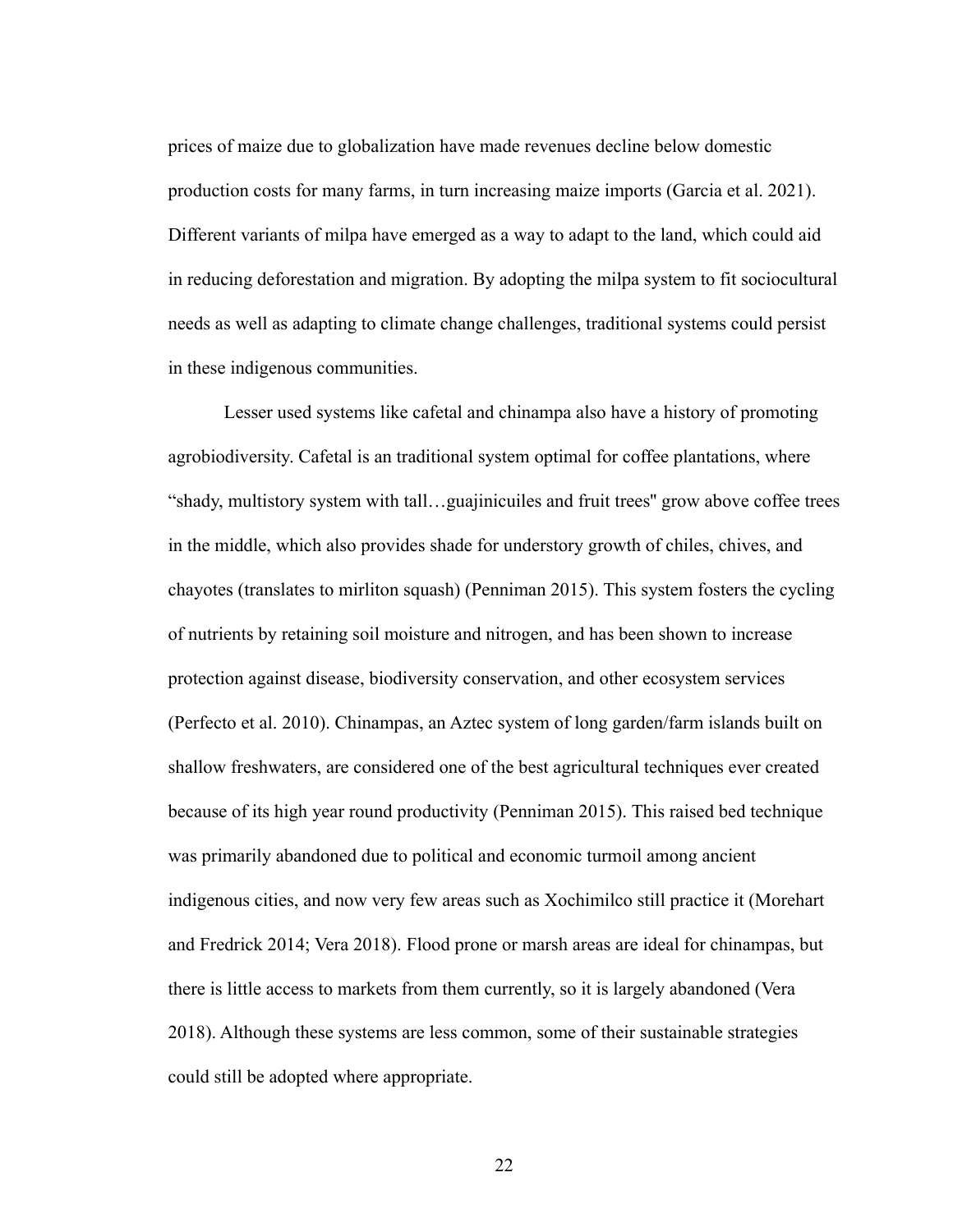prices of maize due to globalization have made revenues decline below domestic production costs for many farms, in turn increasing maize imports (Garcia et al. 2021). Different variants of milpa have emerged as a way to adapt to the land, which could aid in reducing deforestation and migration. By adopting the milpa system to fit sociocultural needs as well as adapting to climate change challenges, traditional systems could persist in these indigenous communities.

Lesser used systems like cafetal and chinampa also have a history of promoting agrobiodiversity. Cafetal is an traditional system optimal for coffee plantations, where "shady, multistory system with tall…guajinicuiles and fruit trees" grow above coffee trees in the middle, which also provides shade for understory growth of chiles, chives, and chayotes (translates to mirliton squash) (Penniman 2015). This system fosters the cycling of nutrients by retaining soil moisture and nitrogen, and has been shown to increase protection against disease, biodiversity conservation, and other ecosystem services (Perfecto et al. 2010). Chinampas, an Aztec system of long garden/farm islands built on shallow freshwaters, are considered one of the best agricultural techniques ever created because of its high year round productivity (Penniman 2015). This raised bed technique was primarily abandoned due to political and economic turmoil among ancient indigenous cities, and now very few areas such as Xochimilco still practice it (Morehart and Fredrick 2014; Vera 2018). Flood prone or marsh areas are ideal for chinampas, but there is little access to markets from them currently, so it is largely abandoned (Vera 2018). Although these systems are less common, some of their sustainable strategies could still be adopted where appropriate.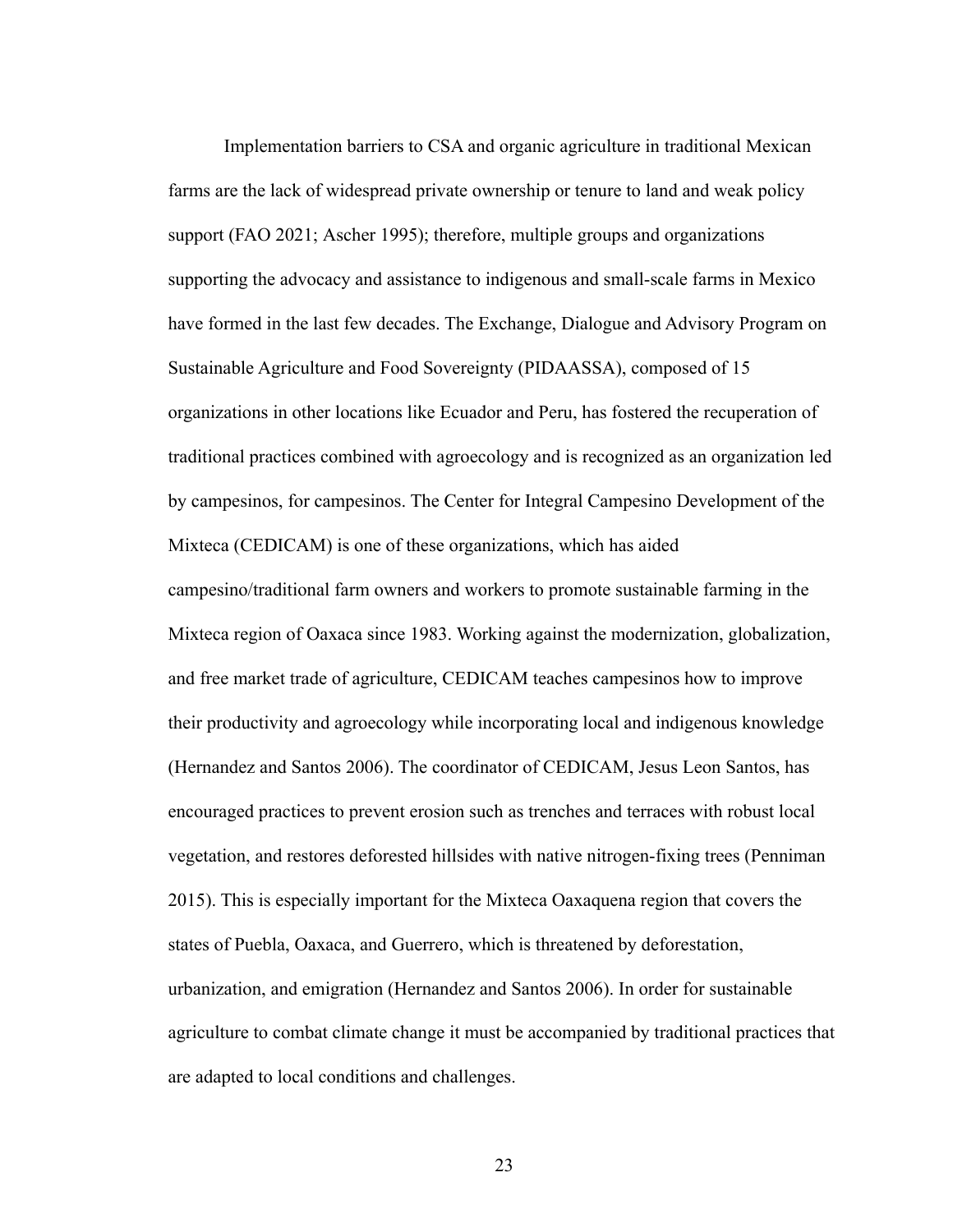Implementation barriers to CSA and organic agriculture in traditional Mexican farms are the lack of widespread private ownership or tenure to land and weak policy support (FAO 2021; Ascher 1995); therefore, multiple groups and organizations supporting the advocacy and assistance to indigenous and small-scale farms in Mexico have formed in the last few decades. The Exchange, Dialogue and Advisory Program on Sustainable Agriculture and Food Sovereignty (PIDAASSA), composed of 15 organizations in other locations like Ecuador and Peru, has fostered the recuperation of traditional practices combined with agroecology and is recognized as an organization led by campesinos, for campesinos. The Center for Integral Campesino Development of the Mixteca (CEDICAM) is one of these organizations, which has aided campesino/traditional farm owners and workers to promote sustainable farming in the Mixteca region of Oaxaca since 1983. Working against the modernization, globalization, and free market trade of agriculture, CEDICAM teaches campesinos how to improve their productivity and agroecology while incorporating local and indigenous knowledge (Hernandez and Santos 2006). The coordinator of CEDICAM, Jesus Leon Santos, has encouraged practices to prevent erosion such as trenches and terraces with robust local vegetation, and restores deforested hillsides with native nitrogen-fixing trees (Penniman 2015). This is especially important for the Mixteca Oaxaquena region that covers the states of Puebla, Oaxaca, and Guerrero, which is threatened by deforestation, urbanization, and emigration (Hernandez and Santos 2006). In order for sustainable agriculture to combat climate change it must be accompanied by traditional practices that are adapted to local conditions and challenges.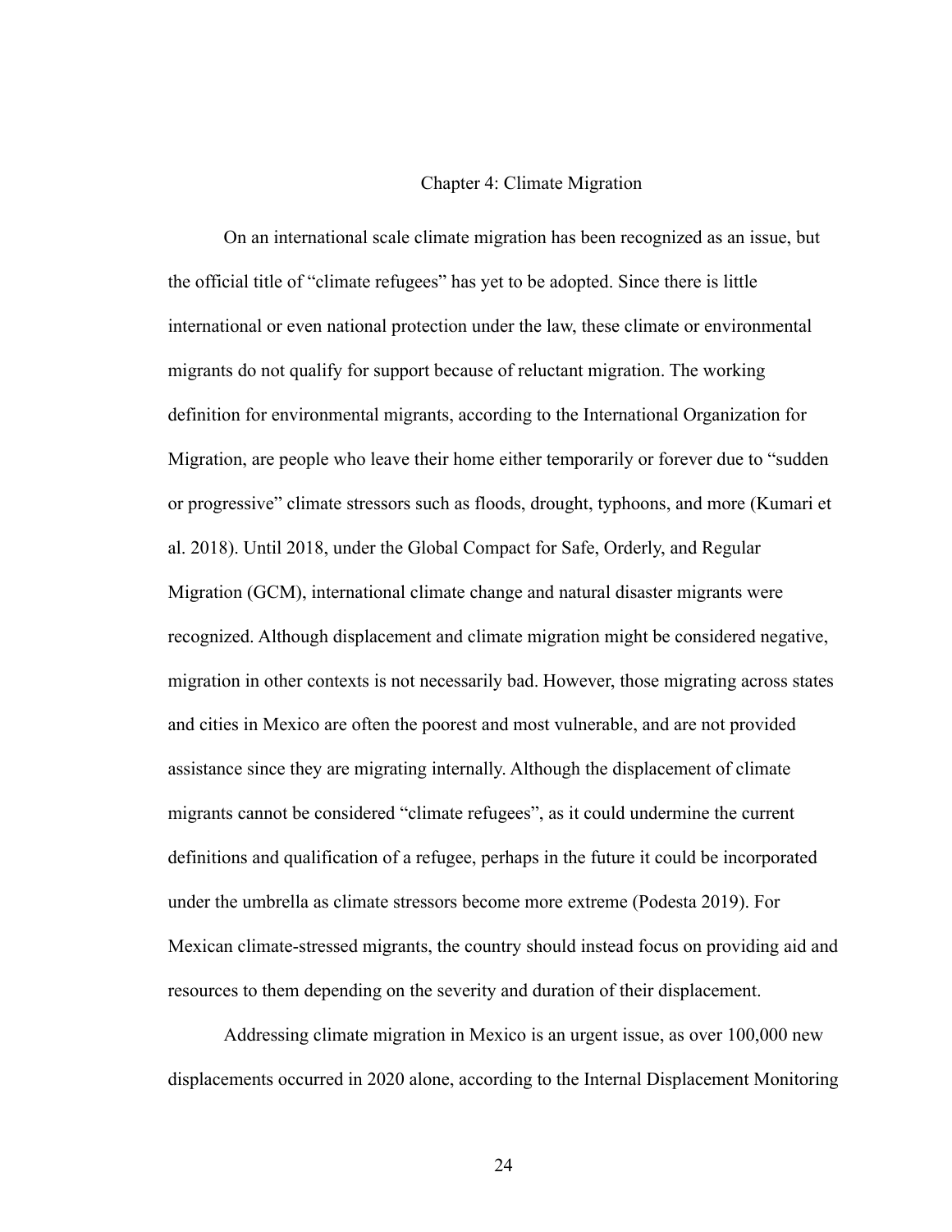# Chapter 4: Climate Migration

On an international scale climate migration has been recognized as an issue, but the official title of "climate refugees" has yet to be adopted. Since there is little international or even national protection under the law, these climate or environmental migrants do not qualify for support because of reluctant migration. The working definition for environmental migrants, according to the International Organization for Migration, are people who leave their home either temporarily or forever due to "sudden or progressive" climate stressors such as floods, drought, typhoons, and more (Kumari et al. 2018). Until 2018, under the Global Compact for Safe, Orderly, and Regular Migration (GCM), international climate change and natural disaster migrants were recognized. Although displacement and climate migration might be considered negative, migration in other contexts is not necessarily bad. However, those migrating across states and cities in Mexico are often the poorest and most vulnerable, and are not provided assistance since they are migrating internally. Although the displacement of climate migrants cannot be considered "climate refugees", as it could undermine the current definitions and qualification of a refugee, perhaps in the future it could be incorporated under the umbrella as climate stressors become more extreme (Podesta 2019). For Mexican climate-stressed migrants, the country should instead focus on providing aid and resources to them depending on the severity and duration of their displacement.

Addressing climate migration in Mexico is an urgent issue, as over 100,000 new displacements occurred in 2020 alone, according to the Internal Displacement Monitoring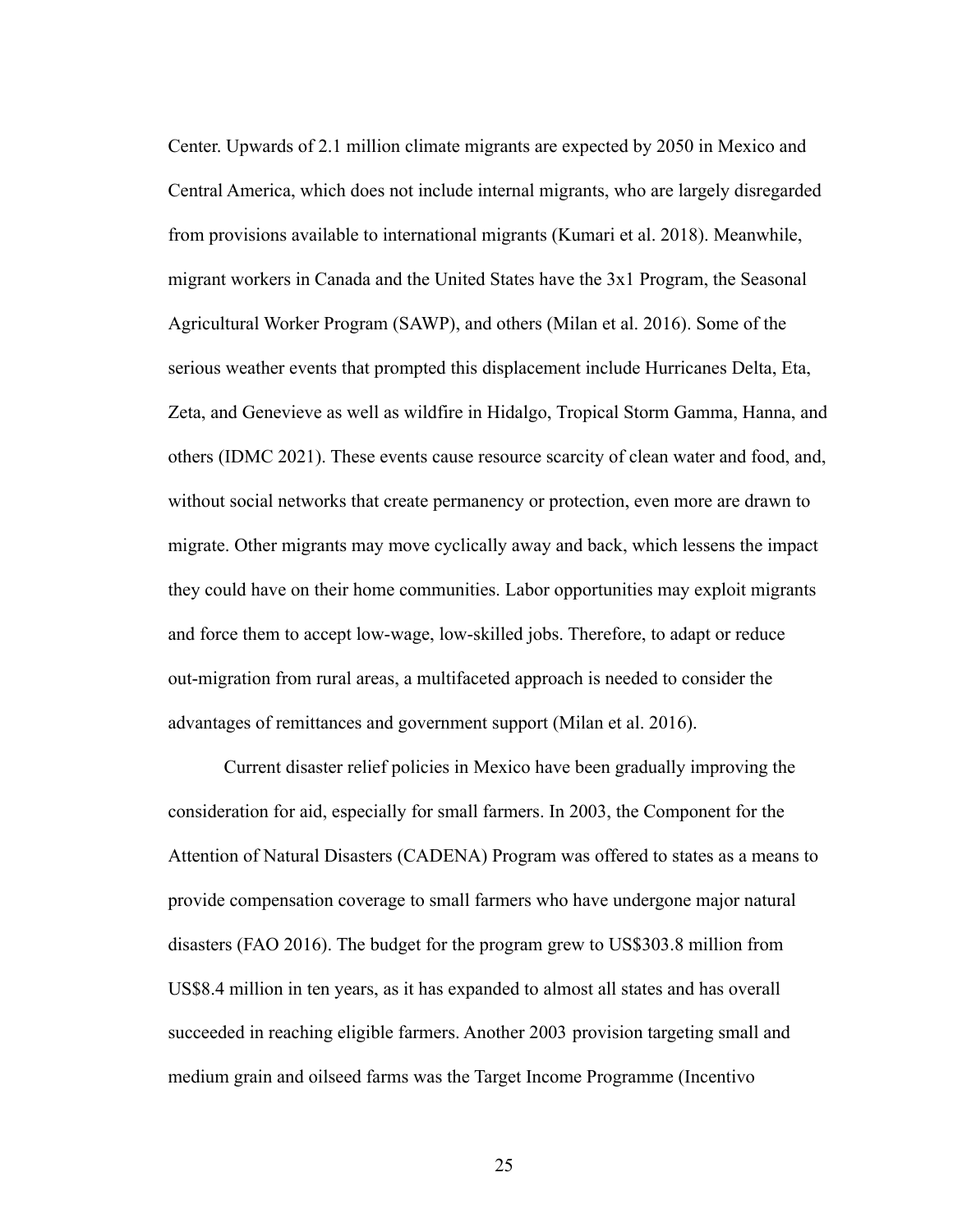Center. Upwards of 2.1 million climate migrants are expected by 2050 in Mexico and Central America, which does not include internal migrants, who are largely disregarded from provisions available to international migrants (Kumari et al. 2018). Meanwhile, migrant workers in Canada and the United States have the 3x1 Program, the Seasonal Agricultural Worker Program (SAWP), and others (Milan et al. 2016). Some of the serious weather events that prompted this displacement include Hurricanes Delta, Eta, Zeta, and Genevieve as well as wildfire in Hidalgo, Tropical Storm Gamma, Hanna, and others (IDMC 2021). These events cause resource scarcity of clean water and food, and, without social networks that create permanency or protection, even more are drawn to migrate. Other migrants may move cyclically away and back, which lessens the impact they could have on their home communities. Labor opportunities may exploit migrants and force them to accept low-wage, low-skilled jobs. Therefore, to adapt or reduce out-migration from rural areas, a multifaceted approach is needed to consider the advantages of remittances and government support (Milan et al. 2016).

Current disaster relief policies in Mexico have been gradually improving the consideration for aid, especially for small farmers. In 2003, the Component for the Attention of Natural Disasters (CADENA) Program was offered to states as a means to provide compensation coverage to small farmers who have undergone major natural disasters (FAO 2016). The budget for the program grew to US$303.8 million from US$8.4 million in ten years, as it has expanded to almost all states and has overall succeeded in reaching eligible farmers. Another 2003 provision targeting small and medium grain and oilseed farms was the Target Income Programme (Incentivo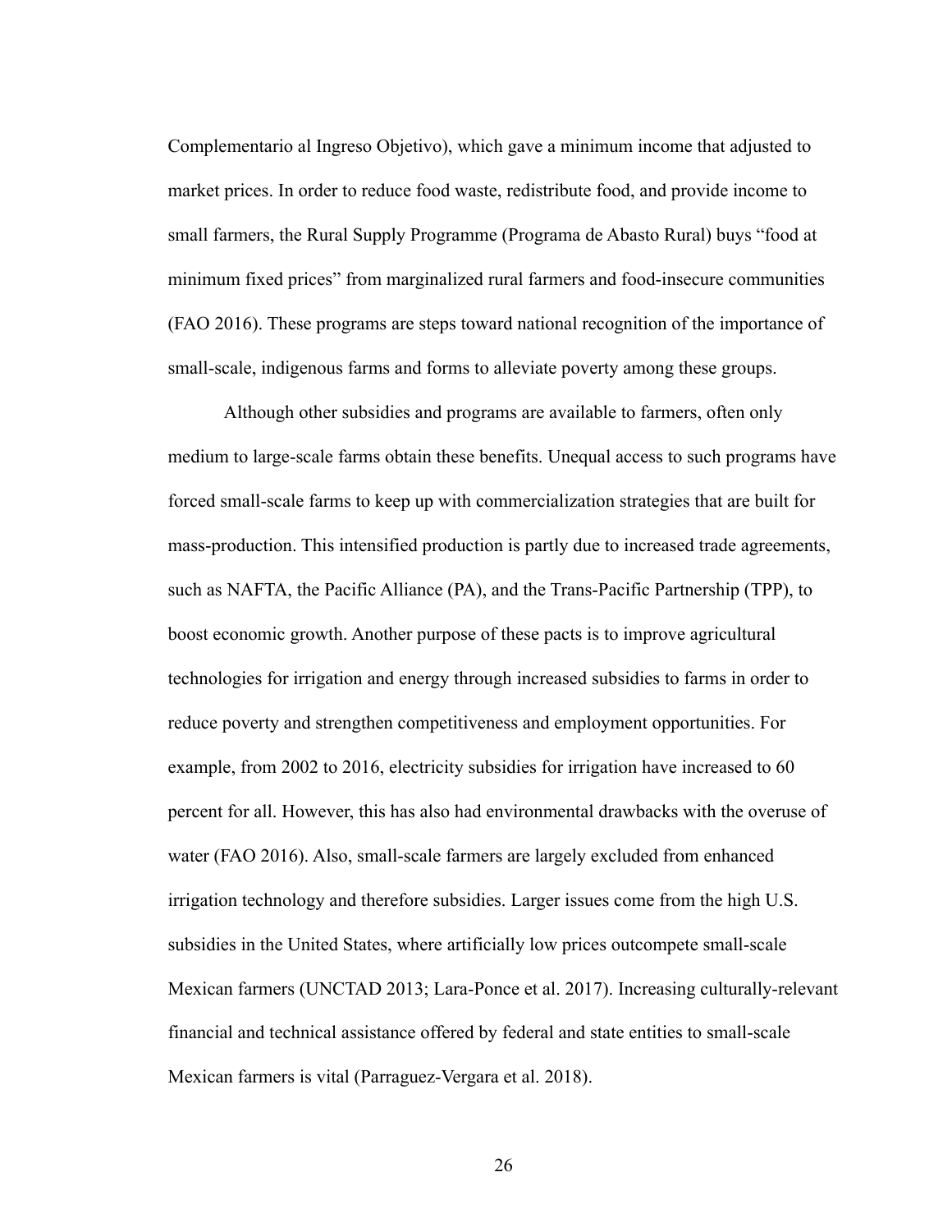Complementario al Ingreso Objetivo), which gave a minimum income that adjusted to market prices. In order to reduce food waste, redistribute food, and provide income to small farmers, the Rural Supply Programme (Programa de Abasto Rural) buys "food at minimum fixed prices" from marginalized rural farmers and food-insecure communities (FAO 2016). These programs are steps toward national recognition of the importance of small-scale, indigenous farms and forms to alleviate poverty among these groups.

Although other subsidies and programs are available to farmers, often only medium to large-scale farms obtain these benefits. Unequal access to such programs have forced small-scale farms to keep up with commercialization strategies that are built for mass-production. This intensified production is partly due to increased trade agreements, such as NAFTA, the Pacific Alliance (PA), and the Trans-Pacific Partnership (TPP), to boost economic growth. Another purpose of these pacts is to improve agricultural technologies for irrigation and energy through increased subsidies to farms in order to reduce poverty and strengthen competitiveness and employment opportunities. For example, from 2002 to 2016, electricity subsidies for irrigation have increased to 60 percent for all. However, this has also had environmental drawbacks with the overuse of water (FAO 2016). Also, small-scale farmers are largely excluded from enhanced irrigation technology and therefore subsidies. Larger issues come from the high U.S. subsidies in the United States, where artificially low prices outcompete small-scale Mexican farmers (UNCTAD 2013; Lara-Ponce et al. 2017). Increasing culturally-relevant financial and technical assistance offered by federal and state entities to small-scale Mexican farmers is vital (Parraguez-Vergara et al. 2018).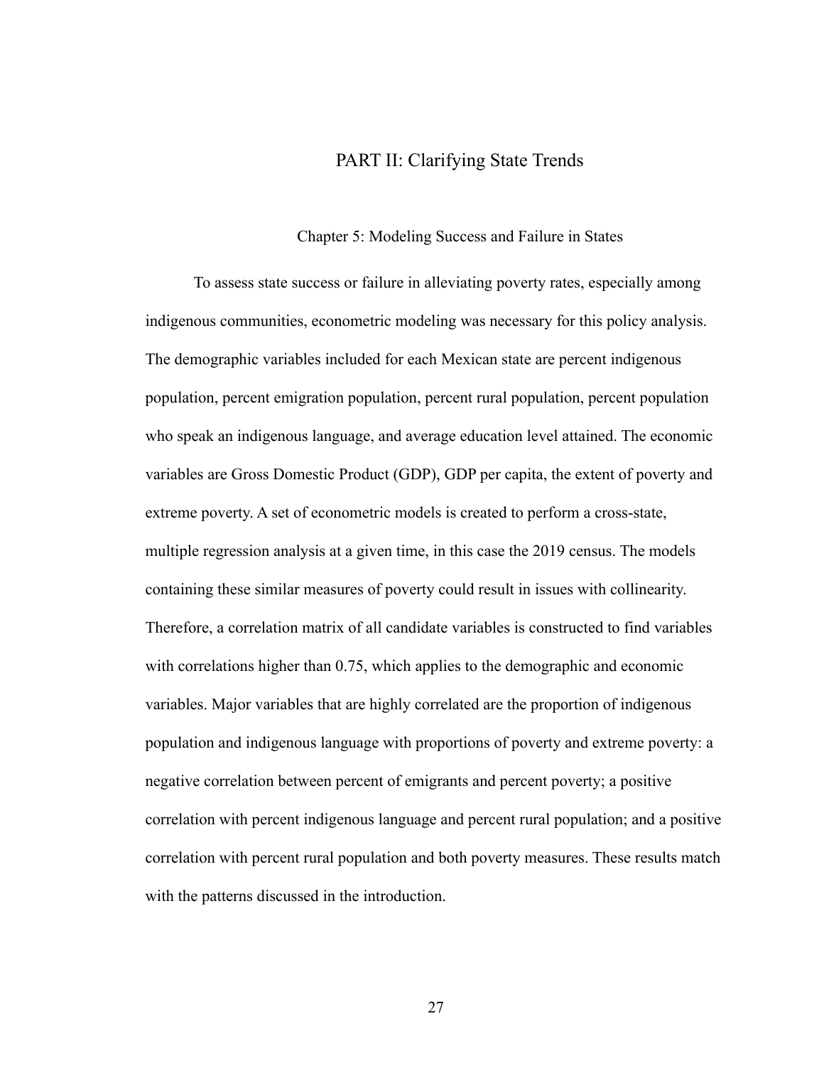# PART II: Clarifying State Trends

## Chapter 5: Modeling Success and Failure in States

To assess state success or failure in alleviating poverty rates, especially among indigenous communities, econometric modeling was necessary for this policy analysis. The demographic variables included for each Mexican state are percent indigenous population, percent emigration population, percent rural population, percent population who speak an indigenous language, and average education level attained. The economic variables are Gross Domestic Product (GDP), GDP per capita, the extent of poverty and extreme poverty. A set of econometric models is created to perform a cross-state, multiple regression analysis at a given time, in this case the 2019 census. The models containing these similar measures of poverty could result in issues with collinearity. Therefore, a correlation matrix of all candidate variables is constructed to find variables with correlations higher than 0.75, which applies to the demographic and economic variables. Major variables that are highly correlated are the proportion of indigenous population and indigenous language with proportions of poverty and extreme poverty: a negative correlation between percent of emigrants and percent poverty; a positive correlation with percent indigenous language and percent rural population; and a positive correlation with percent rural population and both poverty measures. These results match with the patterns discussed in the introduction.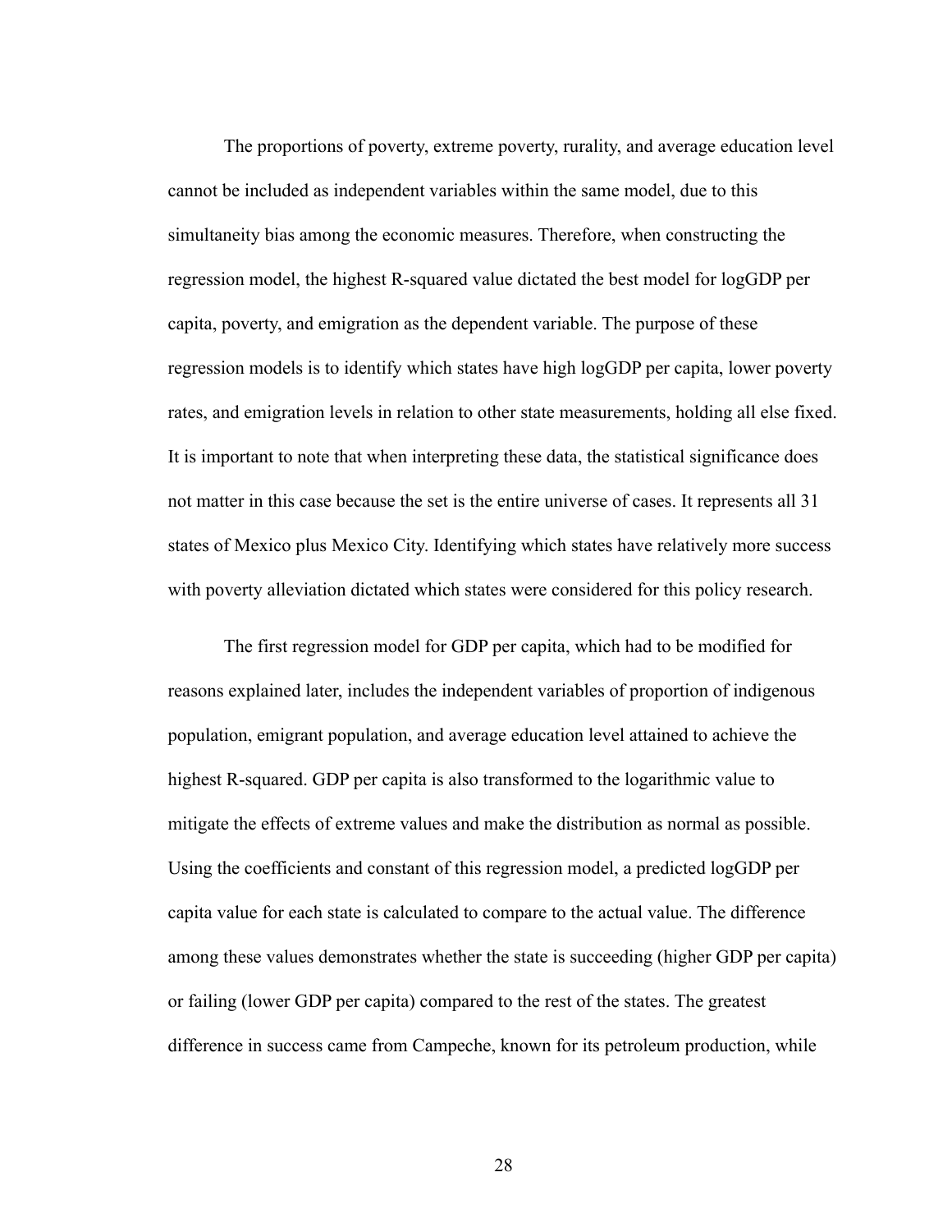The proportions of poverty, extreme poverty, rurality, and average education level cannot be included as independent variables within the same model, due to this simultaneity bias among the economic measures. Therefore, when constructing the regression model, the highest R-squared value dictated the best model for logGDP per capita, poverty, and emigration as the dependent variable. The purpose of these regression models is to identify which states have high logGDP per capita, lower poverty rates, and emigration levels in relation to other state measurements, holding all else fixed. It is important to note that when interpreting these data, the statistical significance does not matter in this case because the set is the entire universe of cases. It represents all 31 states of Mexico plus Mexico City. Identifying which states have relatively more success with poverty alleviation dictated which states were considered for this policy research.

The first regression model for GDP per capita, which had to be modified for reasons explained later, includes the independent variables of proportion of indigenous population, emigrant population, and average education level attained to achieve the highest R-squared. GDP per capita is also transformed to the logarithmic value to mitigate the effects of extreme values and make the distribution as normal as possible. Using the coefficients and constant of this regression model, a predicted logGDP per capita value for each state is calculated to compare to the actual value. The difference among these values demonstrates whether the state is succeeding (higher GDP per capita) or failing (lower GDP per capita) compared to the rest of the states. The greatest difference in success came from Campeche, known for its petroleum production, while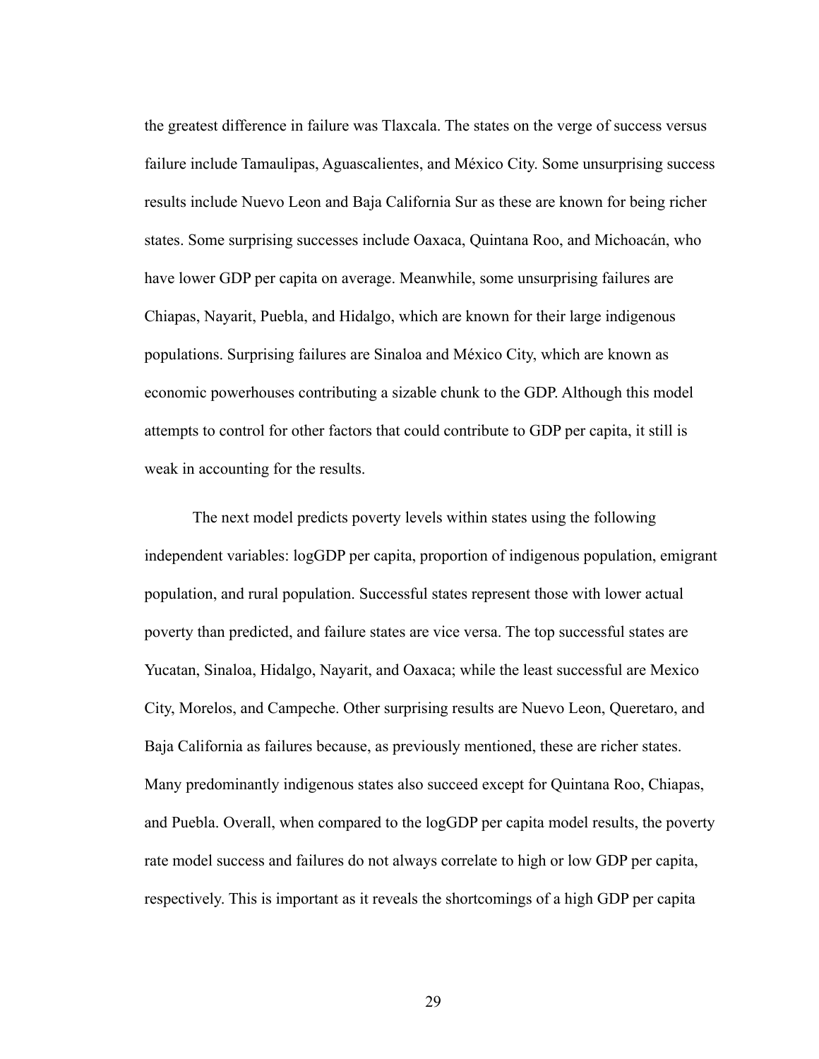the greatest difference in failure was Tlaxcala. The states on the verge of success versus failure include Tamaulipas, Aguascalientes, and México City. Some unsurprising success results include Nuevo Leon and Baja California Sur as these are known for being richer states. Some surprising successes include Oaxaca, Quintana Roo, and Michoacán, who have lower GDP per capita on average. Meanwhile, some unsurprising failures are Chiapas, Nayarit, Puebla, and Hidalgo, which are known for their large indigenous populations. Surprising failures are Sinaloa and México City, which are known as economic powerhouses contributing a sizable chunk to the GDP. Although this model attempts to control for other factors that could contribute to GDP per capita, it still is weak in accounting for the results.

The next model predicts poverty levels within states using the following independent variables: logGDP per capita, proportion of indigenous population, emigrant population, and rural population. Successful states represent those with lower actual poverty than predicted, and failure states are vice versa. The top successful states are Yucatan, Sinaloa, Hidalgo, Nayarit, and Oaxaca; while the least successful are Mexico City, Morelos, and Campeche. Other surprising results are Nuevo Leon, Queretaro, and Baja California as failures because, as previously mentioned, these are richer states. Many predominantly indigenous states also succeed except for Quintana Roo, Chiapas, and Puebla. Overall, when compared to the logGDP per capita model results, the poverty rate model success and failures do not always correlate to high or low GDP per capita, respectively. This is important as it reveals the shortcomings of a high GDP per capita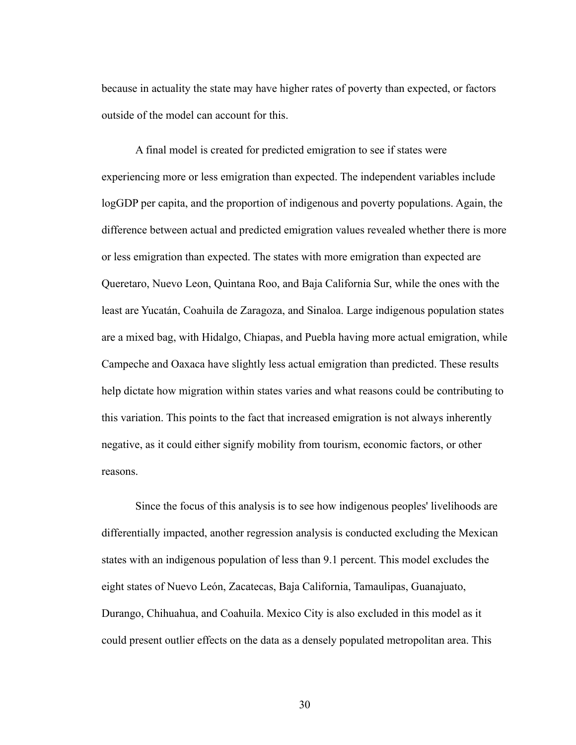because in actuality the state may have higher rates of poverty than expected, or factors outside of the model can account for this.

A final model is created for predicted emigration to see if states were experiencing more or less emigration than expected. The independent variables include logGDP per capita, and the proportion of indigenous and poverty populations. Again, the difference between actual and predicted emigration values revealed whether there is more or less emigration than expected. The states with more emigration than expected are Queretaro, Nuevo Leon, Quintana Roo, and Baja California Sur, while the ones with the least are Yucatán, Coahuila de Zaragoza, and Sinaloa. Large indigenous population states are a mixed bag, with Hidalgo, Chiapas, and Puebla having more actual emigration, while Campeche and Oaxaca have slightly less actual emigration than predicted. These results help dictate how migration within states varies and what reasons could be contributing to this variation. This points to the fact that increased emigration is not always inherently negative, as it could either signify mobility from tourism, economic factors, or other reasons.

Since the focus of this analysis is to see how indigenous peoples' livelihoods are differentially impacted, another regression analysis is conducted excluding the Mexican states with an indigenous population of less than 9.1 percent. This model excludes the eight states of Nuevo León, Zacatecas, Baja California, Tamaulipas, Guanajuato, Durango, Chihuahua, and Coahuila. Mexico City is also excluded in this model as it could present outlier effects on the data as a densely populated metropolitan area. This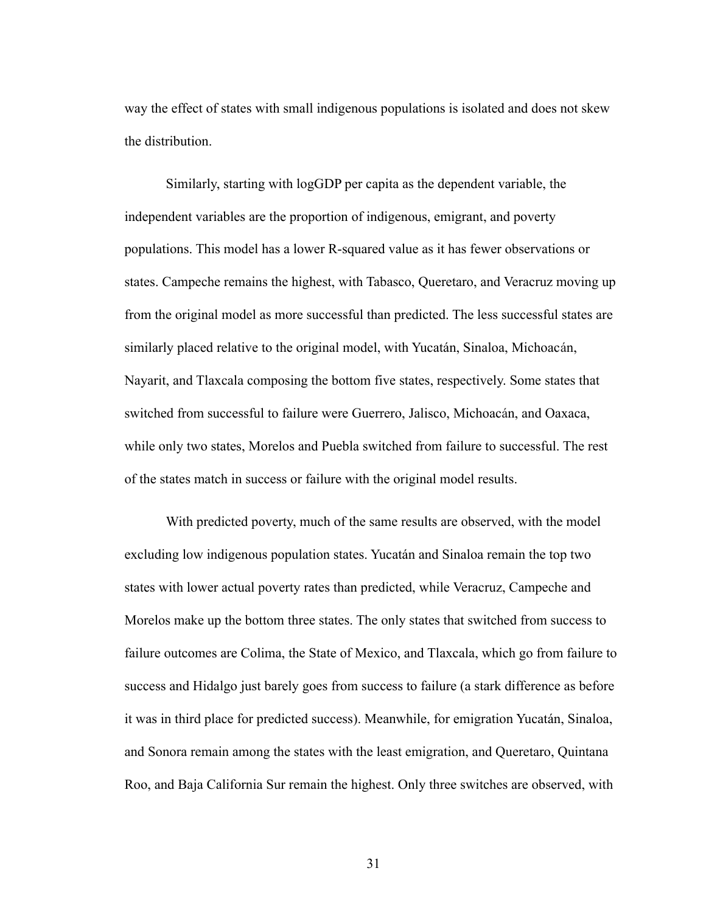way the effect of states with small indigenous populations is isolated and does not skew the distribution.

Similarly, starting with logGDP per capita as the dependent variable, the independent variables are the proportion of indigenous, emigrant, and poverty populations. This model has a lower R-squared value as it has fewer observations or states. Campeche remains the highest, with Tabasco, Queretaro, and Veracruz moving up from the original model as more successful than predicted. The less successful states are similarly placed relative to the original model, with Yucatán, Sinaloa, Michoacán, Nayarit, and Tlaxcala composing the bottom five states, respectively. Some states that switched from successful to failure were Guerrero, Jalisco, Michoacán, and Oaxaca, while only two states, Morelos and Puebla switched from failure to successful. The rest of the states match in success or failure with the original model results.

With predicted poverty, much of the same results are observed, with the model excluding low indigenous population states. Yucatán and Sinaloa remain the top two states with lower actual poverty rates than predicted, while Veracruz, Campeche and Morelos make up the bottom three states. The only states that switched from success to failure outcomes are Colima, the State of Mexico, and Tlaxcala, which go from failure to success and Hidalgo just barely goes from success to failure (a stark difference as before it was in third place for predicted success). Meanwhile, for emigration Yucatán, Sinaloa, and Sonora remain among the states with the least emigration, and Queretaro, Quintana Roo, and Baja California Sur remain the highest. Only three switches are observed, with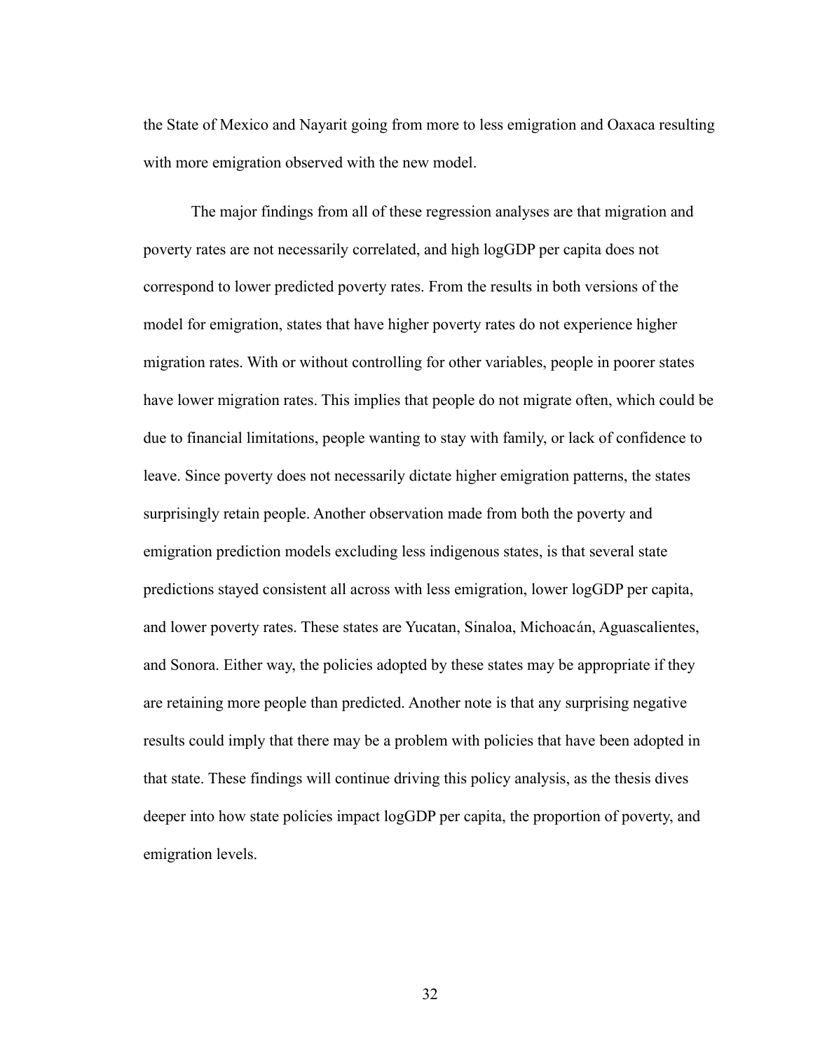the State of Mexico and Nayarit going from more to less emigration and Oaxaca resulting with more emigration observed with the new model.

The major findings from all of these regression analyses are that migration and poverty rates are not necessarily correlated, and high logGDP per capita does not correspond to lower predicted poverty rates. From the results in both versions of the model for emigration, states that have higher poverty rates do not experience higher migration rates. With or without controlling for other variables, people in poorer states have lower migration rates. This implies that people do not migrate often, which could be due to financial limitations, people wanting to stay with family, or lack of confidence to leave. Since poverty does not necessarily dictate higher emigration patterns, the states surprisingly retain people. Another observation made from both the poverty and emigration prediction models excluding less indigenous states, is that several state predictions stayed consistent all across with less emigration, lower logGDP per capita, and lower poverty rates. These states are Yucatan, Sinaloa, Michoacán, Aguascalientes, and Sonora. Either way, the policies adopted by these states may be appropriate if they are retaining more people than predicted. Another note is that any surprising negative results could imply that there may be a problem with policies that have been adopted in that state. These findings will continue driving this policy analysis, as the thesis dives deeper into how state policies impact logGDP per capita, the proportion of poverty, and emigration levels.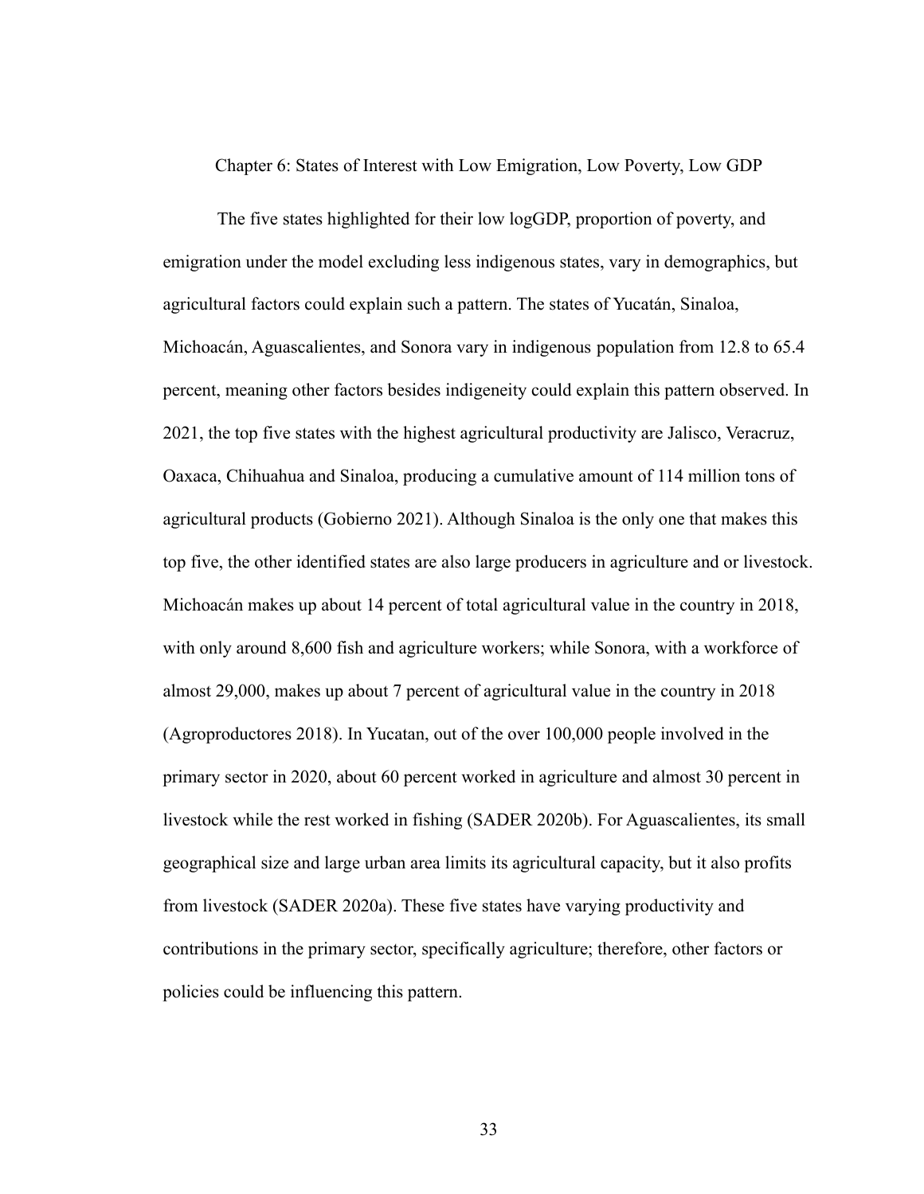# Chapter 6: States of Interest with Low Emigration, Low Poverty, Low GDP

The five states highlighted for their low logGDP, proportion of poverty, and emigration under the model excluding less indigenous states, vary in demographics, but agricultural factors could explain such a pattern. The states of Yucatán, Sinaloa, Michoacán, Aguascalientes, and Sonora vary in indigenous population from 12.8 to 65.4 percent, meaning other factors besides indigeneity could explain this pattern observed. In 2021, the top five states with the highest agricultural productivity are Jalisco, Veracruz, Oaxaca, Chihuahua and Sinaloa, producing a cumulative amount of 114 million tons of agricultural products (Gobierno 2021). Although Sinaloa is the only one that makes this top five, the other identified states are also large producers in agriculture and or livestock. Michoacán makes up about 14 percent of total agricultural value in the country in 2018, with only around 8,600 fish and agriculture workers; while Sonora, with a workforce of almost 29,000, makes up about 7 percent of agricultural value in the country in 2018 (Agroproductores 2018). In Yucatan, out of the over 100,000 people involved in the primary sector in 2020, about 60 percent worked in agriculture and almost 30 percent in livestock while the rest worked in fishing (SADER 2020b). For Aguascalientes, its small geographical size and large urban area limits its agricultural capacity, but it also profits from livestock (SADER 2020a). These five states have varying productivity and contributions in the primary sector, specifically agriculture; therefore, other factors or policies could be influencing this pattern.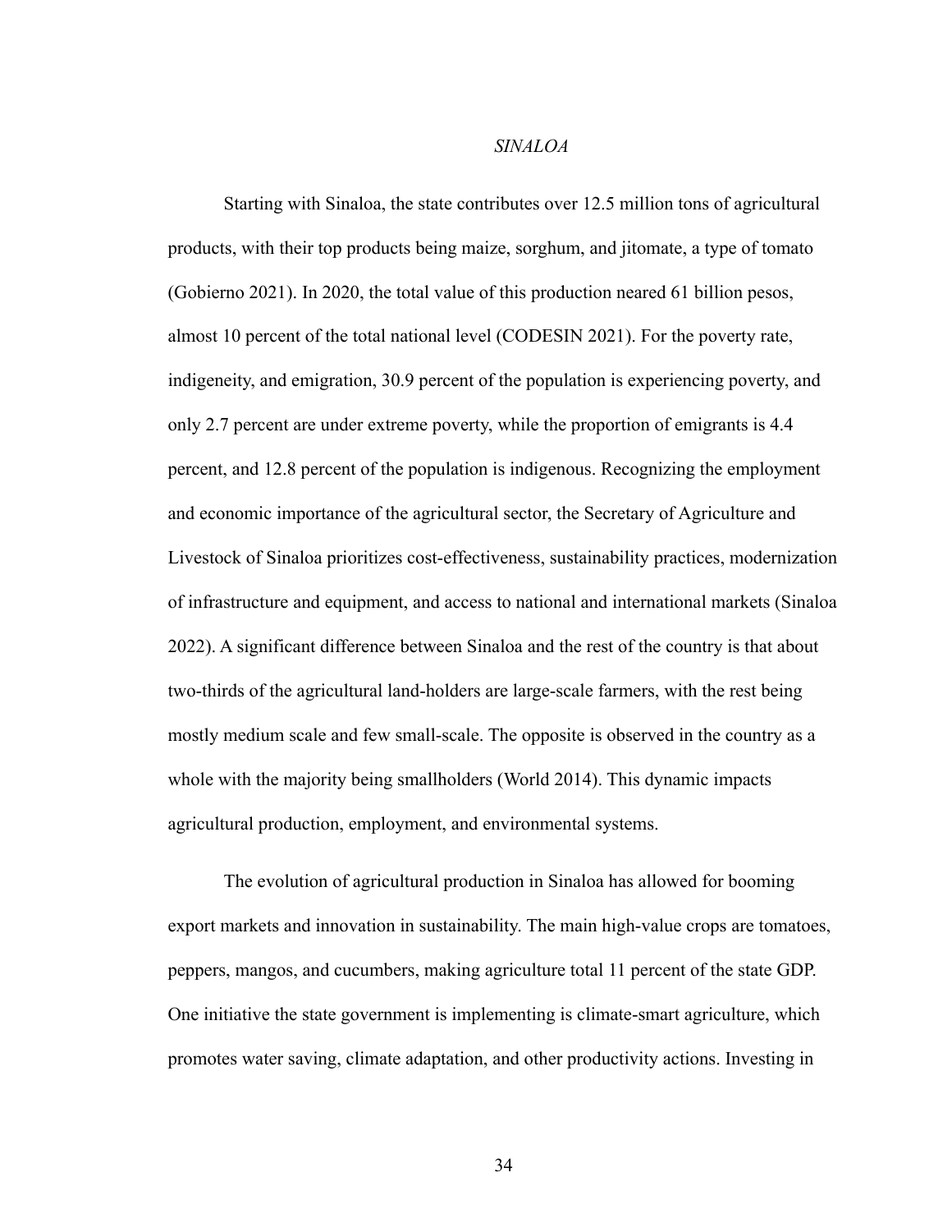## *SINALOA*

Starting with Sinaloa, the state contributes over 12.5 million tons of agricultural products, with their top products being maize, sorghum, and jitomate, a type of tomato (Gobierno 2021). In 2020, the total value of this production neared 61 billion pesos, almost 10 percent of the total national level (CODESIN 2021). For the poverty rate, indigeneity, and emigration, 30.9 percent of the population is experiencing poverty, and only 2.7 percent are under extreme poverty, while the proportion of emigrants is 4.4 percent, and 12.8 percent of the population is indigenous. Recognizing the employment and economic importance of the agricultural sector, the Secretary of Agriculture and Livestock of Sinaloa prioritizes cost-effectiveness, sustainability practices, modernization of infrastructure and equipment, and access to national and international markets (Sinaloa 2022). A significant difference between Sinaloa and the rest of the country is that about two-thirds of the agricultural land-holders are large-scale farmers, with the rest being mostly medium scale and few small-scale. The opposite is observed in the country as a whole with the majority being smallholders (World 2014). This dynamic impacts agricultural production, employment, and environmental systems.

The evolution of agricultural production in Sinaloa has allowed for booming export markets and innovation in sustainability. The main high-value crops are tomatoes, peppers, mangos, and cucumbers, making agriculture total 11 percent of the state GDP. One initiative the state government is implementing is climate-smart agriculture, which promotes water saving, climate adaptation, and other productivity actions. Investing in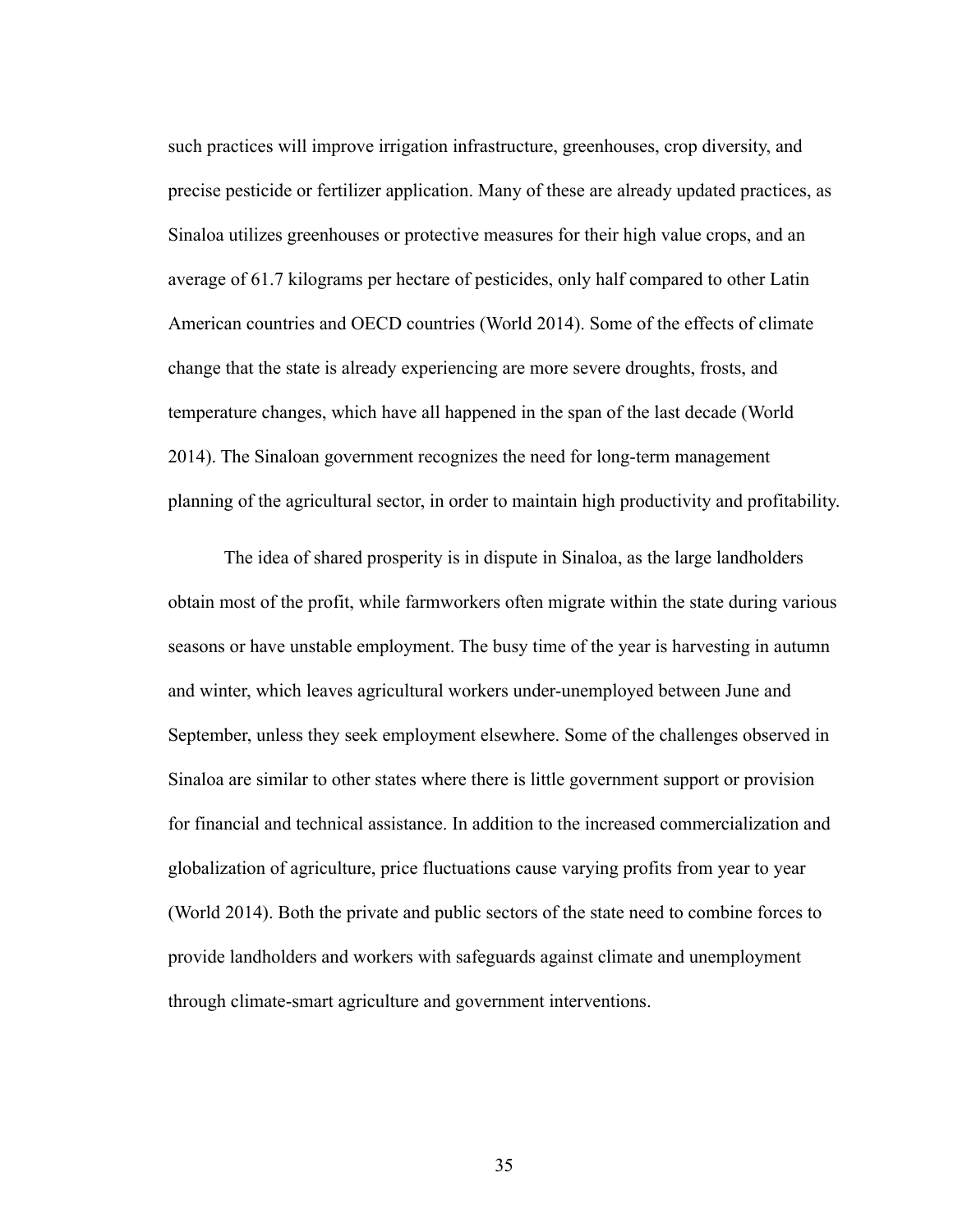such practices will improve irrigation infrastructure, greenhouses, crop diversity, and precise pesticide or fertilizer application. Many of these are already updated practices, as Sinaloa utilizes greenhouses or protective measures for their high value crops, and an average of 61.7 kilograms per hectare of pesticides, only half compared to other Latin American countries and OECD countries (World 2014). Some of the effects of climate change that the state is already experiencing are more severe droughts, frosts, and temperature changes, which have all happened in the span of the last decade (World 2014). The Sinaloan government recognizes the need for long-term management planning of the agricultural sector, in order to maintain high productivity and profitability.

The idea of shared prosperity is in dispute in Sinaloa, as the large landholders obtain most of the profit, while farmworkers often migrate within the state during various seasons or have unstable employment. The busy time of the year is harvesting in autumn and winter, which leaves agricultural workers under-unemployed between June and September, unless they seek employment elsewhere. Some of the challenges observed in Sinaloa are similar to other states where there is little government support or provision for financial and technical assistance. In addition to the increased commercialization and globalization of agriculture, price fluctuations cause varying profits from year to year (World 2014). Both the private and public sectors of the state need to combine forces to provide landholders and workers with safeguards against climate and unemployment through climate-smart agriculture and government interventions.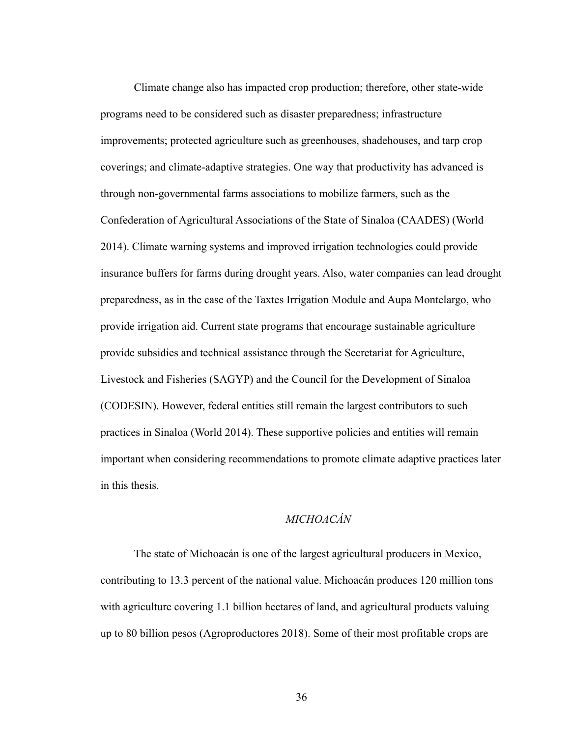Climate change also has impacted crop production; therefore, other state-wide programs need to be considered such as disaster preparedness; infrastructure improvements; protected agriculture such as greenhouses, shadehouses, and tarp crop coverings; and climate-adaptive strategies. One way that productivity has advanced is through non-governmental farms associations to mobilize farmers, such as the Confederation of Agricultural Associations of the State of Sinaloa (CAADES) (World 2014). Climate warning systems and improved irrigation technologies could provide insurance buffers for farms during drought years. Also, water companies can lead drought preparedness, as in the case of the Taxtes Irrigation Module and Aupa Montelargo, who provide irrigation aid. Current state programs that encourage sustainable agriculture provide subsidies and technical assistance through the Secretariat for Agriculture, Livestock and Fisheries (SAGYP) and the Council for the Development of Sinaloa (CODESIN). However, federal entities still remain the largest contributors to such practices in Sinaloa (World 2014). These supportive policies and entities will remain important when considering recommendations to promote climate adaptive practices later in this thesis.

### *MICHOACÁN*

The state of Michoacán is one of the largest agricultural producers in Mexico, contributing to 13.3 percent of the national value. Michoacán produces 120 million tons with agriculture covering 1.1 billion hectares of land, and agricultural products valuing up to 80 billion pesos (Agroproductores 2018). Some of their most profitable crops are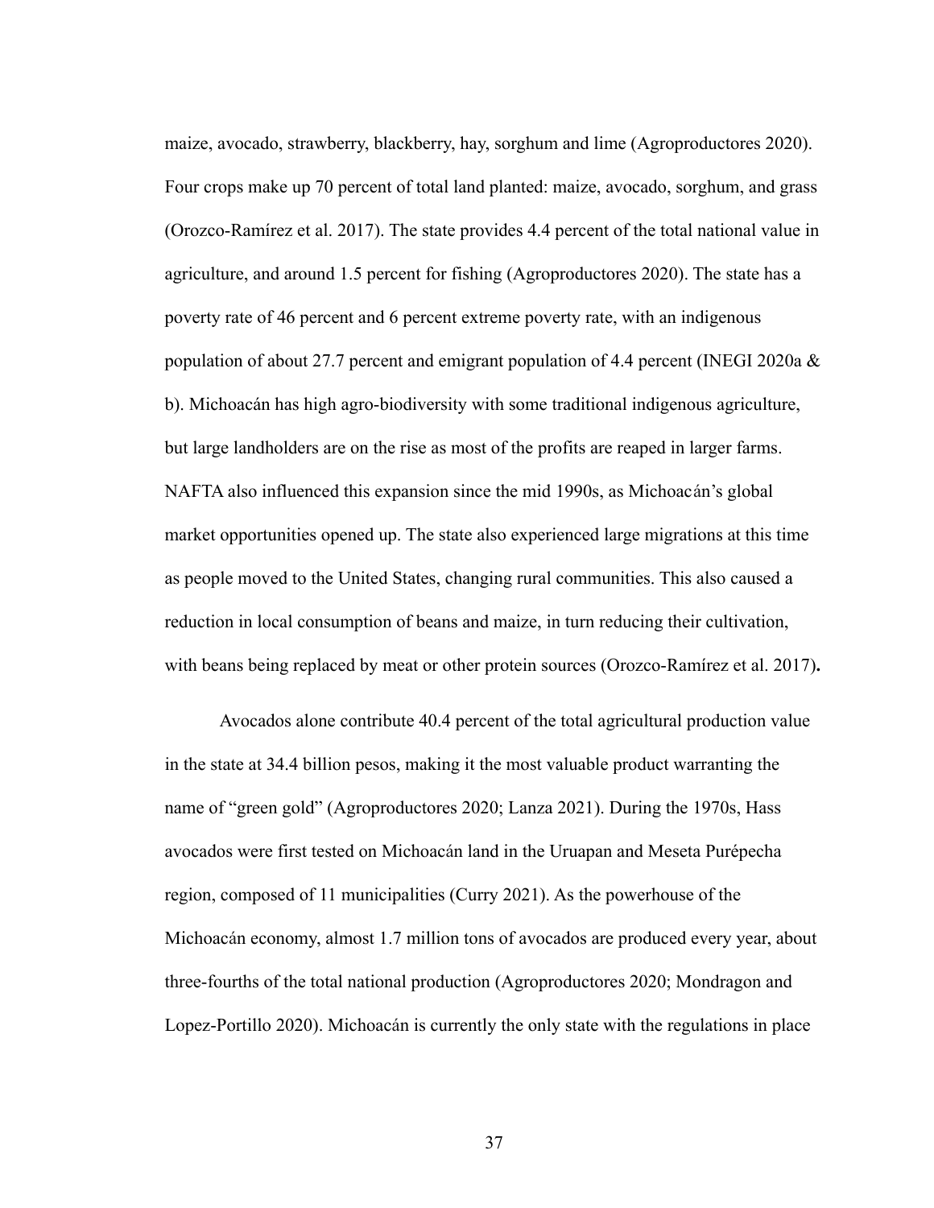maize, avocado, strawberry, blackberry, hay, sorghum and lime (Agroproductores 2020). Four crops make up 70 percent of total land planted: maize, avocado, sorghum, and grass (Orozco-Ramírez et al. 2017). The state provides 4.4 percent of the total national value in agriculture, and around 1.5 percent for fishing (Agroproductores 2020). The state has a poverty rate of 46 percent and 6 percent extreme poverty rate, with an indigenous population of about 27.7 percent and emigrant population of 4.4 percent (INEGI 2020a & b). Michoacán has high agro-biodiversity with some traditional indigenous agriculture, but large landholders are on the rise as most of the profits are reaped in larger farms. NAFTA also influenced this expansion since the mid 1990s, as Michoacán's global market opportunities opened up. The state also experienced large migrations at this time as people moved to the United States, changing rural communities. This also caused a reduction in local consumption of beans and maize, in turn reducing their cultivation, with beans being replaced by meat or other protein sources (Orozco-Ramírez et al. 2017).

Avocados alone contribute 40.4 percent of the total agricultural production value in the state at 34.4 billion pesos, making it the most valuable product warranting the name of "green gold" (Agroproductores 2020; Lanza 2021). During the 1970s, Hass avocados were first tested on Michoacán land in the Uruapan and Meseta Purépecha region, composed of 11 municipalities (Curry 2021). As the powerhouse of the Michoacán economy, almost 1.7 million tons of avocados are produced every year, about three-fourths of the total national production (Agroproductores 2020; Mondragon and Lopez-Portillo 2020). Michoacán is currently the only state with the regulations in place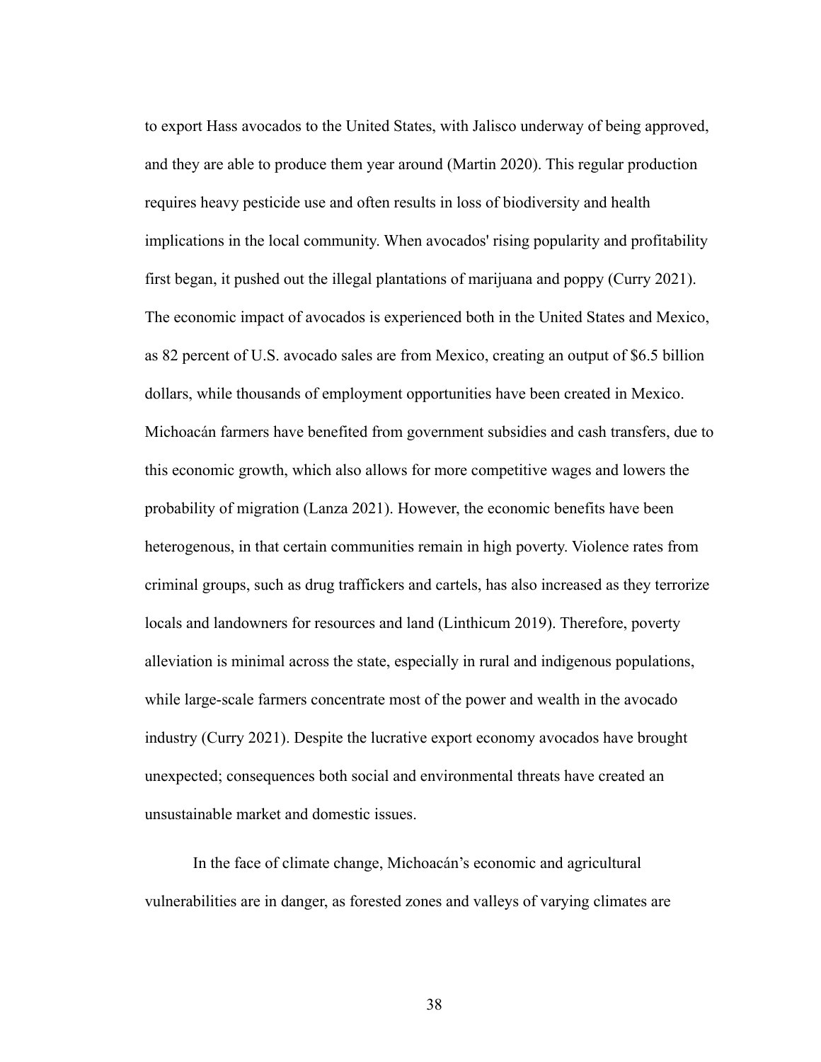to export Hass avocados to the United States, with Jalisco underway of being approved, and they are able to produce them year around (Martin 2020). This regular production requires heavy pesticide use and often results in loss of biodiversity and health implications in the local community. When avocados' rising popularity and profitability first began, it pushed out the illegal plantations of marijuana and poppy (Curry 2021). The economic impact of avocados is experienced both in the United States and Mexico, as 82 percent of U.S. avocado sales are from Mexico, creating an output of $6.5 billion dollars, while thousands of employment opportunities have been created in Mexico. Michoacán farmers have benefited from government subsidies and cash transfers, due to this economic growth, which also allows for more competitive wages and lowers the probability of migration (Lanza 2021). However, the economic benefits have been heterogenous, in that certain communities remain in high poverty. Violence rates from criminal groups, such as drug traffickers and cartels, has also increased as they terrorize locals and landowners for resources and land (Linthicum 2019). Therefore, poverty alleviation is minimal across the state, especially in rural and indigenous populations, while large-scale farmers concentrate most of the power and wealth in the avocado industry (Curry 2021). Despite the lucrative export economy avocados have brought unexpected; consequences both social and environmental threats have created an unsustainable market and domestic issues.

In the face of climate change, Michoacán's economic and agricultural vulnerabilities are in danger, as forested zones and valleys of varying climates are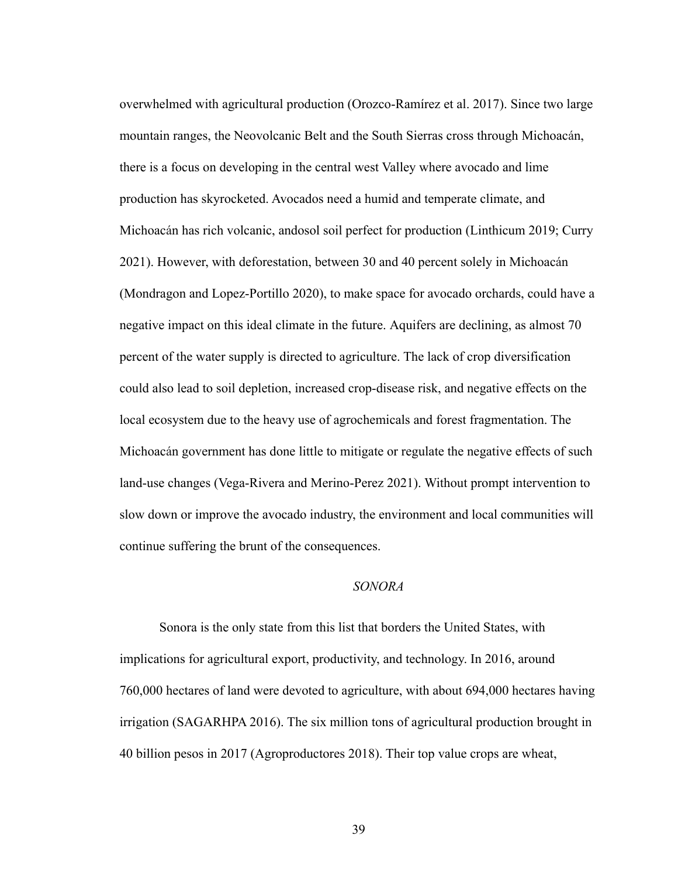overwhelmed with agricultural production (Orozco-Ramírez et al. 2017). Since two large mountain ranges, the Neovolcanic Belt and the South Sierras cross through Michoacán, there is a focus on developing in the central west Valley where avocado and lime production has skyrocketed. Avocados need a humid and temperate climate, and Michoacán has rich volcanic, andosol soil perfect for production (Linthicum 2019; Curry 2021). However, with deforestation, between 30 and 40 percent solely in Michoacán (Mondragon and Lopez-Portillo 2020), to make space for avocado orchards, could have a negative impact on this ideal climate in the future. Aquifers are declining, as almost 70 percent of the water supply is directed to agriculture. The lack of crop diversification could also lead to soil depletion, increased crop-disease risk, and negative effects on the local ecosystem due to the heavy use of agrochemicals and forest fragmentation. The Michoacán government has done little to mitigate or regulate the negative effects of such land-use changes (Vega-Rivera and Merino-Perez 2021). Without prompt intervention to slow down or improve the avocado industry, the environment and local communities will continue suffering the brunt of the consequences.

### *SONORA*

Sonora is the only state from this list that borders the United States, with implications for agricultural export, productivity, and technology. In 2016, around 760,000 hectares of land were devoted to agriculture, with about 694,000 hectares having irrigation (SAGARHPA 2016). The six million tons of agricultural production brought in 40 billion pesos in 2017 (Agroproductores 2018). Their top value crops are wheat,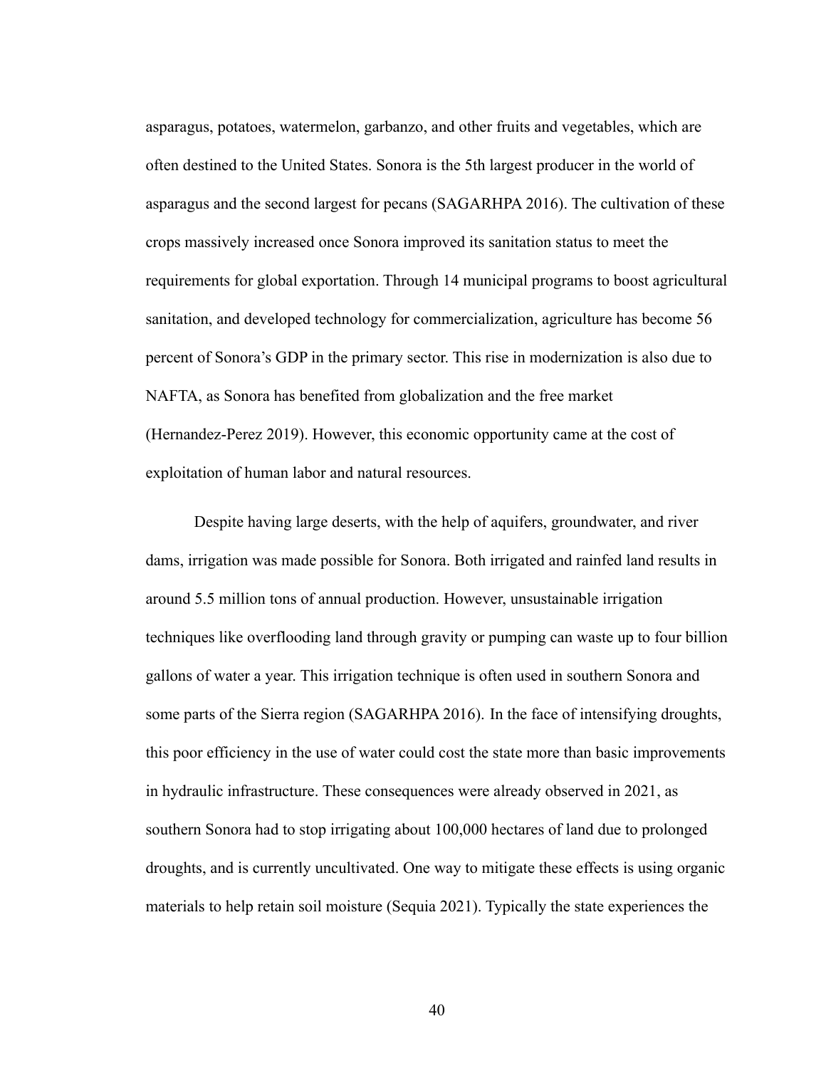asparagus, potatoes, watermelon, garbanzo, and other fruits and vegetables, which are often destined to the United States. Sonora is the 5th largest producer in the world of asparagus and the second largest for pecans (SAGARHPA 2016). The cultivation of these crops massively increased once Sonora improved its sanitation status to meet the requirements for global exportation. Through 14 municipal programs to boost agricultural sanitation, and developed technology for commercialization, agriculture has become 56 percent of Sonora's GDP in the primary sector. This rise in modernization is also due to NAFTA, as Sonora has benefited from globalization and the free market (Hernandez-Perez 2019). However, this economic opportunity came at the cost of exploitation of human labor and natural resources.

Despite having large deserts, with the help of aquifers, groundwater, and river dams, irrigation was made possible for Sonora. Both irrigated and rainfed land results in around 5.5 million tons of annual production. However, unsustainable irrigation techniques like overflooding land through gravity or pumping can waste up to four billion gallons of water a year. This irrigation technique is often used in southern Sonora and some parts of the Sierra region (SAGARHPA 2016). In the face of intensifying droughts, this poor efficiency in the use of water could cost the state more than basic improvements in hydraulic infrastructure. These consequences were already observed in 2021, as southern Sonora had to stop irrigating about 100,000 hectares of land due to prolonged droughts, and is currently uncultivated. One way to mitigate these effects is using organic materials to help retain soil moisture (Sequia 2021). Typically the state experiences the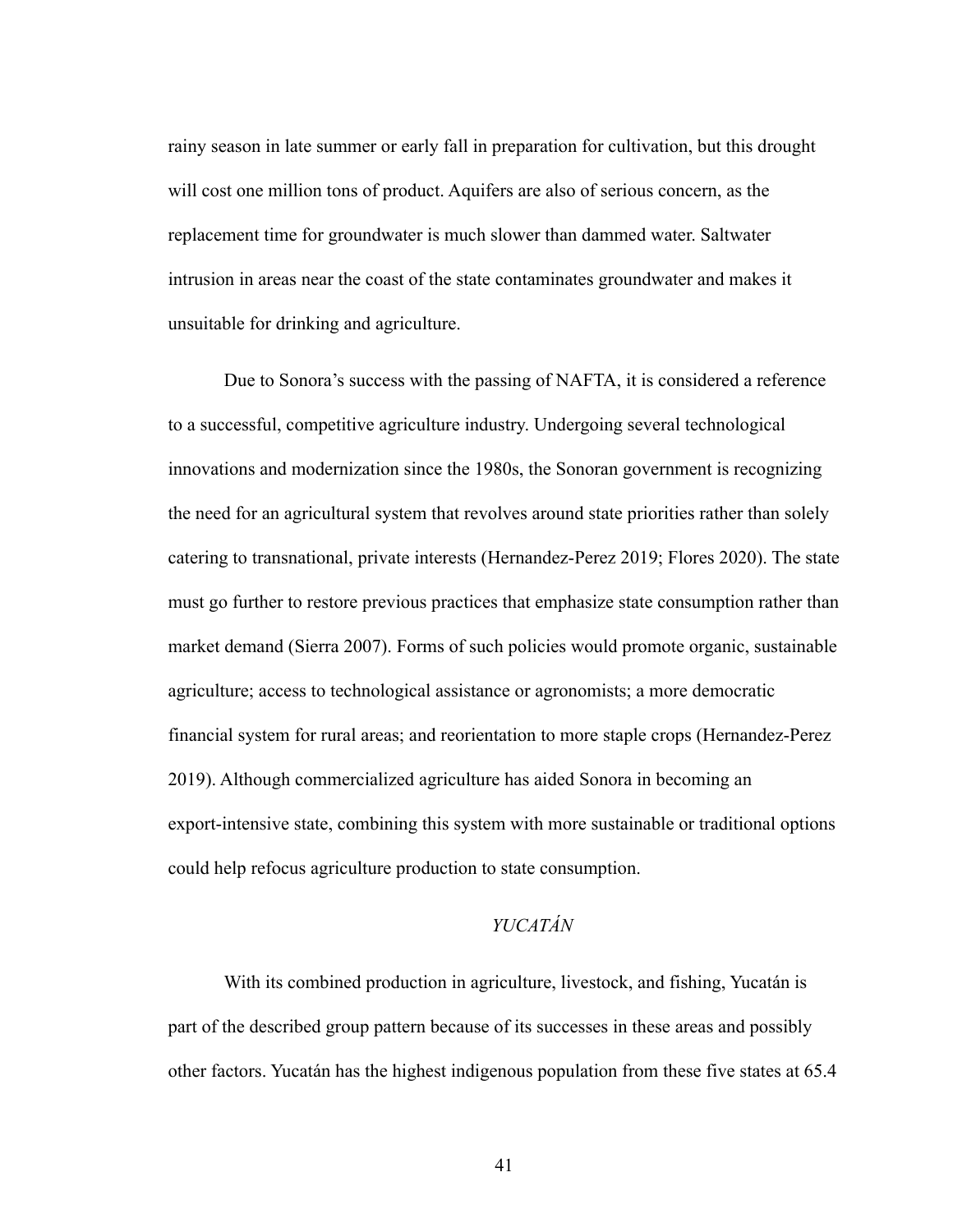rainy season in late summer or early fall in preparation for cultivation, but this drought will cost one million tons of product. Aquifers are also of serious concern, as the replacement time for groundwater is much slower than dammed water. Saltwater intrusion in areas near the coast of the state contaminates groundwater and makes it unsuitable for drinking and agriculture.

Due to Sonora's success with the passing of NAFTA, it is considered a reference to a successful, competitive agriculture industry. Undergoing several technological innovations and modernization since the 1980s, the Sonoran government is recognizing the need for an agricultural system that revolves around state priorities rather than solely catering to transnational, private interests (Hernandez-Perez 2019; Flores 2020). The state must go further to restore previous practices that emphasize state consumption rather than market demand (Sierra 2007). Forms of such policies would promote organic, sustainable agriculture; access to technological assistance or agronomists; a more democratic financial system for rural areas; and reorientation to more staple crops (Hernandez-Perez 2019). Although commercialized agriculture has aided Sonora in becoming an export-intensive state, combining this system with more sustainable or traditional options could help refocus agriculture production to state consumption.

### *YUCATÁN*

With its combined production in agriculture, livestock, and fishing, Yucatán is part of the described group pattern because of its successes in these areas and possibly other factors. Yucatán has the highest indigenous population from these five states at 65.4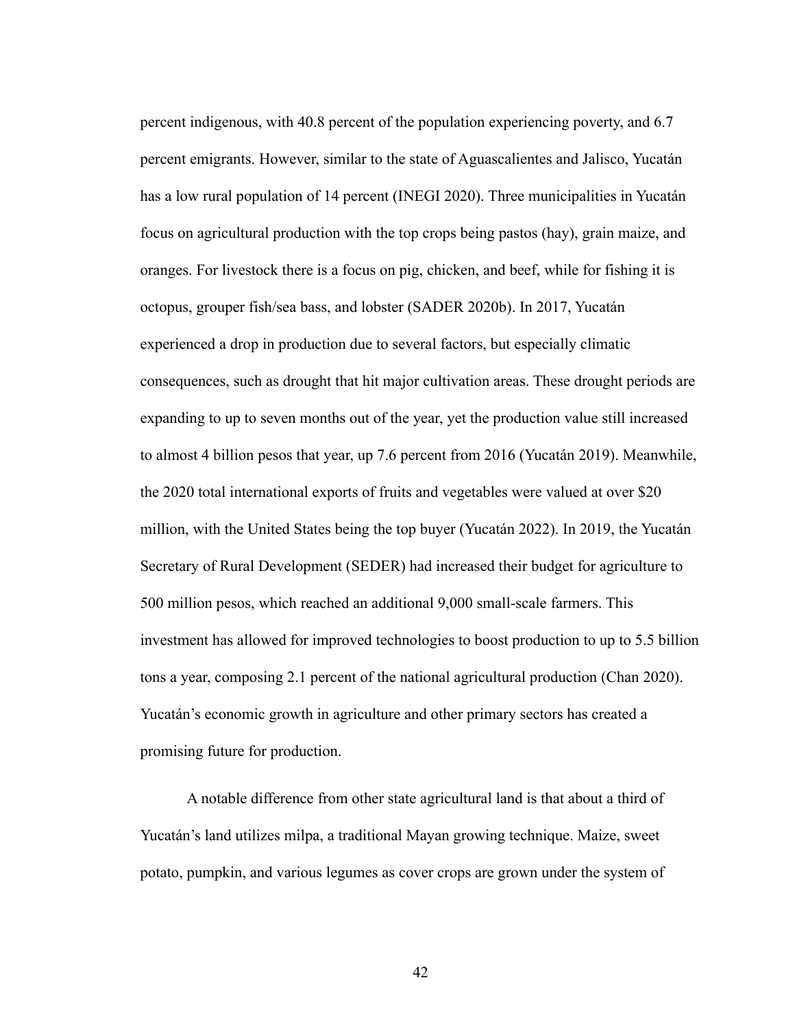percent indigenous, with 40.8 percent of the population experiencing poverty, and 6.7 percent emigrants. However, similar to the state of Aguascalientes and Jalisco, Yucatán has a low rural population of 14 percent (INEGI 2020). Three municipalities in Yucatán focus on agricultural production with the top crops being pastos (hay), grain maize, and oranges. For livestock there is a focus on pig, chicken, and beef, while for fishing it is octopus, grouper fish/sea bass, and lobster (SADER 2020b). In 2017, Yucatán experienced a drop in production due to several factors, but especially climatic consequences, such as drought that hit major cultivation areas. These drought periods are expanding to up to seven months out of the year, yet the production value still increased to almost 4 billion pesos that year, up 7.6 percent from 2016 (Yucatán 2019). Meanwhile, the 2020 total international exports of fruits and vegetables were valued at over $20 million, with the United States being the top buyer (Yucatán 2022). In 2019, the Yucatán Secretary of Rural Development (SEDER) had increased their budget for agriculture to 500 million pesos, which reached an additional 9,000 small-scale farmers. This investment has allowed for improved technologies to boost production to up to 5.5 billion tons a year, composing 2.1 percent of the national agricultural production (Chan 2020). Yucatán's economic growth in agriculture and other primary sectors has created a promising future for production.

A notable difference from other state agricultural land is that about a third of Yucatán's land utilizes milpa, a traditional Mayan growing technique. Maize, sweet potato, pumpkin, and various legumes as cover crops are grown under the system of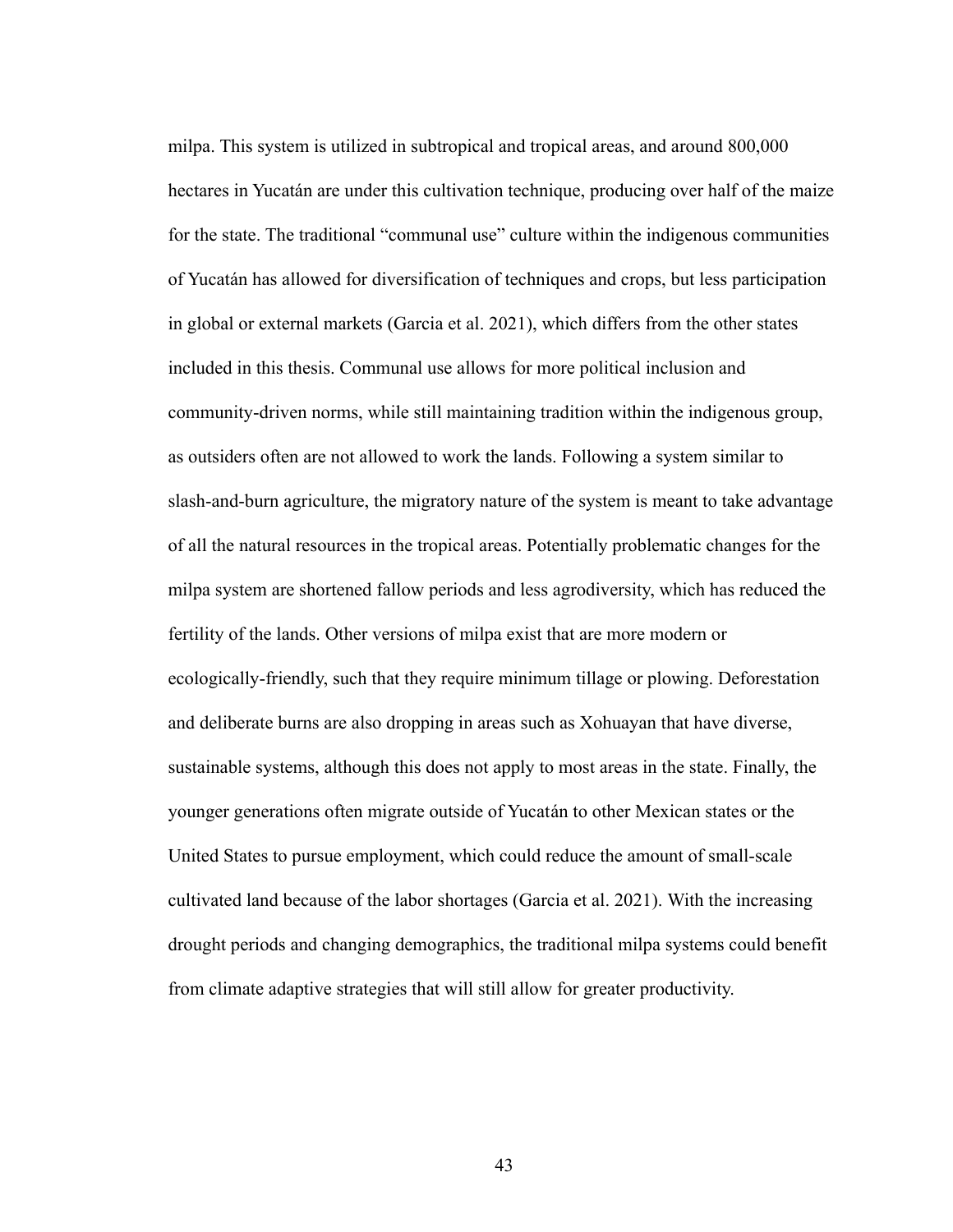milpa. This system is utilized in subtropical and tropical areas, and around 800,000 hectares in Yucatán are under this cultivation technique, producing over half of the maize for the state. The traditional "communal use" culture within the indigenous communities of Yucatán has allowed for diversification of techniques and crops, but less participation in global or external markets (Garcia et al. 2021), which differs from the other states included in this thesis. Communal use allows for more political inclusion and community-driven norms, while still maintaining tradition within the indigenous group, as outsiders often are not allowed to work the lands. Following a system similar to slash-and-burn agriculture, the migratory nature of the system is meant to take advantage of all the natural resources in the tropical areas. Potentially problematic changes for the milpa system are shortened fallow periods and less agrodiversity, which has reduced the fertility of the lands. Other versions of milpa exist that are more modern or ecologically-friendly, such that they require minimum tillage or plowing. Deforestation and deliberate burns are also dropping in areas such as Xohuayan that have diverse, sustainable systems, although this does not apply to most areas in the state. Finally, the younger generations often migrate outside of Yucatán to other Mexican states or the United States to pursue employment, which could reduce the amount of small-scale cultivated land because of the labor shortages (Garcia et al. 2021). With the increasing drought periods and changing demographics, the traditional milpa systems could benefit from climate adaptive strategies that will still allow for greater productivity.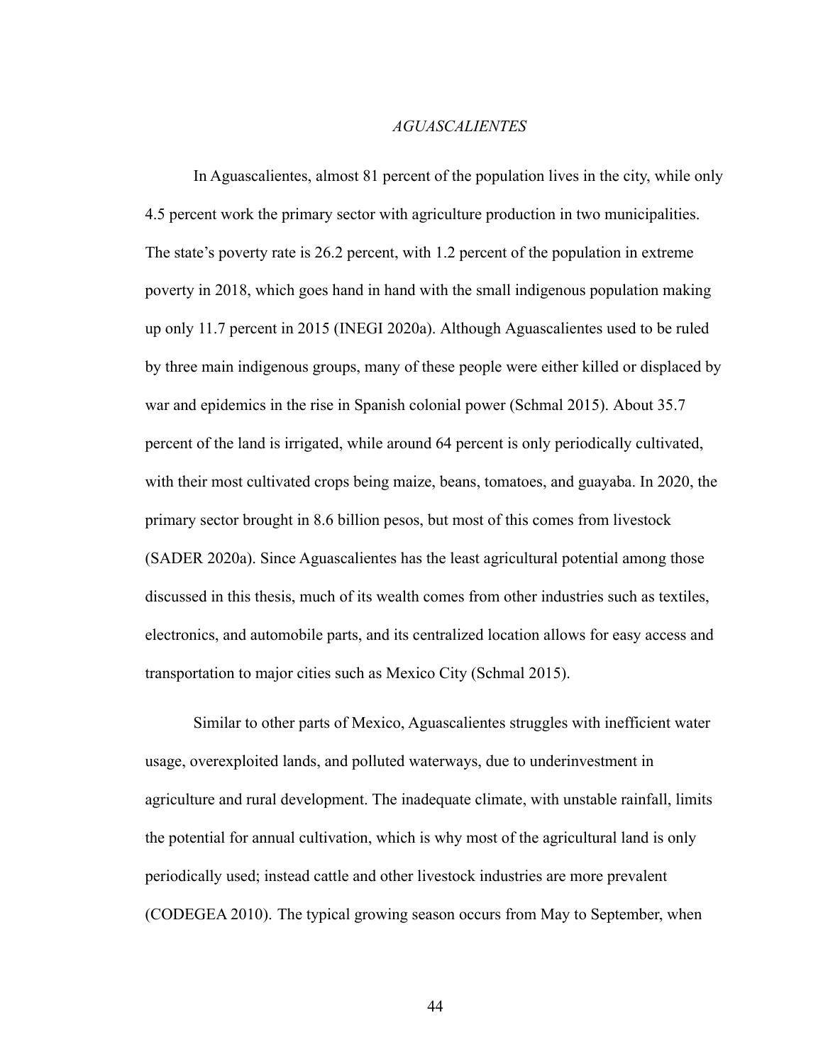### *AGUASCALIENTES*

In Aguascalientes, almost 81 percent of the population lives in the city, while only 4.5 percent work the primary sector with agriculture production in two municipalities. The state's poverty rate is 26.2 percent, with 1.2 percent of the population in extreme poverty in 2018, which goes hand in hand with the small indigenous population making up only 11.7 percent in 2015 (INEGI 2020a). Although Aguascalientes used to be ruled by three main indigenous groups, many of these people were either killed or displaced by war and epidemics in the rise in Spanish colonial power (Schmal 2015). About 35.7 percent of the land is irrigated, while around 64 percent is only periodically cultivated, with their most cultivated crops being maize, beans, tomatoes, and guayaba. In 2020, the primary sector brought in 8.6 billion pesos, but most of this comes from livestock (SADER 2020a). Since Aguascalientes has the least agricultural potential among those discussed in this thesis, much of its wealth comes from other industries such as textiles, electronics, and automobile parts, and its centralized location allows for easy access and transportation to major cities such as Mexico City (Schmal 2015).

Similar to other parts of Mexico, Aguascalientes struggles with inefficient water usage, overexploited lands, and polluted waterways, due to underinvestment in agriculture and rural development. The inadequate climate, with unstable rainfall, limits the potential for annual cultivation, which is why most of the agricultural land is only periodically used; instead cattle and other livestock industries are more prevalent (CODEGEA 2010). The typical growing season occurs from May to September, when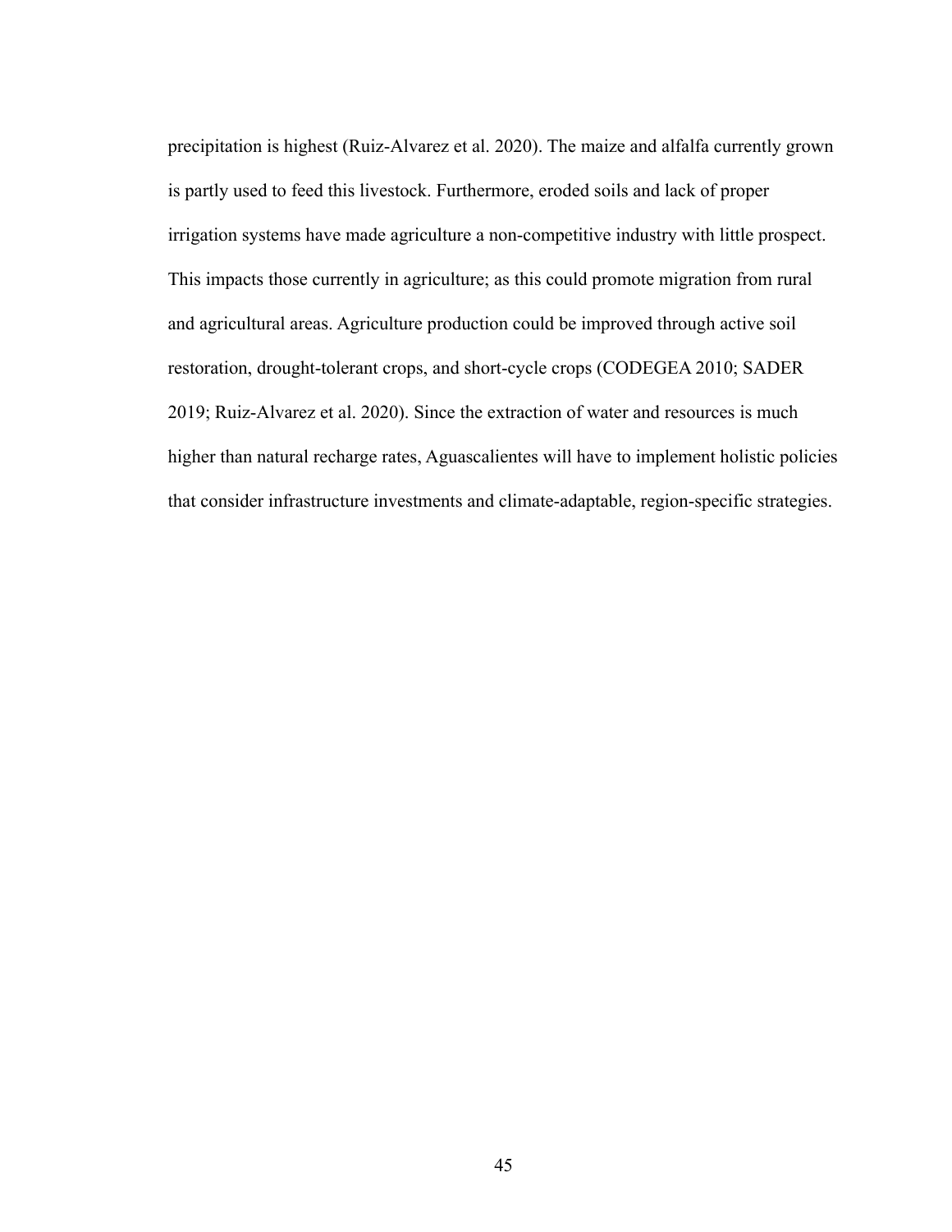precipitation is highest (Ruiz-Alvarez et al. 2020). The maize and alfalfa currently grown is partly used to feed this livestock. Furthermore, eroded soils and lack of proper irrigation systems have made agriculture a non-competitive industry with little prospect. This impacts those currently in agriculture; as this could promote migration from rural and agricultural areas. Agriculture production could be improved through active soil restoration, drought-tolerant crops, and short-cycle crops (CODEGEA 2010; SADER 2019; Ruiz-Alvarez et al. 2020). Since the extraction of water and resources is much higher than natural recharge rates, Aguascalientes will have to implement holistic policies that consider infrastructure investments and climate-adaptable, region-specific strategies.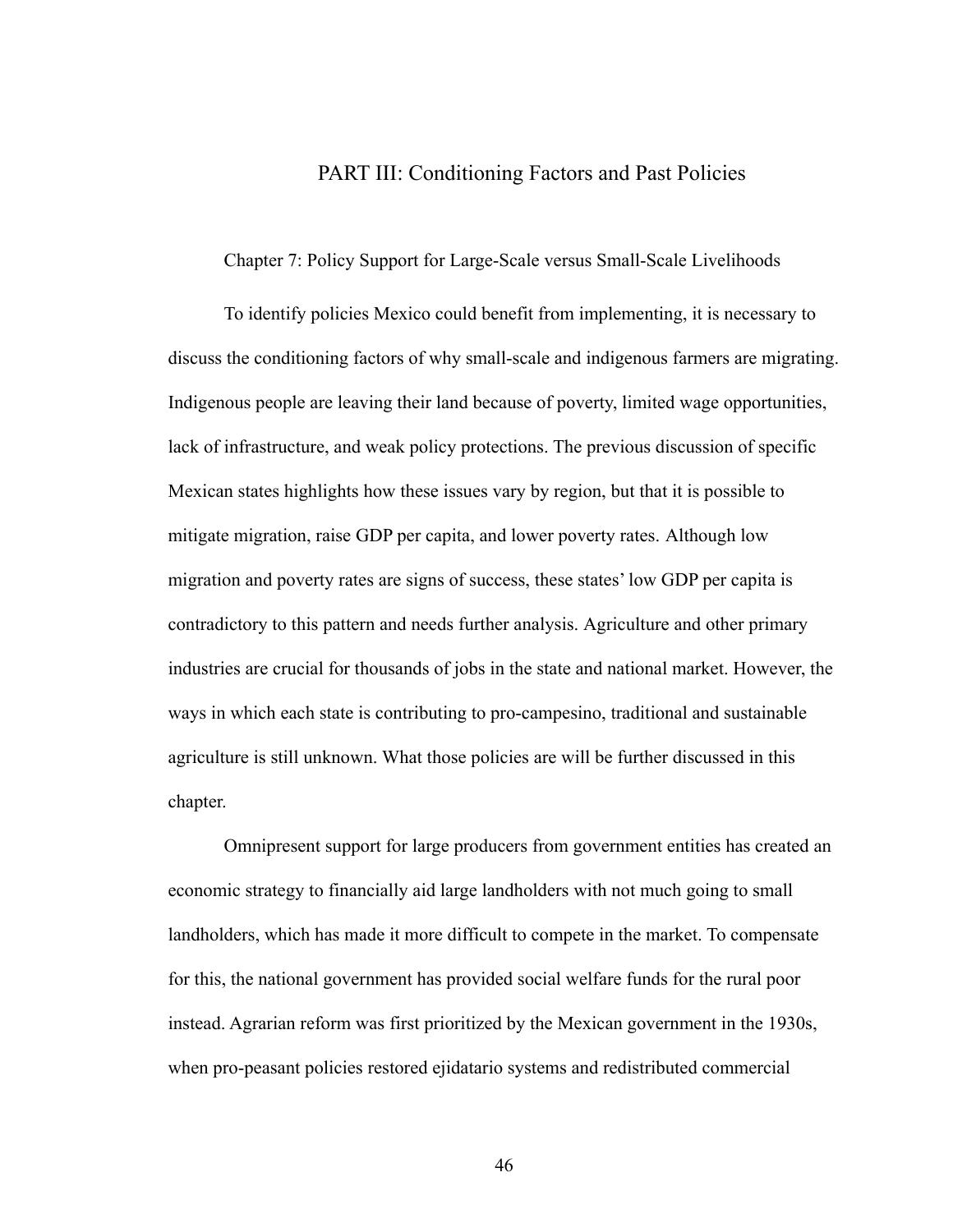# PART III: Conditioning Factors and Past Policies

## Chapter 7: Policy Support for Large-Scale versus Small-Scale Livelihoods

To identify policies Mexico could benefit from implementing, it is necessary to discuss the conditioning factors of why small-scale and indigenous farmers are migrating. Indigenous people are leaving their land because of poverty, limited wage opportunities, lack of infrastructure, and weak policy protections. The previous discussion of specific Mexican states highlights how these issues vary by region, but that it is possible to mitigate migration, raise GDP per capita, and lower poverty rates. Although low migration and poverty rates are signs of success, these states' low GDP per capita is contradictory to this pattern and needs further analysis. Agriculture and other primary industries are crucial for thousands of jobs in the state and national market. However, the ways in which each state is contributing to pro-campesino, traditional and sustainable agriculture is still unknown. What those policies are will be further discussed in this chapter.

Omnipresent support for large producers from government entities has created an economic strategy to financially aid large landholders with not much going to small landholders, which has made it more difficult to compete in the market. To compensate for this, the national government has provided social welfare funds for the rural poor instead. Agrarian reform was first prioritized by the Mexican government in the 1930s, when pro-peasant policies restored ejidatario systems and redistributed commercial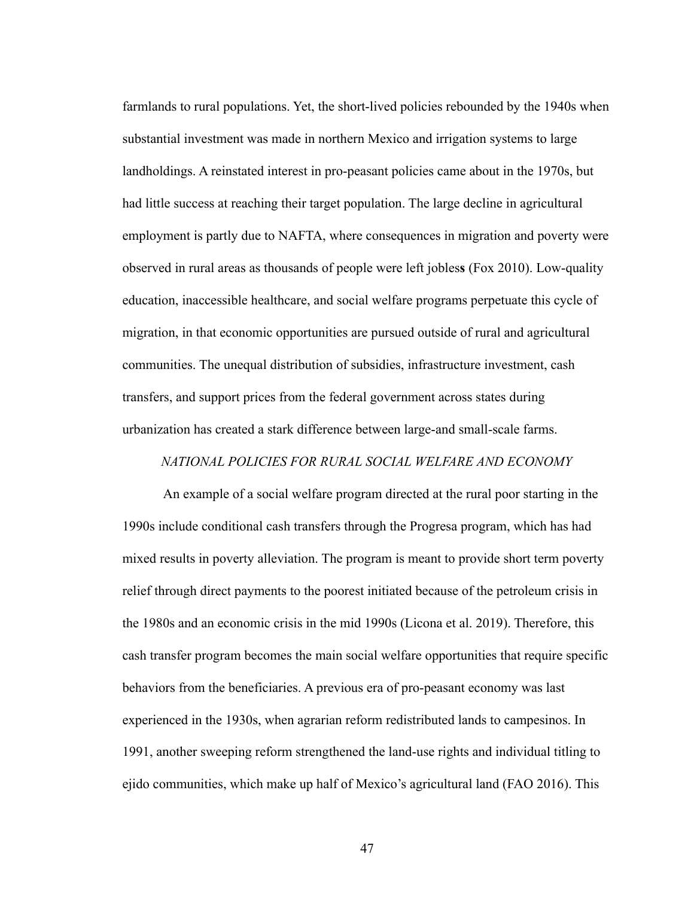farmlands to rural populations. Yet, the short-lived policies rebounded by the 1940s when substantial investment was made in northern Mexico and irrigation systems to large landholdings. A reinstated interest in pro-peasant policies came about in the 1970s, but had little success at reaching their target population. The large decline in agricultural employment is partly due to NAFTA, where consequences in migration and poverty were observed in rural areas as thousands of people were left jobless (Fox 2010). Low-quality education, inaccessible healthcare, and social welfare programs perpetuate this cycle of migration, in that economic opportunities are pursued outside of rural and agricultural communities. The unequal distribution of subsidies, infrastructure investment, cash transfers, and support prices from the federal government across states during urbanization has created a stark difference between large-and small-scale farms.

### *NATIONAL POLICIES FOR RURAL SOCIAL WELFARE AND ECONOMY*

An example of a social welfare program directed at the rural poor starting in the 1990s include conditional cash transfers through the Progresa program, which has had mixed results in poverty alleviation. The program is meant to provide short term poverty relief through direct payments to the poorest initiated because of the petroleum crisis in the 1980s and an economic crisis in the mid 1990s (Licona et al. 2019). Therefore, this cash transfer program becomes the main social welfare opportunities that require specific behaviors from the beneficiaries. A previous era of pro-peasant economy was last experienced in the 1930s, when agrarian reform redistributed lands to campesinos. In 1991, another sweeping reform strengthened the land-use rights and individual titling to ejido communities, which make up half of Mexico's agricultural land (FAO 2016). This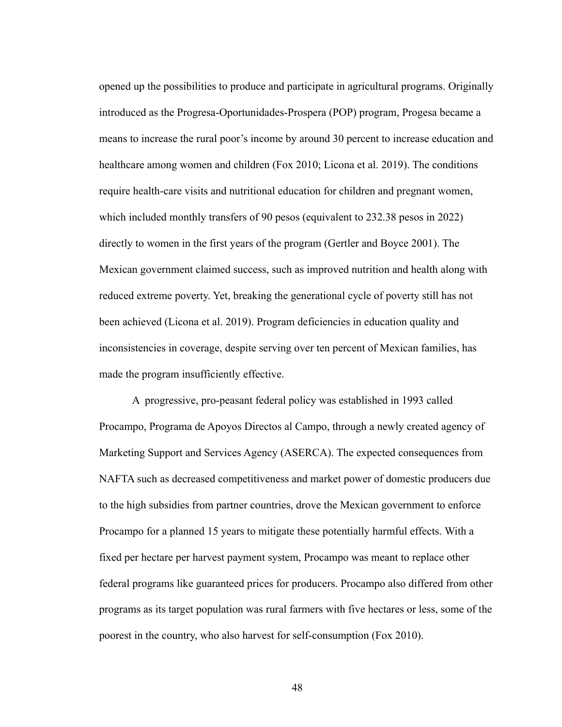opened up the possibilities to produce and participate in agricultural programs. Originally introduced as the Progresa-Oportunidades-Prospera (POP) program, Progesa became a means to increase the rural poor's income by around 30 percent to increase education and healthcare among women and children (Fox 2010; Licona et al. 2019). The conditions require health-care visits and nutritional education for children and pregnant women, which included monthly transfers of 90 pesos (equivalent to 232.38 pesos in 2022) directly to women in the first years of the program (Gertler and Boyce 2001). The Mexican government claimed success, such as improved nutrition and health along with reduced extreme poverty. Yet, breaking the generational cycle of poverty still has not been achieved (Licona et al. 2019). Program deficiencies in education quality and inconsistencies in coverage, despite serving over ten percent of Mexican families, has made the program insufficiently effective.

A progressive, pro-peasant federal policy was established in 1993 called Procampo, Programa de Apoyos Directos al Campo, through a newly created agency of Marketing Support and Services Agency (ASERCA). The expected consequences from NAFTA such as decreased competitiveness and market power of domestic producers due to the high subsidies from partner countries, drove the Mexican government to enforce Procampo for a planned 15 years to mitigate these potentially harmful effects. With a fixed per hectare per harvest payment system, Procampo was meant to replace other federal programs like guaranteed prices for producers. Procampo also differed from other programs as its target population was rural farmers with five hectares or less, some of the poorest in the country, who also harvest for self-consumption (Fox 2010).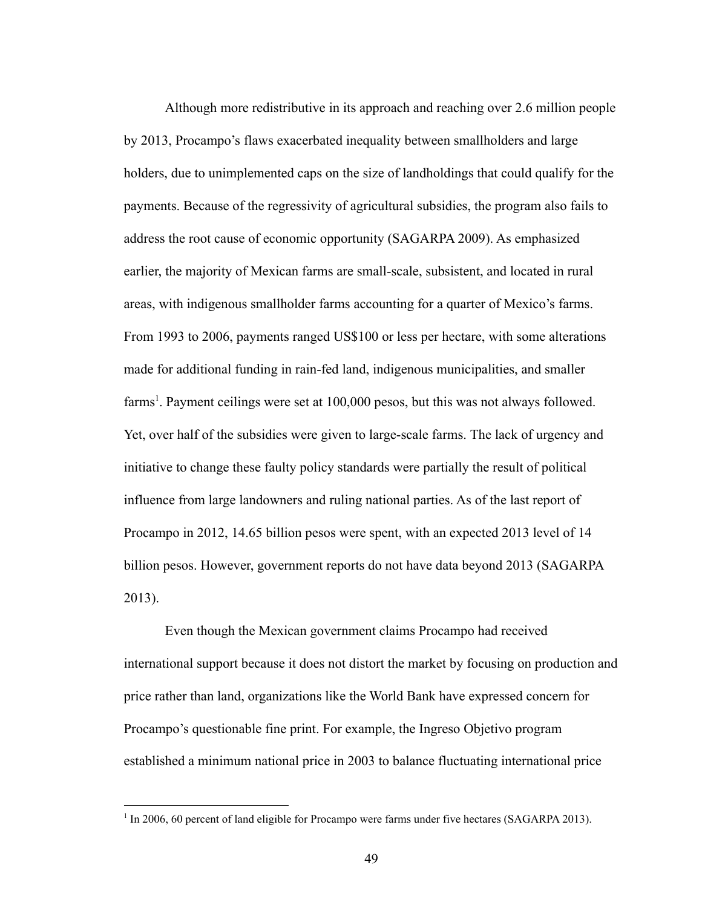Although more redistributive in its approach and reaching over 2.6 million people by 2013, Procampo's flaws exacerbated inequality between smallholders and large holders, due to unimplemented caps on the size of landholdings that could qualify for the payments. Because of the regressivity of agricultural subsidies, the program also fails to address the root cause of economic opportunity (SAGARPA 2009). As emphasized earlier, the majority of Mexican farms are small-scale, subsistent, and located in rural areas, with indigenous smallholder farms accounting for a quarter of Mexico's farms. From 1993 to 2006, payments ranged US$100 or less per hectare, with some alterations made for additional funding in rain-fed land, indigenous municipalities, and smaller farms[1]. Payment ceilings were set at 100,000 pesos, but this was not always followed. Yet, over half of the subsidies were given to large-scale farms. The lack of urgency and initiative to change these faulty policy standards were partially the result of political influence from large landowners and ruling national parties. As of the last report of Procampo in 2012, 14.65 billion pesos were spent, with an expected 2013 level of 14 billion pesos. However, government reports do not have data beyond 2013 (SAGARPA 2013).

Even though the Mexican government claims Procampo had received international support because it does not distort the market by focusing on production and price rather than land, organizations like the World Bank have expressed concern for Procampo's questionable fine print. For example, the Ingreso Objetivo program established a minimum national price in 2003 to balance fluctuating international price

[1] In 2006, 60 percent of land eligible for Procampo were farms under five hectares (SAGARPA 2013).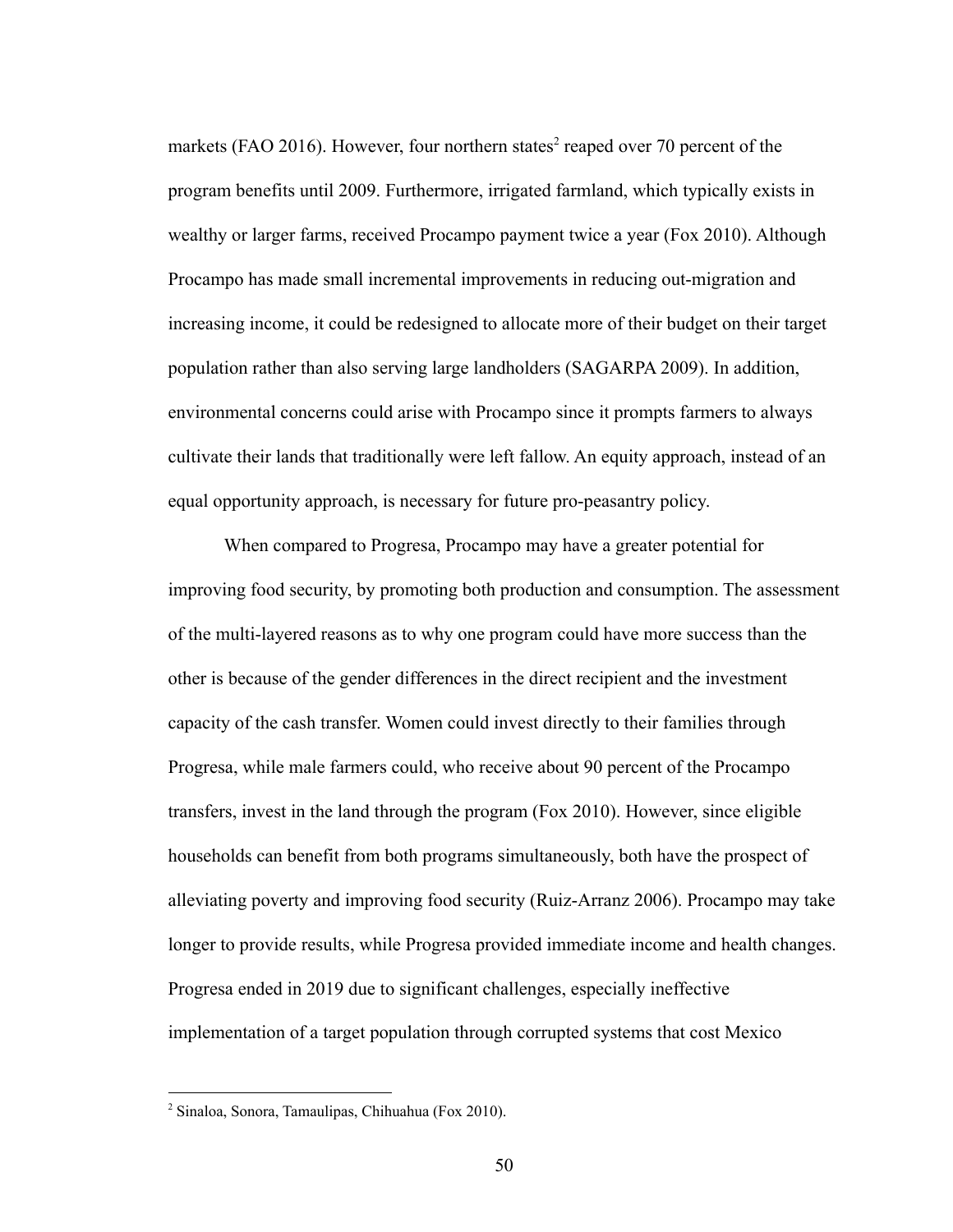markets (FAO 2016). However, four northern states[2] reaped over 70 percent of the program benefits until 2009. Furthermore, irrigated farmland, which typically exists in wealthy or larger farms, received Procampo payment twice a year (Fox 2010). Although Procampo has made small incremental improvements in reducing out-migration and increasing income, it could be redesigned to allocate more of their budget on their target population rather than also serving large landholders (SAGARPA 2009). In addition, environmental concerns could arise with Procampo since it prompts farmers to always cultivate their lands that traditionally were left fallow. An equity approach, instead of an equal opportunity approach, is necessary for future pro-peasantry policy.

When compared to Progresa, Procampo may have a greater potential for improving food security, by promoting both production and consumption. The assessment of the multi-layered reasons as to why one program could have more success than the other is because of the gender differences in the direct recipient and the investment capacity of the cash transfer. Women could invest directly to their families through Progresa, while male farmers could, who receive about 90 percent of the Procampo transfers, invest in the land through the program (Fox 2010). However, since eligible households can benefit from both programs simultaneously, both have the prospect of alleviating poverty and improving food security (Ruiz-Arranz 2006). Procampo may take longer to provide results, while Progresa provided immediate income and health changes. Progresa ended in 2019 due to significant challenges, especially ineffective implementation of a target population through corrupted systems that cost Mexico

[2] Sinaloa, Sonora, Tamaulipas, Chihuahua (Fox 2010).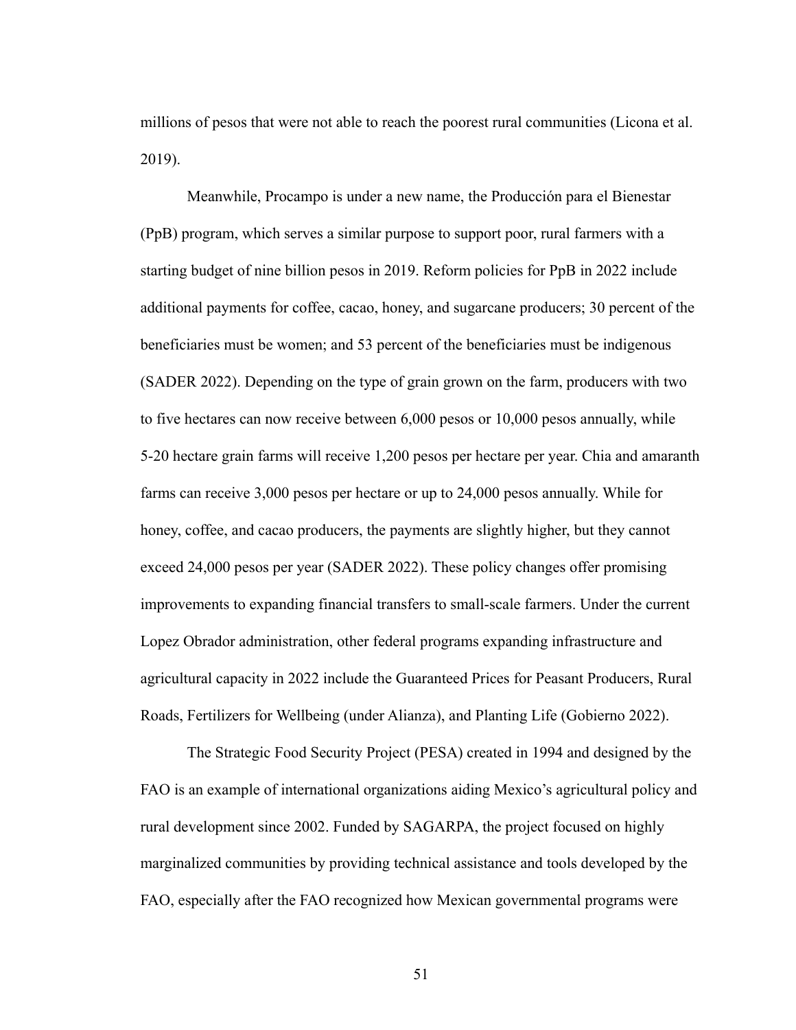millions of pesos that were not able to reach the poorest rural communities (Licona et al. 2019).

Meanwhile, Procampo is under a new name, the Producción para el Bienestar (PpB) program, which serves a similar purpose to support poor, rural farmers with a starting budget of nine billion pesos in 2019. Reform policies for PpB in 2022 include additional payments for coffee, cacao, honey, and sugarcane producers; 30 percent of the beneficiaries must be women; and 53 percent of the beneficiaries must be indigenous (SADER 2022). Depending on the type of grain grown on the farm, producers with two to five hectares can now receive between 6,000 pesos or 10,000 pesos annually, while 5-20 hectare grain farms will receive 1,200 pesos per hectare per year. Chia and amaranth farms can receive 3,000 pesos per hectare or up to 24,000 pesos annually. While for honey, coffee, and cacao producers, the payments are slightly higher, but they cannot exceed 24,000 pesos per year (SADER 2022). These policy changes offer promising improvements to expanding financial transfers to small-scale farmers. Under the current Lopez Obrador administration, other federal programs expanding infrastructure and agricultural capacity in 2022 include the Guaranteed Prices for Peasant Producers, Rural Roads, Fertilizers for Wellbeing (under Alianza), and Planting Life (Gobierno 2022).

The Strategic Food Security Project (PESA) created in 1994 and designed by the FAO is an example of international organizations aiding Mexico's agricultural policy and rural development since 2002. Funded by SAGARPA, the project focused on highly marginalized communities by providing technical assistance and tools developed by the FAO, especially after the FAO recognized how Mexican governmental programs were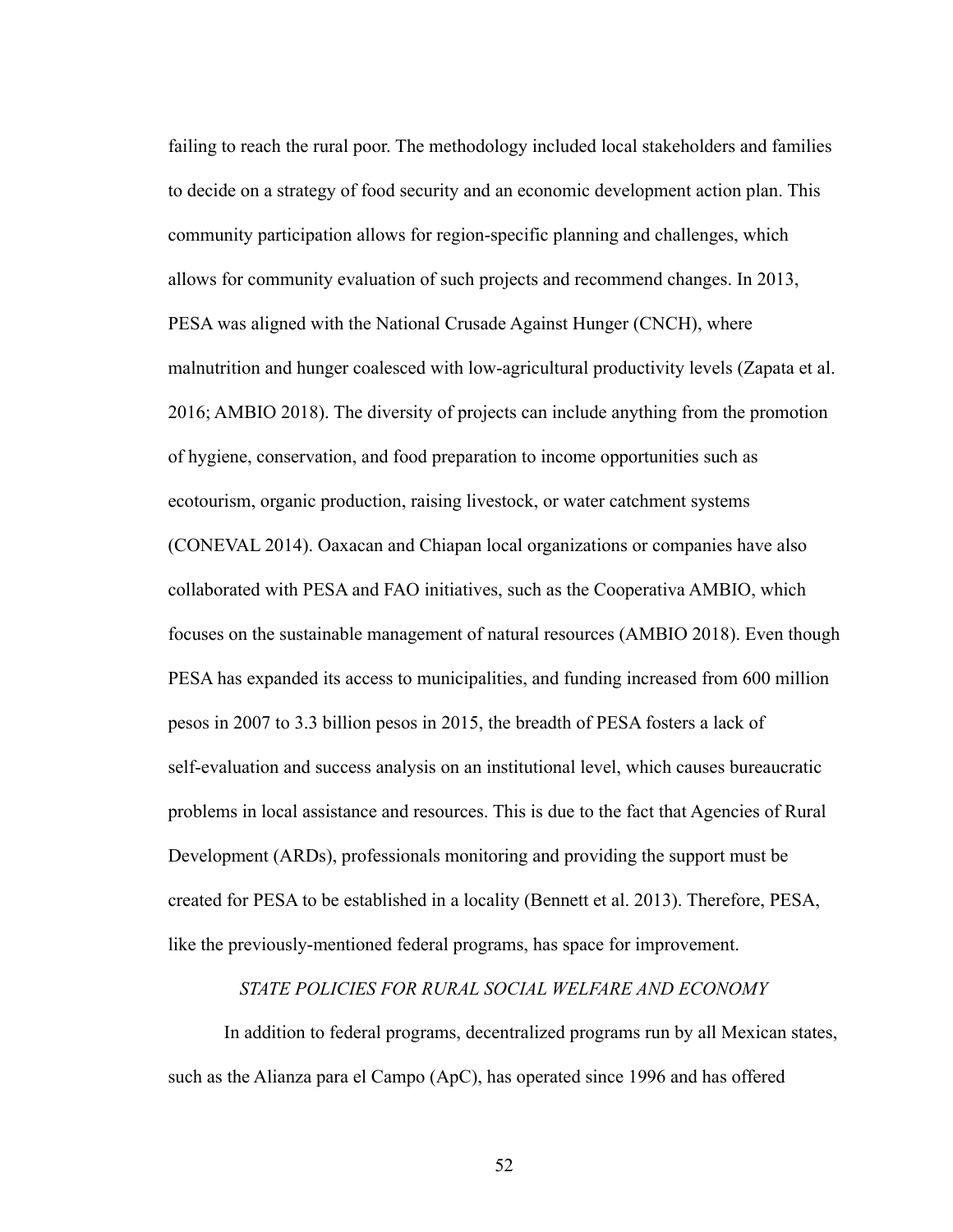failing to reach the rural poor. The methodology included local stakeholders and families to decide on a strategy of food security and an economic development action plan. This community participation allows for region-specific planning and challenges, which allows for community evaluation of such projects and recommend changes. In 2013, PESA was aligned with the National Crusade Against Hunger (CNCH), where malnutrition and hunger coalesced with low-agricultural productivity levels (Zapata et al. 2016; AMBIO 2018). The diversity of projects can include anything from the promotion of hygiene, conservation, and food preparation to income opportunities such as ecotourism, organic production, raising livestock, or water catchment systems (CONEVAL 2014). Oaxacan and Chiapan local organizations or companies have also collaborated with PESA and FAO initiatives, such as the Cooperativa AMBIO, which focuses on the sustainable management of natural resources (AMBIO 2018). Even though PESA has expanded its access to municipalities, and funding increased from 600 million pesos in 2007 to 3.3 billion pesos in 2015, the breadth of PESA fosters a lack of self-evaluation and success analysis on an institutional level, which causes bureaucratic problems in local assistance and resources. This is due to the fact that Agencies of Rural Development (ARDs), professionals monitoring and providing the support must be created for PESA to be established in a locality (Bennett et al. 2013). Therefore, PESA, like the previously-mentioned federal programs, has space for improvement.

### *STATE POLICIES FOR RURAL SOCIAL WELFARE AND ECONOMY*

In addition to federal programs, decentralized programs run by all Mexican states, such as the Alianza para el Campo (ApC), has operated since 1996 and has offered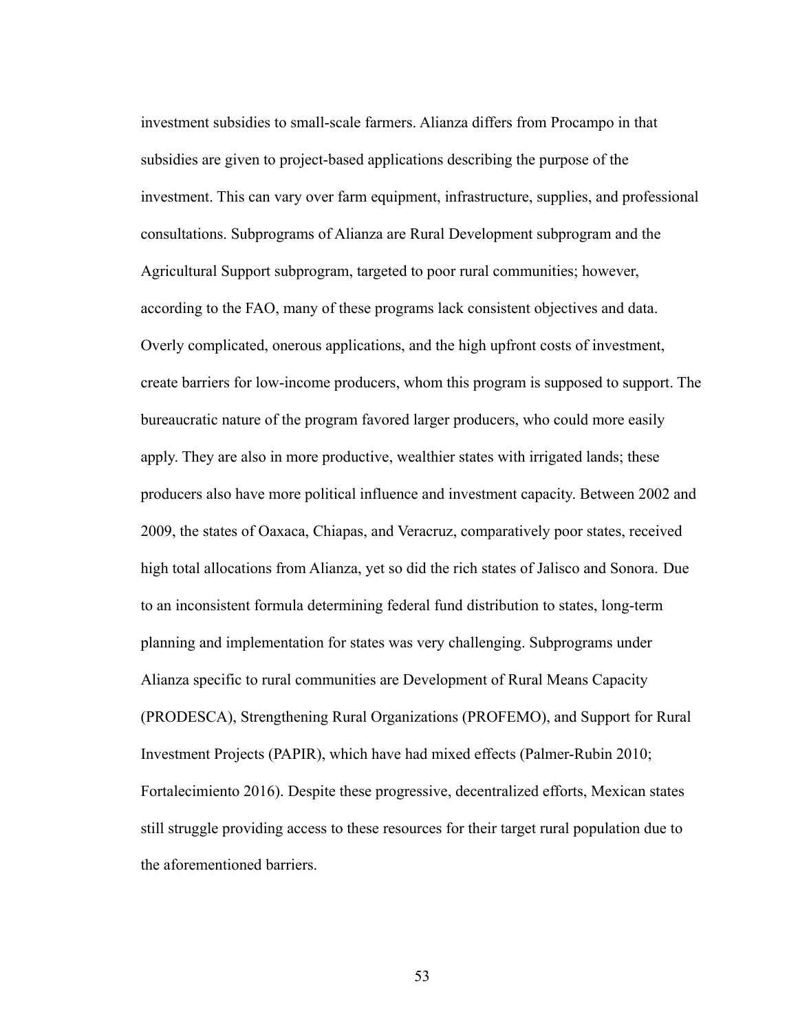investment subsidies to small-scale farmers. Alianza differs from Procampo in that subsidies are given to project-based applications describing the purpose of the investment. This can vary over farm equipment, infrastructure, supplies, and professional consultations. Subprograms of Alianza are Rural Development subprogram and the Agricultural Support subprogram, targeted to poor rural communities; however, according to the FAO, many of these programs lack consistent objectives and data. Overly complicated, onerous applications, and the high upfront costs of investment, create barriers for low-income producers, whom this program is supposed to support. The bureaucratic nature of the program favored larger producers, who could more easily apply. They are also in more productive, wealthier states with irrigated lands; these producers also have more political influence and investment capacity. Between 2002 and 2009, the states of Oaxaca, Chiapas, and Veracruz, comparatively poor states, received high total allocations from Alianza, yet so did the rich states of Jalisco and Sonora. Due to an inconsistent formula determining federal fund distribution to states, long-term planning and implementation for states was very challenging. Subprograms under Alianza specific to rural communities are Development of Rural Means Capacity (PRODESCA), Strengthening Rural Organizations (PROFEMO), and Support for Rural Investment Projects (PAPIR), which have had mixed effects (Palmer-Rubin 2010; Fortalecimiento 2016). Despite these progressive, decentralized efforts, Mexican states still struggle providing access to these resources for their target rural population due to the aforementioned barriers.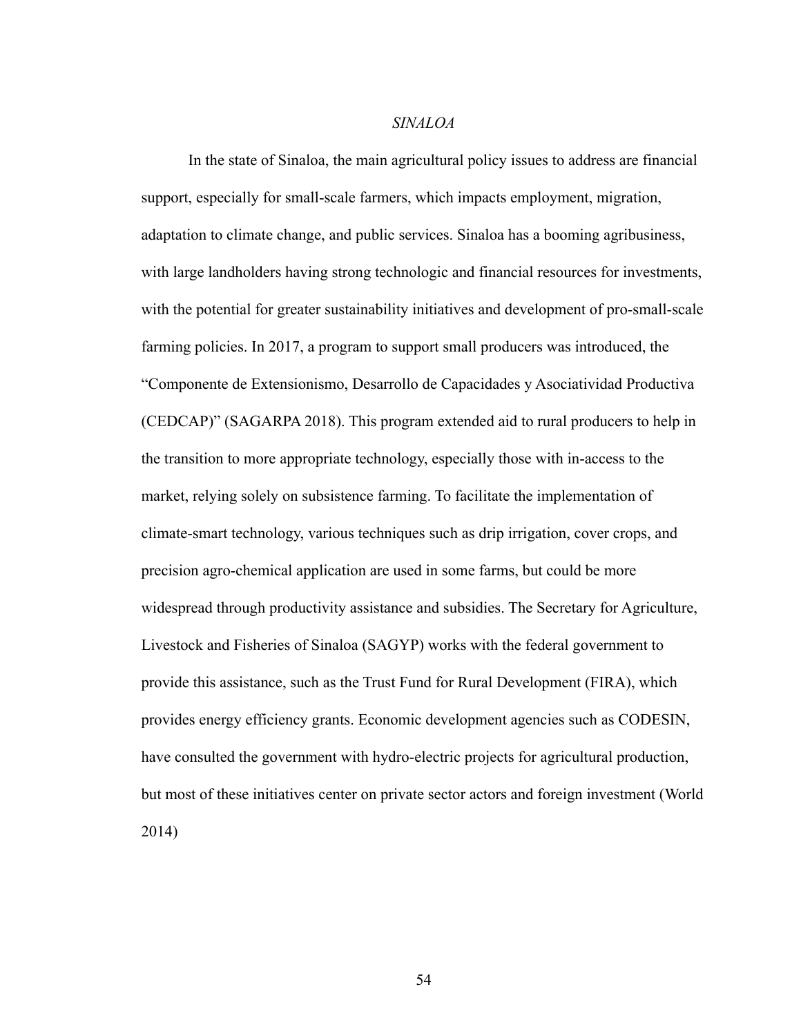### *SINALOA*

In the state of Sinaloa, the main agricultural policy issues to address are financial support, especially for small-scale farmers, which impacts employment, migration, adaptation to climate change, and public services. Sinaloa has a booming agribusiness, with large landholders having strong technologic and financial resources for investments, with the potential for greater sustainability initiatives and development of pro-small-scale farming policies. In 2017, a program to support small producers was introduced, the "Componente de Extensionismo, Desarrollo de Capacidades y Asociatividad Productiva (CEDCAP)" (SAGARPA 2018). This program extended aid to rural producers to help in the transition to more appropriate technology, especially those with in-access to the market, relying solely on subsistence farming. To facilitate the implementation of climate-smart technology, various techniques such as drip irrigation, cover crops, and precision agro-chemical application are used in some farms, but could be more widespread through productivity assistance and subsidies. The Secretary for Agriculture, Livestock and Fisheries of Sinaloa (SAGYP) works with the federal government to provide this assistance, such as the Trust Fund for Rural Development (FIRA), which provides energy efficiency grants. Economic development agencies such as CODESIN, have consulted the government with hydro-electric projects for agricultural production, but most of these initiatives center on private sector actors and foreign investment (World 2014)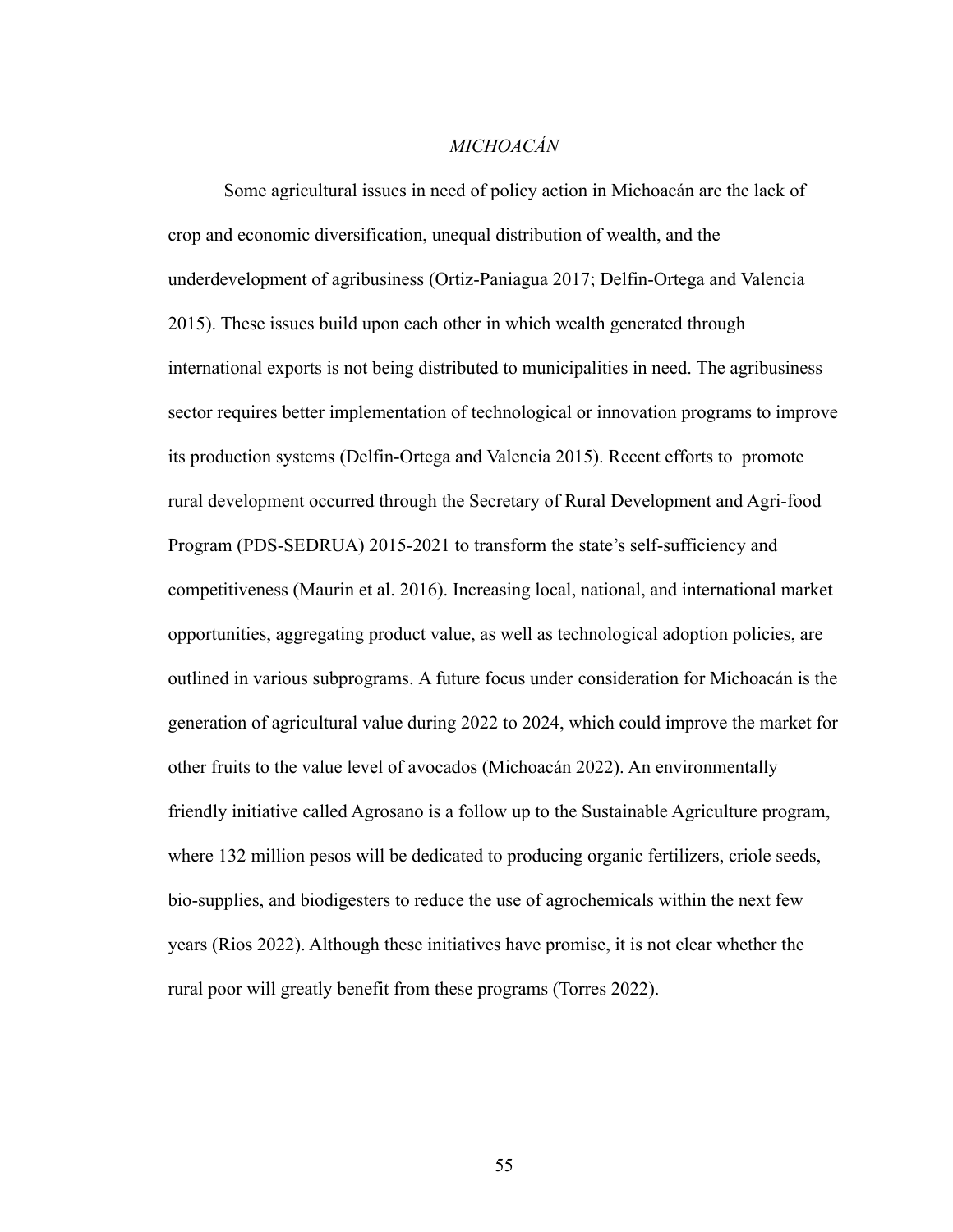## *MICHOACÁN*

Some agricultural issues in need of policy action in Michoacán are the lack of crop and economic diversification, unequal distribution of wealth, and the underdevelopment of agribusiness (Ortiz-Paniagua 2017; Delfin-Ortega and Valencia 2015). These issues build upon each other in which wealth generated through international exports is not being distributed to municipalities in need. The agribusiness sector requires better implementation of technological or innovation programs to improve its production systems (Delfin-Ortega and Valencia 2015). Recent efforts to promote rural development occurred through the Secretary of Rural Development and Agri-food Program (PDS-SEDRUA) 2015-2021 to transform the state's self-sufficiency and competitiveness (Maurin et al. 2016). Increasing local, national, and international market opportunities, aggregating product value, as well as technological adoption policies, are outlined in various subprograms. A future focus under consideration for Michoacán is the generation of agricultural value during 2022 to 2024, which could improve the market for other fruits to the value level of avocados (Michoacán 2022). An environmentally friendly initiative called Agrosano is a follow up to the Sustainable Agriculture program, where 132 million pesos will be dedicated to producing organic fertilizers, criole seeds, bio-supplies, and biodigesters to reduce the use of agrochemicals within the next few years (Rios 2022). Although these initiatives have promise, it is not clear whether the rural poor will greatly benefit from these programs (Torres 2022).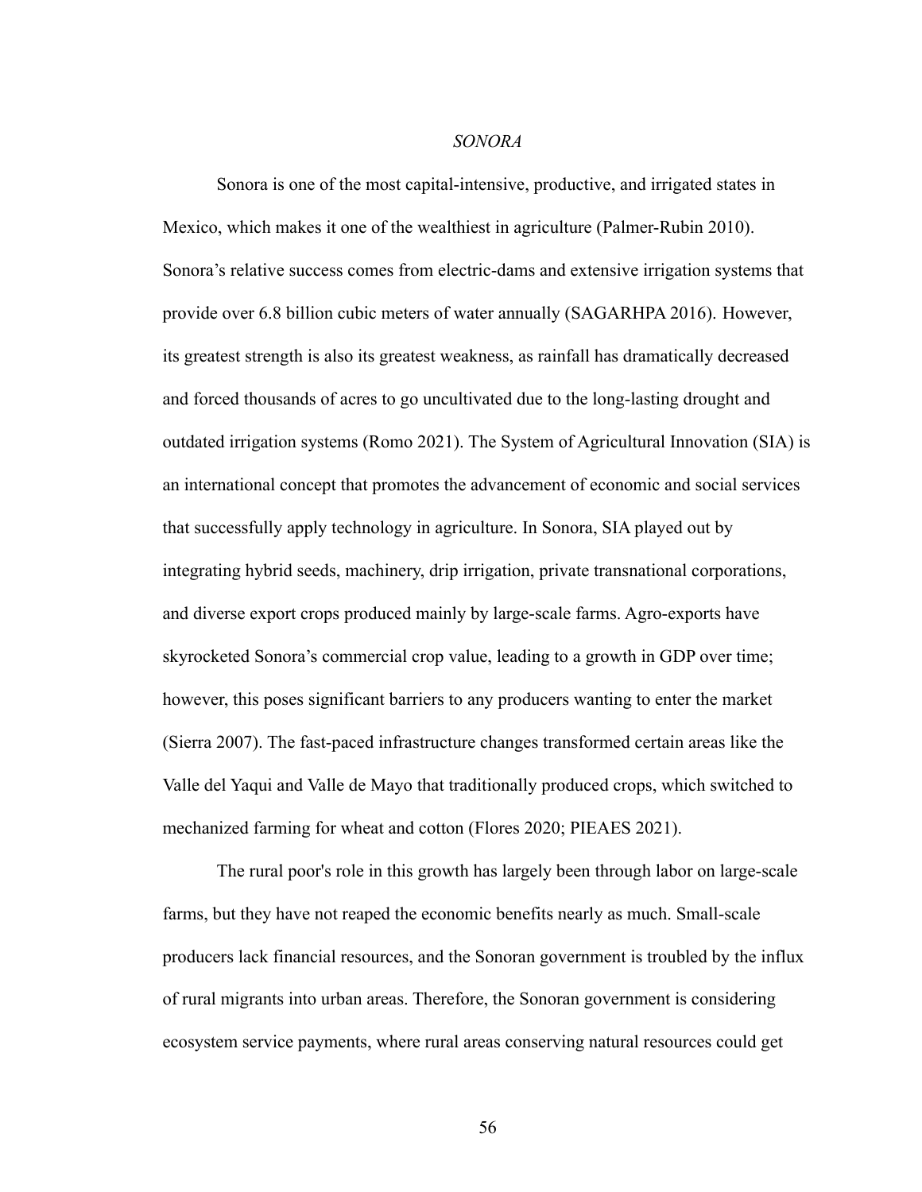## *SONORA*

Sonora is one of the most capital-intensive, productive, and irrigated states in Mexico, which makes it one of the wealthiest in agriculture (Palmer-Rubin 2010). Sonora's relative success comes from electric-dams and extensive irrigation systems that provide over 6.8 billion cubic meters of water annually (SAGARHPA 2016). However, its greatest strength is also its greatest weakness, as rainfall has dramatically decreased and forced thousands of acres to go uncultivated due to the long-lasting drought and outdated irrigation systems (Romo 2021). The System of Agricultural Innovation (SIA) is an international concept that promotes the advancement of economic and social services that successfully apply technology in agriculture. In Sonora, SIA played out by integrating hybrid seeds, machinery, drip irrigation, private transnational corporations, and diverse export crops produced mainly by large-scale farms. Agro-exports have skyrocketed Sonora's commercial crop value, leading to a growth in GDP over time; however, this poses significant barriers to any producers wanting to enter the market (Sierra 2007). The fast-paced infrastructure changes transformed certain areas like the Valle del Yaqui and Valle de Mayo that traditionally produced crops, which switched to mechanized farming for wheat and cotton (Flores 2020; PIEAES 2021).

The rural poor's role in this growth has largely been through labor on large-scale farms, but they have not reaped the economic benefits nearly as much. Small-scale producers lack financial resources, and the Sonoran government is troubled by the influx of rural migrants into urban areas. Therefore, the Sonoran government is considering ecosystem service payments, where rural areas conserving natural resources could get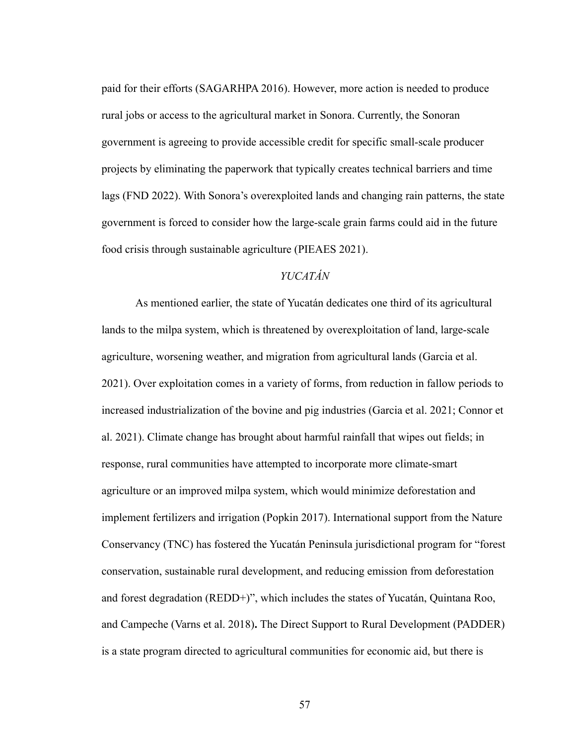paid for their efforts (SAGARHPA 2016). However, more action is needed to produce rural jobs or access to the agricultural market in Sonora. Currently, the Sonoran government is agreeing to provide accessible credit for specific small-scale producer projects by eliminating the paperwork that typically creates technical barriers and time lags (FND 2022). With Sonora's overexploited lands and changing rain patterns, the state government is forced to consider how the large-scale grain farms could aid in the future food crisis through sustainable agriculture (PIEAES 2021).

### *YUCATÁN*

As mentioned earlier, the state of Yucatán dedicates one third of its agricultural lands to the milpa system, which is threatened by overexploitation of land, large-scale agriculture, worsening weather, and migration from agricultural lands (Garcia et al. 2021). Over exploitation comes in a variety of forms, from reduction in fallow periods to increased industrialization of the bovine and pig industries (Garcia et al. 2021; Connor et al. 2021). Climate change has brought about harmful rainfall that wipes out fields; in response, rural communities have attempted to incorporate more climate-smart agriculture or an improved milpa system, which would minimize deforestation and implement fertilizers and irrigation (Popkin 2017). International support from the Nature Conservancy (TNC) has fostered the Yucatán Peninsula jurisdictional program for "forest conservation, sustainable rural development, and reducing emission from deforestation and forest degradation (REDD+)", which includes the states of Yucatán, Quintana Roo, and Campeche (Varns et al. 2018)**.** The Direct Support to Rural Development (PADDER) is a state program directed to agricultural communities for economic aid, but there is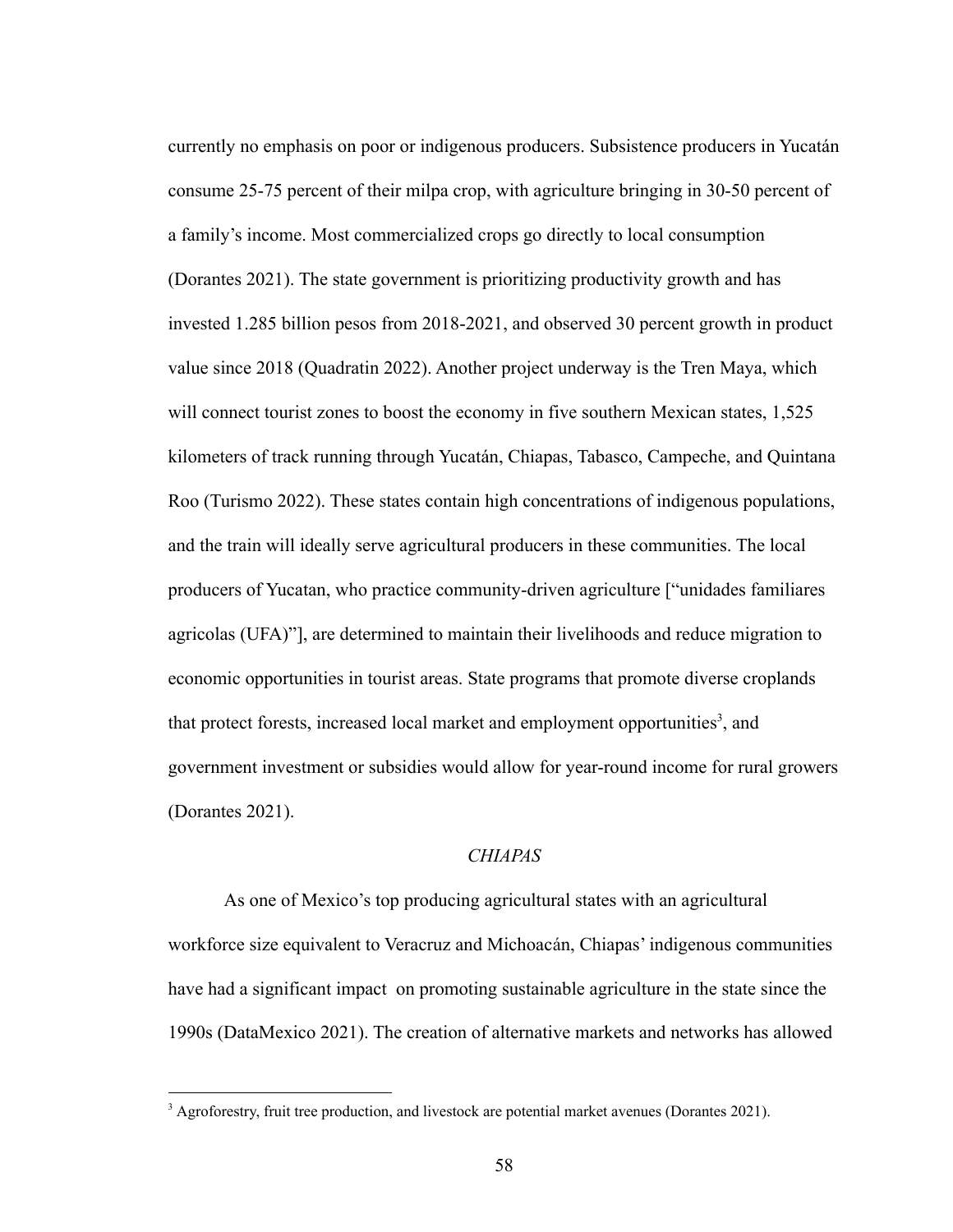currently no emphasis on poor or indigenous producers. Subsistence producers in Yucatán consume 25-75 percent of their milpa crop, with agriculture bringing in 30-50 percent of a family's income. Most commercialized crops go directly to local consumption (Dorantes 2021). The state government is prioritizing productivity growth and has invested 1.285 billion pesos from 2018-2021, and observed 30 percent growth in product value since 2018 (Quadratin 2022). Another project underway is the Tren Maya, which will connect tourist zones to boost the economy in five southern Mexican states, 1,525 kilometers of track running through Yucatán, Chiapas, Tabasco, Campeche, and Quintana Roo (Turismo 2022). These states contain high concentrations of indigenous populations, and the train will ideally serve agricultural producers in these communities. The local producers of Yucatan, who practice community-driven agriculture ["unidades familiares agricolas (UFA)"], are determined to maintain their livelihoods and reduce migration to economic opportunities in tourist areas. State programs that promote diverse croplands that protect forests, increased local market and employment opportunities[3], and government investment or subsidies would allow for year-round income for rural growers (Dorantes 2021).

### *CHIAPAS*

As one of Mexico's top producing agricultural states with an agricultural workforce size equivalent to Veracruz and Michoacán, Chiapas' indigenous communities have had a significant impact on promoting sustainable agriculture in the state since the 1990s (DataMexico 2021). The creation of alternative markets and networks has allowed

---

[3] Agroforestry, fruit tree production, and livestock are potential market avenues (Dorantes 2021).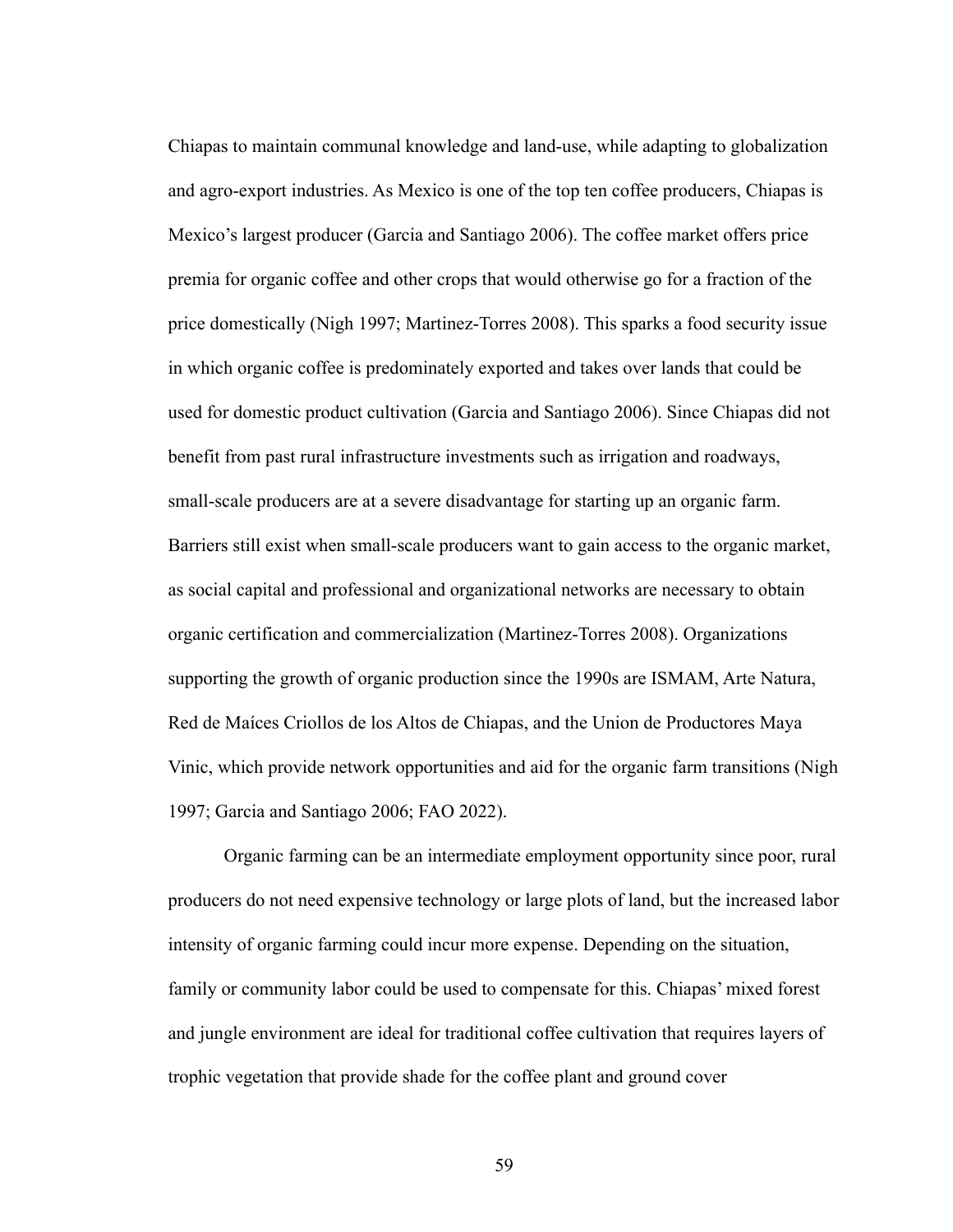Chiapas to maintain communal knowledge and land-use, while adapting to globalization and agro-export industries. As Mexico is one of the top ten coffee producers, Chiapas is Mexico's largest producer (Garcia and Santiago 2006). The coffee market offers price premia for organic coffee and other crops that would otherwise go for a fraction of the price domestically (Nigh 1997; Martinez-Torres 2008). This sparks a food security issue in which organic coffee is predominately exported and takes over lands that could be used for domestic product cultivation (Garcia and Santiago 2006). Since Chiapas did not benefit from past rural infrastructure investments such as irrigation and roadways, small-scale producers are at a severe disadvantage for starting up an organic farm. Barriers still exist when small-scale producers want to gain access to the organic market, as social capital and professional and organizational networks are necessary to obtain organic certification and commercialization (Martinez-Torres 2008). Organizations supporting the growth of organic production since the 1990s are ISMAM, Arte Natura, Red de Maíces Criollos de los Altos de Chiapas, and the Union de Productores Maya Vinic, which provide network opportunities and aid for the organic farm transitions (Nigh 1997; Garcia and Santiago 2006; FAO 2022).

Organic farming can be an intermediate employment opportunity since poor, rural producers do not need expensive technology or large plots of land, but the increased labor intensity of organic farming could incur more expense. Depending on the situation, family or community labor could be used to compensate for this. Chiapas' mixed forest and jungle environment are ideal for traditional coffee cultivation that requires layers of trophic vegetation that provide shade for the coffee plant and ground cover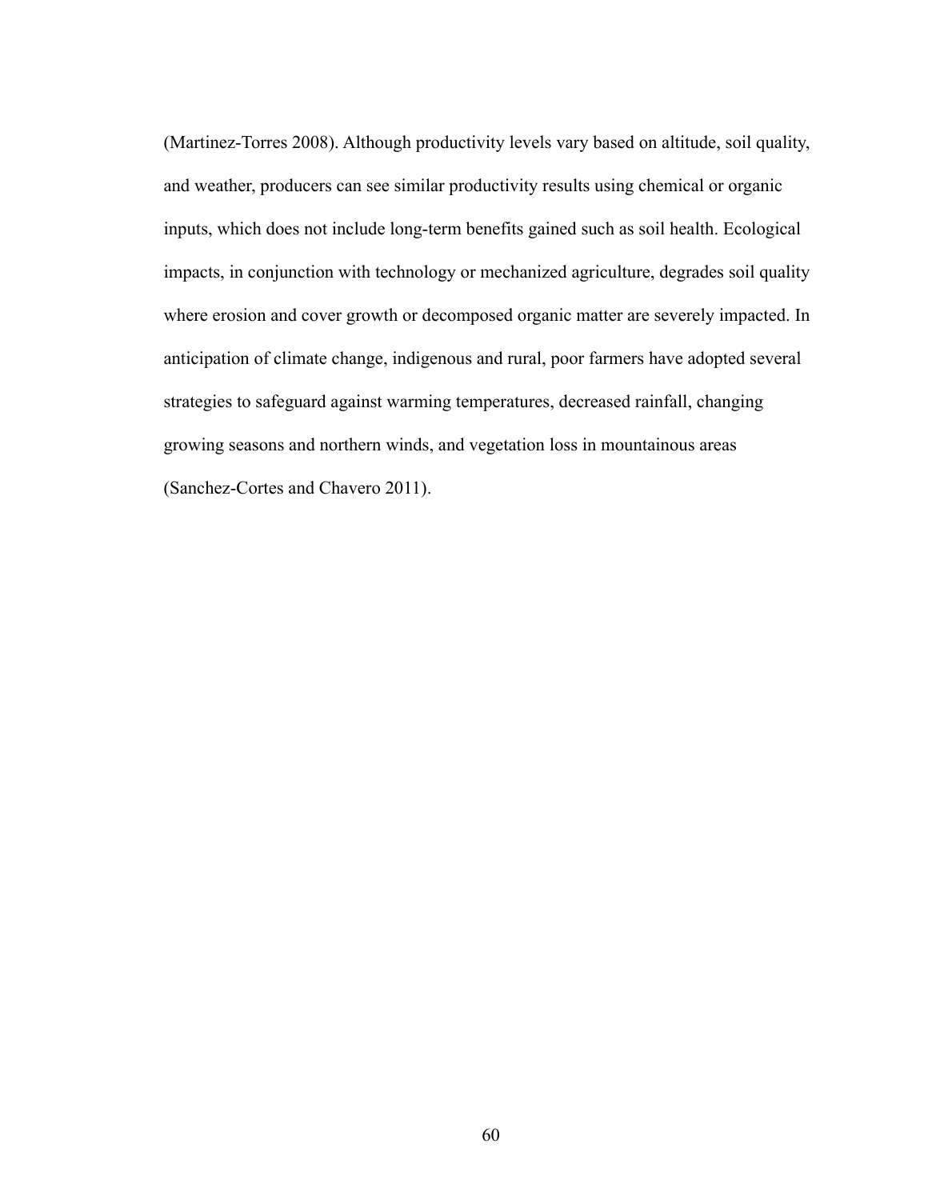(Martinez-Torres 2008). Although productivity levels vary based on altitude, soil quality, and weather, producers can see similar productivity results using chemical or organic inputs, which does not include long-term benefits gained such as soil health. Ecological impacts, in conjunction with technology or mechanized agriculture, degrades soil quality where erosion and cover growth or decomposed organic matter are severely impacted. In anticipation of climate change, indigenous and rural, poor farmers have adopted several strategies to safeguard against warming temperatures, decreased rainfall, changing growing seasons and northern winds, and vegetation loss in mountainous areas (Sanchez-Cortes and Chavero 2011).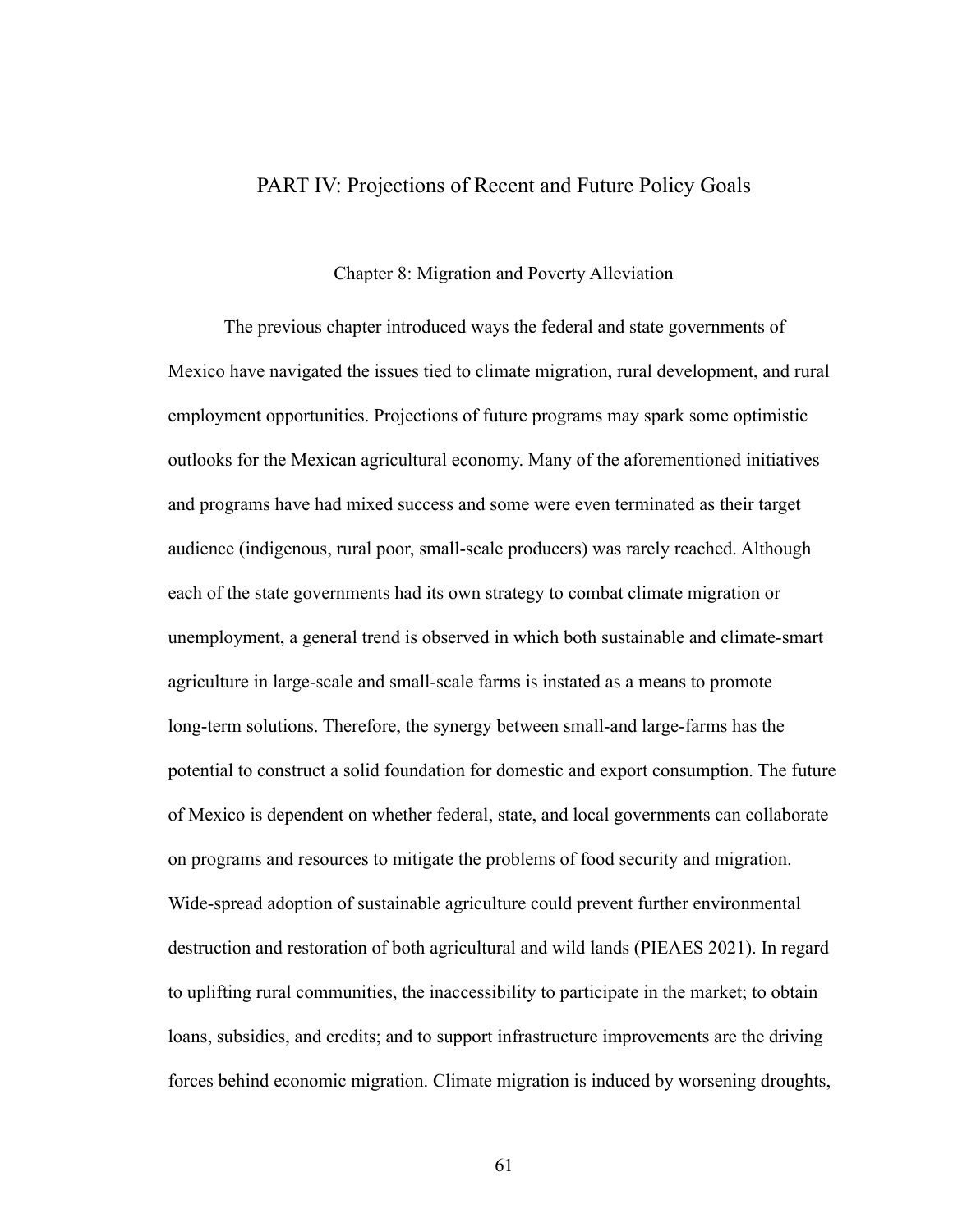# PART IV: Projections of Recent and Future Policy Goals

## Chapter 8: Migration and Poverty Alleviation

The previous chapter introduced ways the federal and state governments of Mexico have navigated the issues tied to climate migration, rural development, and rural employment opportunities. Projections of future programs may spark some optimistic outlooks for the Mexican agricultural economy. Many of the aforementioned initiatives and programs have had mixed success and some were even terminated as their target audience (indigenous, rural poor, small-scale producers) was rarely reached. Although each of the state governments had its own strategy to combat climate migration or unemployment, a general trend is observed in which both sustainable and climate-smart agriculture in large-scale and small-scale farms is instated as a means to promote long-term solutions. Therefore, the synergy between small-and large-farms has the potential to construct a solid foundation for domestic and export consumption. The future of Mexico is dependent on whether federal, state, and local governments can collaborate on programs and resources to mitigate the problems of food security and migration. Wide-spread adoption of sustainable agriculture could prevent further environmental destruction and restoration of both agricultural and wild lands (PIEAES 2021). In regard to uplifting rural communities, the inaccessibility to participate in the market; to obtain loans, subsidies, and credits; and to support infrastructure improvements are the driving forces behind economic migration. Climate migration is induced by worsening droughts,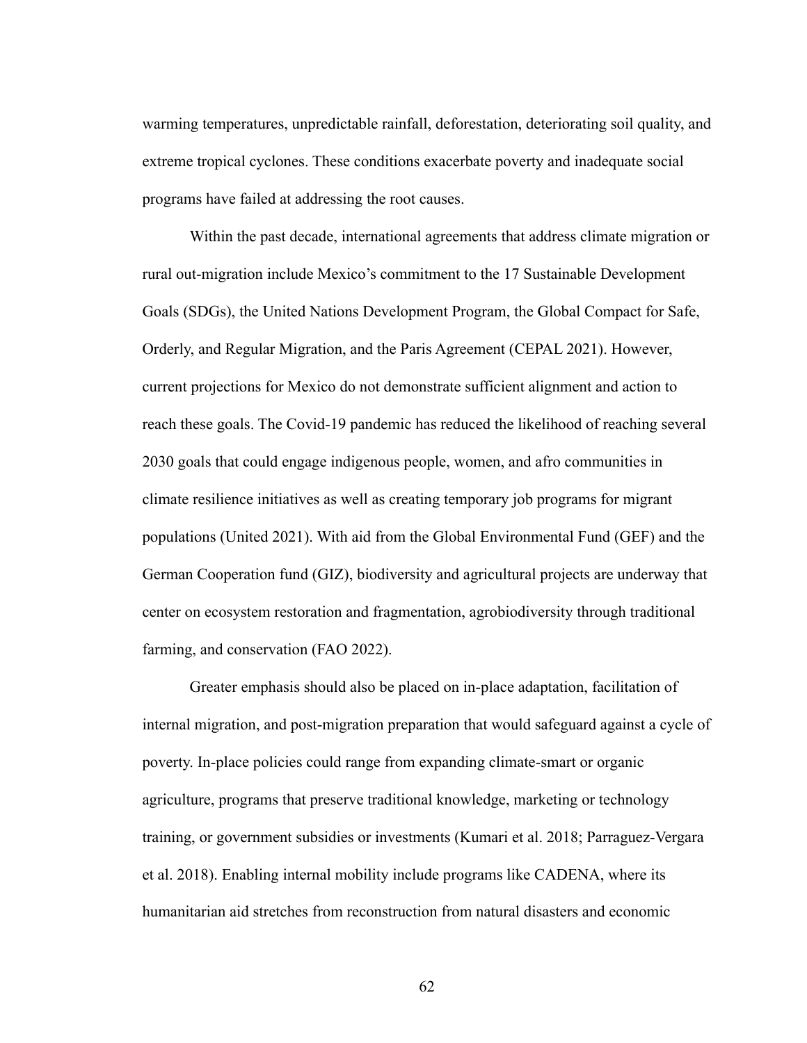warming temperatures, unpredictable rainfall, deforestation, deteriorating soil quality, and extreme tropical cyclones. These conditions exacerbate poverty and inadequate social programs have failed at addressing the root causes.

Within the past decade, international agreements that address climate migration or rural out-migration include Mexico's commitment to the 17 Sustainable Development Goals (SDGs), the United Nations Development Program, the Global Compact for Safe, Orderly, and Regular Migration, and the Paris Agreement (CEPAL 2021). However, current projections for Mexico do not demonstrate sufficient alignment and action to reach these goals. The Covid-19 pandemic has reduced the likelihood of reaching several 2030 goals that could engage indigenous people, women, and afro communities in climate resilience initiatives as well as creating temporary job programs for migrant populations (United 2021). With aid from the Global Environmental Fund (GEF) and the German Cooperation fund (GIZ), biodiversity and agricultural projects are underway that center on ecosystem restoration and fragmentation, agrobiodiversity through traditional farming, and conservation (FAO 2022).

Greater emphasis should also be placed on in-place adaptation, facilitation of internal migration, and post-migration preparation that would safeguard against a cycle of poverty. In-place policies could range from expanding climate-smart or organic agriculture, programs that preserve traditional knowledge, marketing or technology training, or government subsidies or investments (Kumari et al. 2018; Parraguez-Vergara et al. 2018). Enabling internal mobility include programs like CADENA, where its humanitarian aid stretches from reconstruction from natural disasters and economic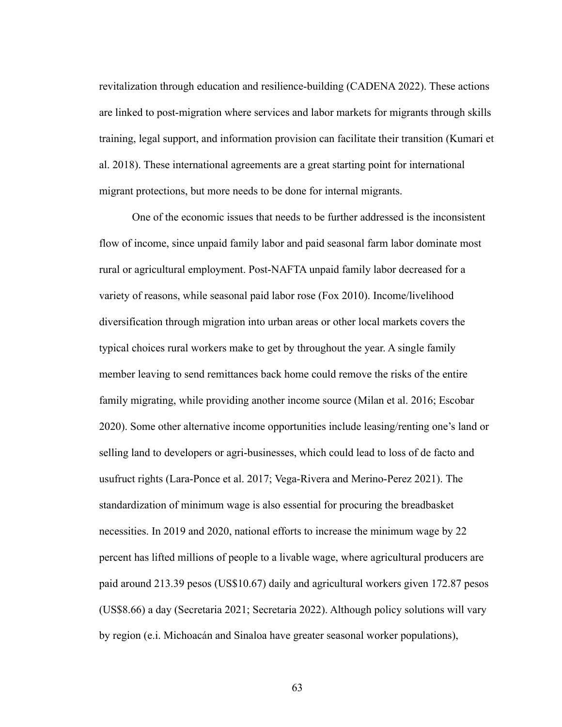revitalization through education and resilience-building (CADENA 2022). These actions are linked to post-migration where services and labor markets for migrants through skills training, legal support, and information provision can facilitate their transition (Kumari et al. 2018). These international agreements are a great starting point for international migrant protections, but more needs to be done for internal migrants.

One of the economic issues that needs to be further addressed is the inconsistent flow of income, since unpaid family labor and paid seasonal farm labor dominate most rural or agricultural employment. Post-NAFTA unpaid family labor decreased for a variety of reasons, while seasonal paid labor rose (Fox 2010). Income/livelihood diversification through migration into urban areas or other local markets covers the typical choices rural workers make to get by throughout the year. A single family member leaving to send remittances back home could remove the risks of the entire family migrating, while providing another income source (Milan et al. 2016; Escobar 2020). Some other alternative income opportunities include leasing/renting one's land or selling land to developers or agri-businesses, which could lead to loss of de facto and usufruct rights (Lara-Ponce et al. 2017; Vega-Rivera and Merino-Perez 2021). The standardization of minimum wage is also essential for procuring the breadbasket necessities. In 2019 and 2020, national efforts to increase the minimum wage by 22 percent has lifted millions of people to a livable wage, where agricultural producers are paid around 213.39 pesos (US$10.67) daily and agricultural workers given 172.87 pesos (US$8.66) a day (Secretaria 2021; Secretaria 2022). Although policy solutions will vary by region (e.i. Michoacán and Sinaloa have greater seasonal worker populations),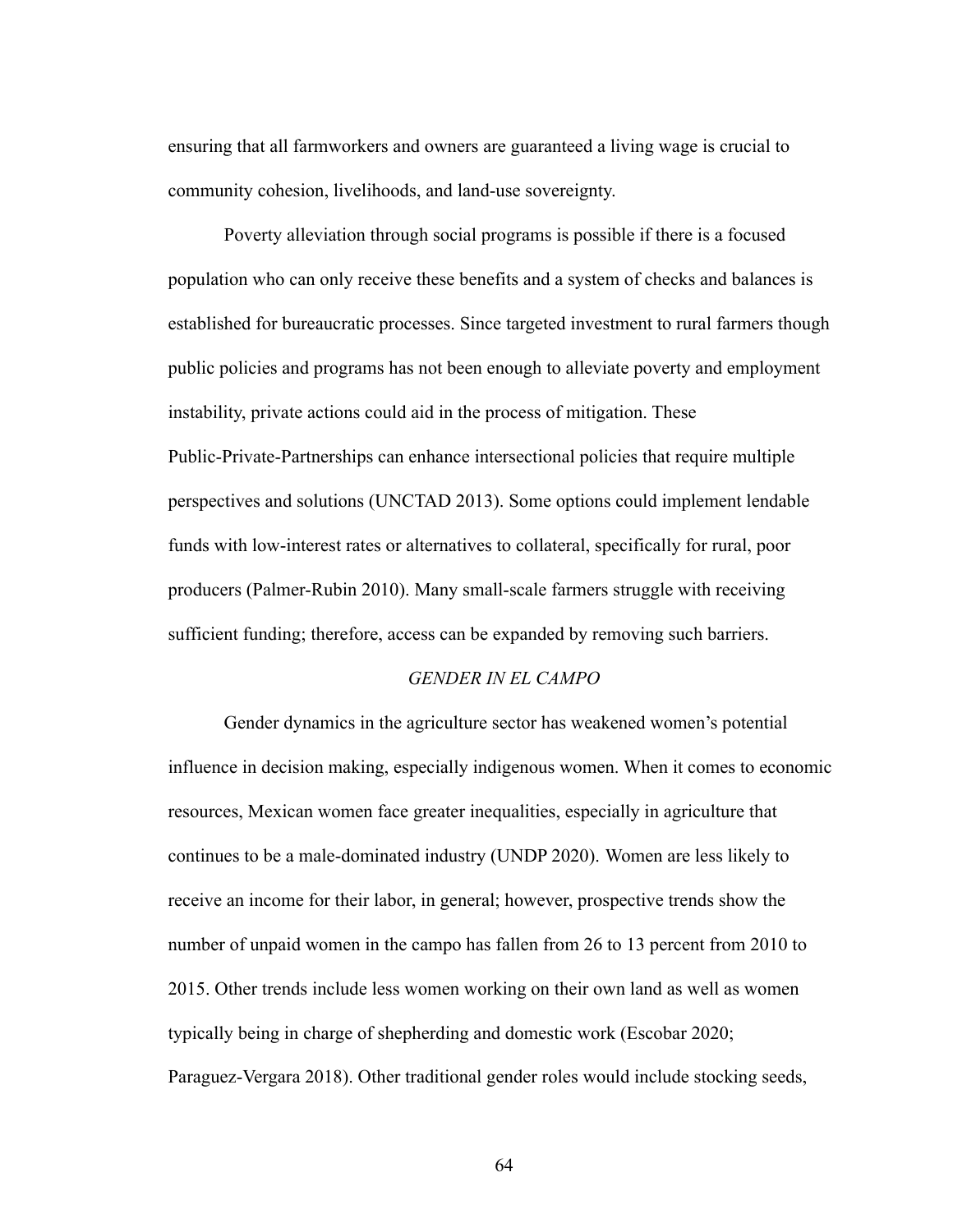ensuring that all farmworkers and owners are guaranteed a living wage is crucial to community cohesion, livelihoods, and land-use sovereignty.

Poverty alleviation through social programs is possible if there is a focused population who can only receive these benefits and a system of checks and balances is established for bureaucratic processes. Since targeted investment to rural farmers though public policies and programs has not been enough to alleviate poverty and employment instability, private actions could aid in the process of mitigation. These Public-Private-Partnerships can enhance intersectional policies that require multiple perspectives and solutions (UNCTAD 2013). Some options could implement lendable funds with low-interest rates or alternatives to collateral, specifically for rural, poor producers (Palmer-Rubin 2010). Many small-scale farmers struggle with receiving sufficient funding; therefore, access can be expanded by removing such barriers.

### *GENDER IN EL CAMPO*

Gender dynamics in the agriculture sector has weakened women's potential influence in decision making, especially indigenous women. When it comes to economic resources, Mexican women face greater inequalities, especially in agriculture that continues to be a male-dominated industry (UNDP 2020). Women are less likely to receive an income for their labor, in general; however, prospective trends show the number of unpaid women in the campo has fallen from 26 to 13 percent from 2010 to 2015. Other trends include less women working on their own land as well as women typically being in charge of shepherding and domestic work (Escobar 2020; Paraguez-Vergara 2018). Other traditional gender roles would include stocking seeds,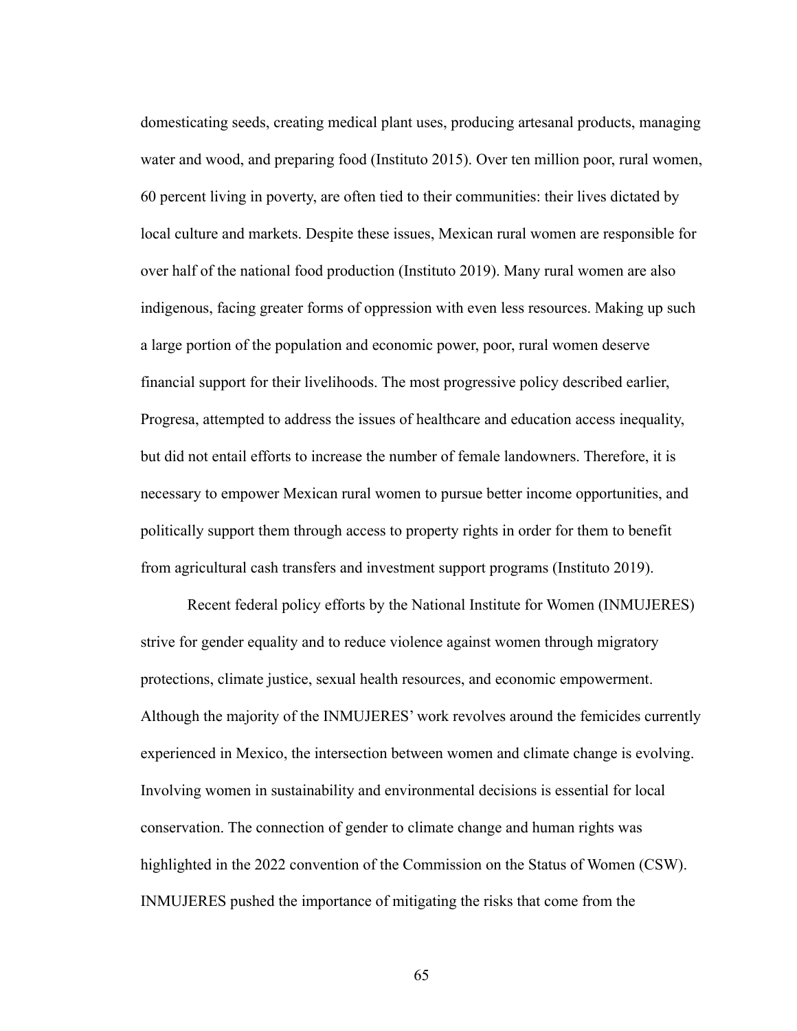domesticating seeds, creating medical plant uses, producing artesanal products, managing water and wood, and preparing food (Instituto 2015). Over ten million poor, rural women, 60 percent living in poverty, are often tied to their communities: their lives dictated by local culture and markets. Despite these issues, Mexican rural women are responsible for over half of the national food production (Instituto 2019). Many rural women are also indigenous, facing greater forms of oppression with even less resources. Making up such a large portion of the population and economic power, poor, rural women deserve financial support for their livelihoods. The most progressive policy described earlier, Progresa, attempted to address the issues of healthcare and education access inequality, but did not entail efforts to increase the number of female landowners. Therefore, it is necessary to empower Mexican rural women to pursue better income opportunities, and politically support them through access to property rights in order for them to benefit from agricultural cash transfers and investment support programs (Instituto 2019).

Recent federal policy efforts by the National Institute for Women (INMUJERES) strive for gender equality and to reduce violence against women through migratory protections, climate justice, sexual health resources, and economic empowerment. Although the majority of the INMUJERES' work revolves around the femicides currently experienced in Mexico, the intersection between women and climate change is evolving. Involving women in sustainability and environmental decisions is essential for local conservation. The connection of gender to climate change and human rights was highlighted in the 2022 convention of the Commission on the Status of Women (CSW). INMUJERES pushed the importance of mitigating the risks that come from the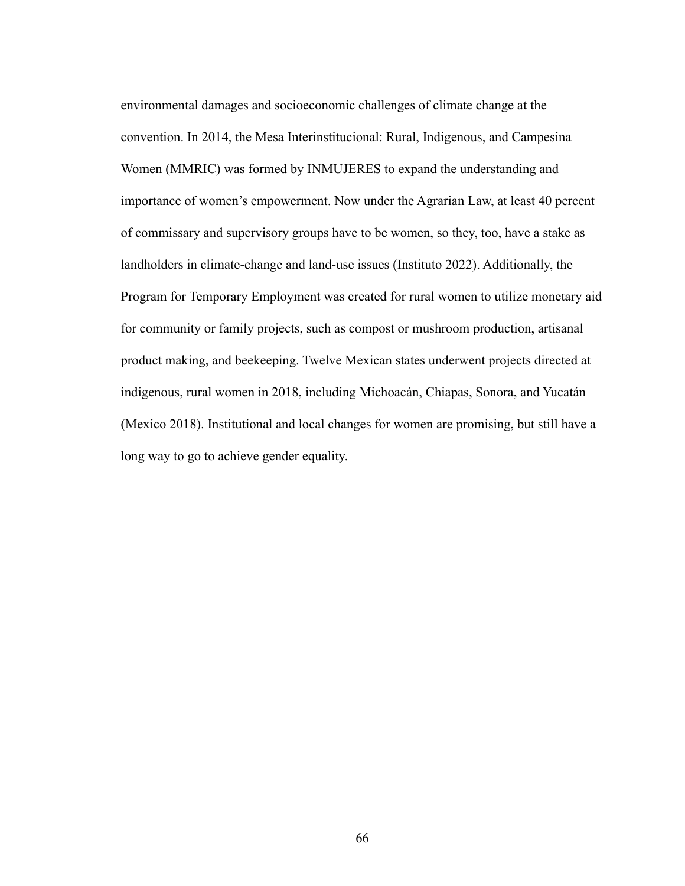environmental damages and socioeconomic challenges of climate change at the convention. In 2014, the Mesa Interinstitucional: Rural, Indigenous, and Campesina Women (MMRIC) was formed by INMUJERES to expand the understanding and importance of women's empowerment. Now under the Agrarian Law, at least 40 percent of commissary and supervisory groups have to be women, so they, too, have a stake as landholders in climate-change and land-use issues (Instituto 2022). Additionally, the Program for Temporary Employment was created for rural women to utilize monetary aid for community or family projects, such as compost or mushroom production, artisanal product making, and beekeeping. Twelve Mexican states underwent projects directed at indigenous, rural women in 2018, including Michoacán, Chiapas, Sonora, and Yucatán (Mexico 2018). Institutional and local changes for women are promising, but still have a long way to go to achieve gender equality.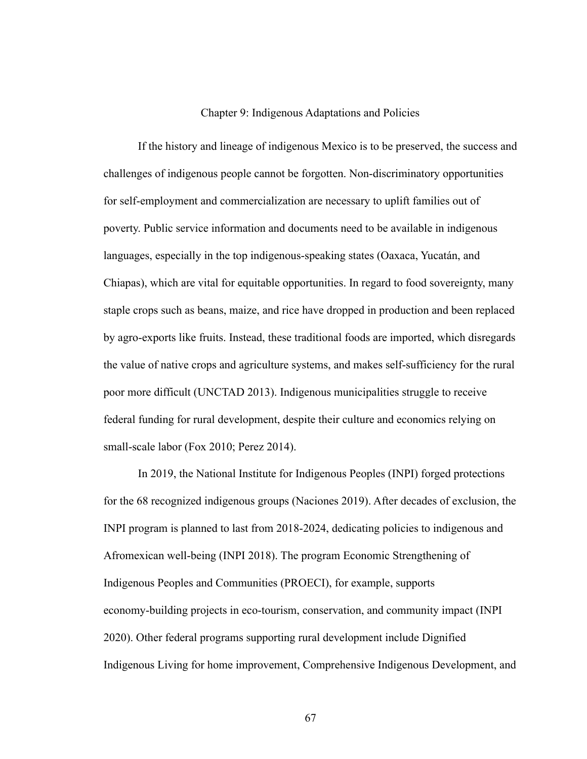# Chapter 9: Indigenous Adaptations and Policies

If the history and lineage of indigenous Mexico is to be preserved, the success and challenges of indigenous people cannot be forgotten. Non-discriminatory opportunities for self-employment and commercialization are necessary to uplift families out of poverty. Public service information and documents need to be available in indigenous languages, especially in the top indigenous-speaking states (Oaxaca, Yucatán, and Chiapas), which are vital for equitable opportunities. In regard to food sovereignty, many staple crops such as beans, maize, and rice have dropped in production and been replaced by agro-exports like fruits. Instead, these traditional foods are imported, which disregards the value of native crops and agriculture systems, and makes self-sufficiency for the rural poor more difficult (UNCTAD 2013). Indigenous municipalities struggle to receive federal funding for rural development, despite their culture and economics relying on small-scale labor (Fox 2010; Perez 2014).

In 2019, the National Institute for Indigenous Peoples (INPI) forged protections for the 68 recognized indigenous groups (Naciones 2019). After decades of exclusion, the INPI program is planned to last from 2018-2024, dedicating policies to indigenous and Afromexican well-being (INPI 2018). The program Economic Strengthening of Indigenous Peoples and Communities (PROECI), for example, supports economy-building projects in eco-tourism, conservation, and community impact (INPI 2020). Other federal programs supporting rural development include Dignified Indigenous Living for home improvement, Comprehensive Indigenous Development, and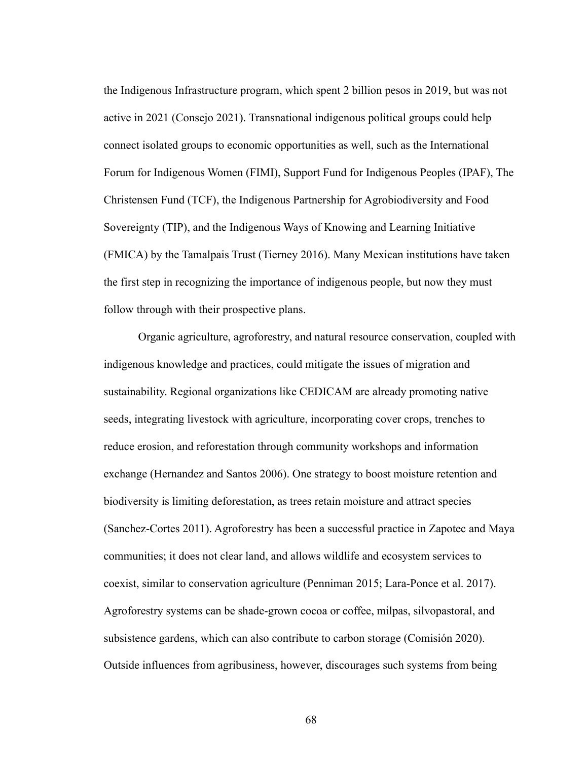the Indigenous Infrastructure program, which spent 2 billion pesos in 2019, but was not active in 2021 (Consejo 2021). Transnational indigenous political groups could help connect isolated groups to economic opportunities as well, such as the International Forum for Indigenous Women (FIMI), Support Fund for Indigenous Peoples (IPAF), The Christensen Fund (TCF), the Indigenous Partnership for Agrobiodiversity and Food Sovereignty (TIP), and the Indigenous Ways of Knowing and Learning Initiative (FMICA) by the Tamalpais Trust (Tierney 2016). Many Mexican institutions have taken the first step in recognizing the importance of indigenous people, but now they must follow through with their prospective plans.

Organic agriculture, agroforestry, and natural resource conservation, coupled with indigenous knowledge and practices, could mitigate the issues of migration and sustainability. Regional organizations like CEDICAM are already promoting native seeds, integrating livestock with agriculture, incorporating cover crops, trenches to reduce erosion, and reforestation through community workshops and information exchange (Hernandez and Santos 2006). One strategy to boost moisture retention and biodiversity is limiting deforestation, as trees retain moisture and attract species (Sanchez-Cortes 2011). Agroforestry has been a successful practice in Zapotec and Maya communities; it does not clear land, and allows wildlife and ecosystem services to coexist, similar to conservation agriculture (Penniman 2015; Lara-Ponce et al. 2017). Agroforestry systems can be shade-grown cocoa or coffee, milpas, silvopastoral, and subsistence gardens, which can also contribute to carbon storage (Comisión 2020). Outside influences from agribusiness, however, discourages such systems from being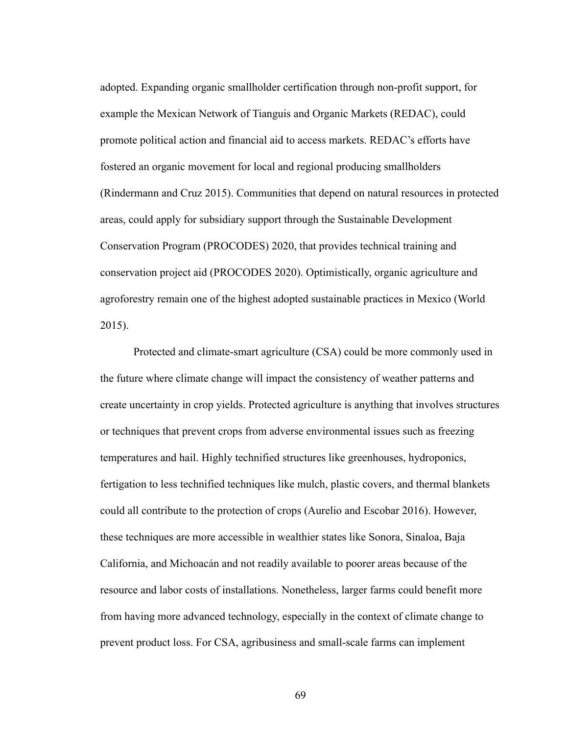adopted. Expanding organic smallholder certification through non-profit support, for example the Mexican Network of Tianguis and Organic Markets (REDAC), could promote political action and financial aid to access markets. REDAC's efforts have fostered an organic movement for local and regional producing smallholders (Rindermann and Cruz 2015). Communities that depend on natural resources in protected areas, could apply for subsidiary support through the Sustainable Development Conservation Program (PROCODES) 2020, that provides technical training and conservation project aid (PROCODES 2020). Optimistically, organic agriculture and agroforestry remain one of the highest adopted sustainable practices in Mexico (World 2015).

Protected and climate-smart agriculture (CSA) could be more commonly used in the future where climate change will impact the consistency of weather patterns and create uncertainty in crop yields. Protected agriculture is anything that involves structures or techniques that prevent crops from adverse environmental issues such as freezing temperatures and hail. Highly technified structures like greenhouses, hydroponics, fertigation to less technified techniques like mulch, plastic covers, and thermal blankets could all contribute to the protection of crops (Aurelio and Escobar 2016). However, these techniques are more accessible in wealthier states like Sonora, Sinaloa, Baja California, and Michoacán and not readily available to poorer areas because of the resource and labor costs of installations. Nonetheless, larger farms could benefit more from having more advanced technology, especially in the context of climate change to prevent product loss. For CSA, agribusiness and small-scale farms can implement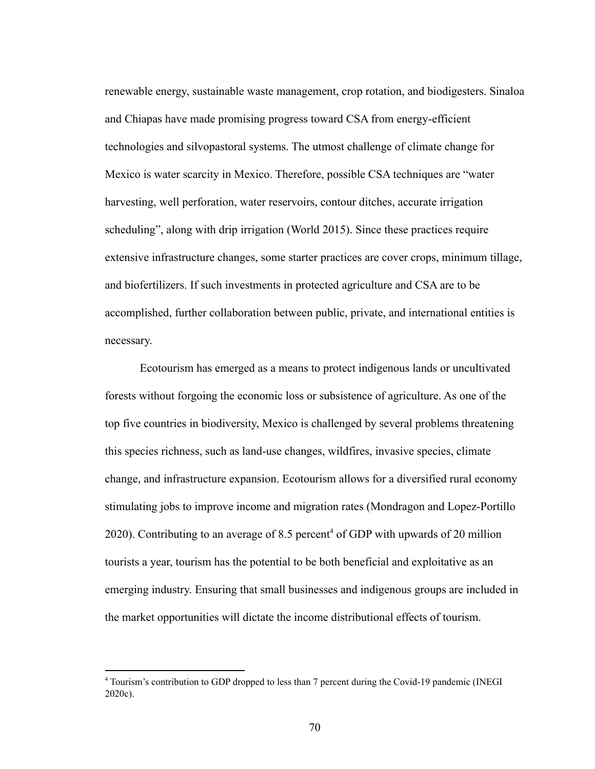renewable energy, sustainable waste management, crop rotation, and biodigesters. Sinaloa and Chiapas have made promising progress toward CSA from energy-efficient technologies and silvopastoral systems. The utmost challenge of climate change for Mexico is water scarcity in Mexico. Therefore, possible CSA techniques are "water harvesting, well perforation, water reservoirs, contour ditches, accurate irrigation scheduling", along with drip irrigation (World 2015). Since these practices require extensive infrastructure changes, some starter practices are cover crops, minimum tillage, and biofertilizers. If such investments in protected agriculture and CSA are to be accomplished, further collaboration between public, private, and international entities is necessary.

Ecotourism has emerged as a means to protect indigenous lands or uncultivated forests without forgoing the economic loss or subsistence of agriculture. As one of the top five countries in biodiversity, Mexico is challenged by several problems threatening this species richness, such as land-use changes, wildfires, invasive species, climate change, and infrastructure expansion. Ecotourism allows for a diversified rural economy stimulating jobs to improve income and migration rates (Mondragon and Lopez-Portillo 2020). Contributing to an average of 8.5 percent[4] of GDP with upwards of 20 million tourists a year, tourism has the potential to be both beneficial and exploitative as an emerging industry. Ensuring that small businesses and indigenous groups are included in the market opportunities will dictate the income distributional effects of tourism.

[4] Tourism's contribution to GDP dropped to less than 7 percent during the Covid-19 pandemic (INEGI 2020c).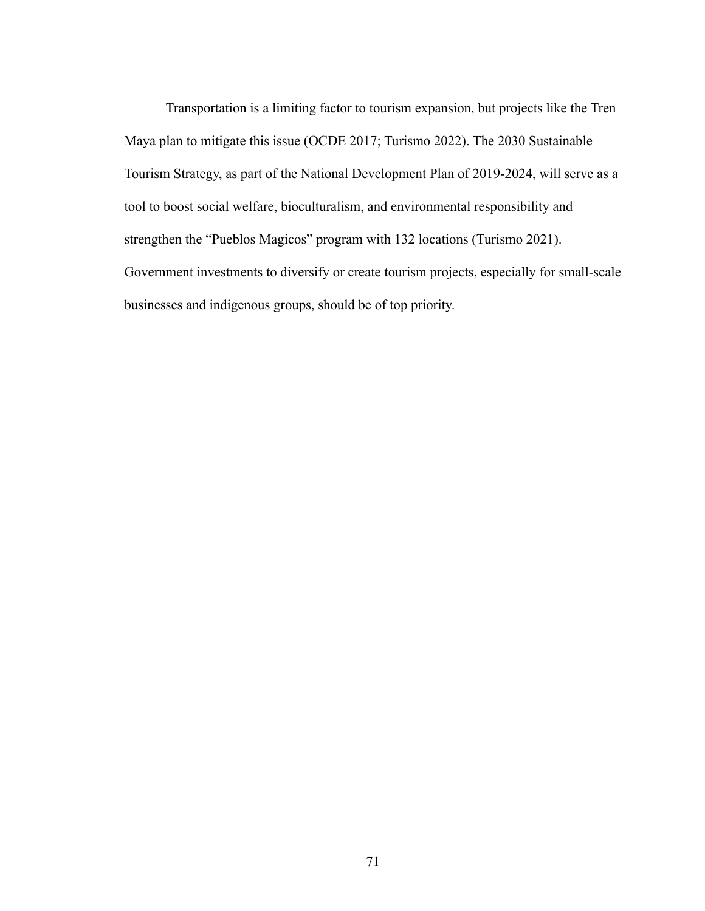Transportation is a limiting factor to tourism expansion, but projects like the Tren Maya plan to mitigate this issue (OCDE 2017; Turismo 2022). The 2030 Sustainable Tourism Strategy, as part of the National Development Plan of 2019-2024, will serve as a tool to boost social welfare, bioculturalism, and environmental responsibility and strengthen the "Pueblos Magicos" program with 132 locations (Turismo 2021). Government investments to diversify or create tourism projects, especially for small-scale businesses and indigenous groups, should be of top priority.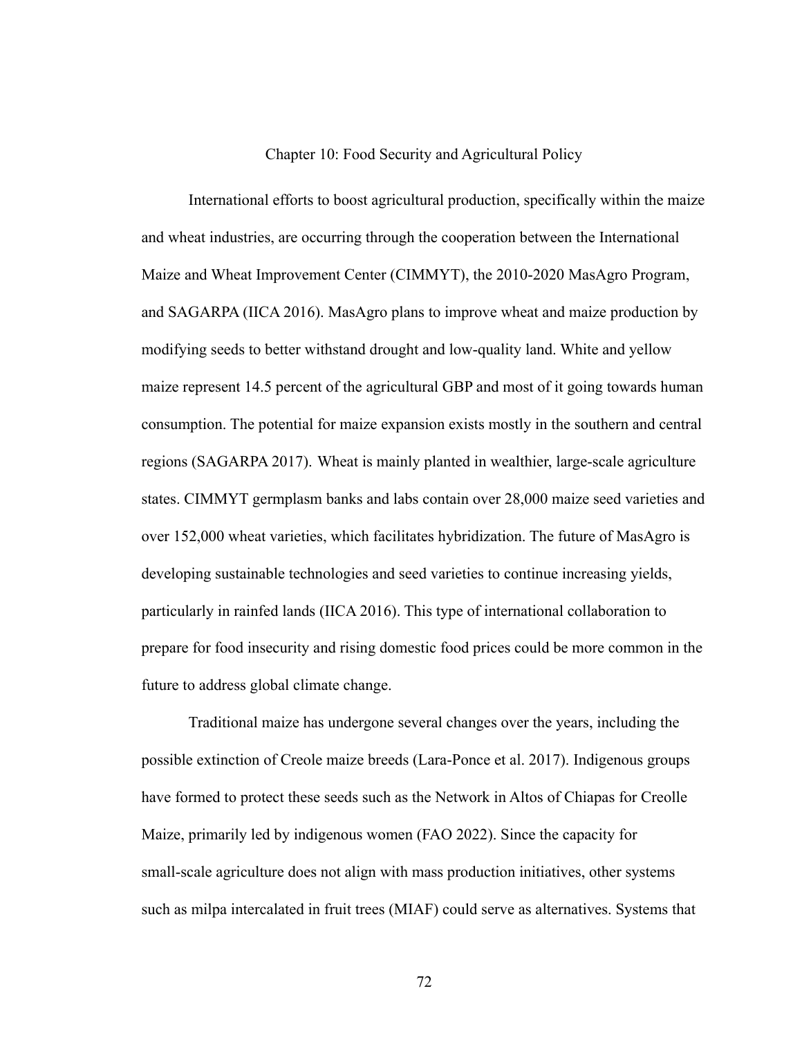# Chapter 10: Food Security and Agricultural Policy

International efforts to boost agricultural production, specifically within the maize and wheat industries, are occurring through the cooperation between the International Maize and Wheat Improvement Center (CIMMYT), the 2010-2020 MasAgro Program, and SAGARPA (IICA 2016). MasAgro plans to improve wheat and maize production by modifying seeds to better withstand drought and low-quality land. White and yellow maize represent 14.5 percent of the agricultural GBP and most of it going towards human consumption. The potential for maize expansion exists mostly in the southern and central regions (SAGARPA 2017). Wheat is mainly planted in wealthier, large-scale agriculture states. CIMMYT germplasm banks and labs contain over 28,000 maize seed varieties and over 152,000 wheat varieties, which facilitates hybridization. The future of MasAgro is developing sustainable technologies and seed varieties to continue increasing yields, particularly in rainfed lands (IICA 2016). This type of international collaboration to prepare for food insecurity and rising domestic food prices could be more common in the future to address global climate change.

Traditional maize has undergone several changes over the years, including the possible extinction of Creole maize breeds (Lara-Ponce et al. 2017). Indigenous groups have formed to protect these seeds such as the Network in Altos of Chiapas for Creolle Maize, primarily led by indigenous women (FAO 2022). Since the capacity for small-scale agriculture does not align with mass production initiatives, other systems such as milpa intercalated in fruit trees (MIAF) could serve as alternatives. Systems that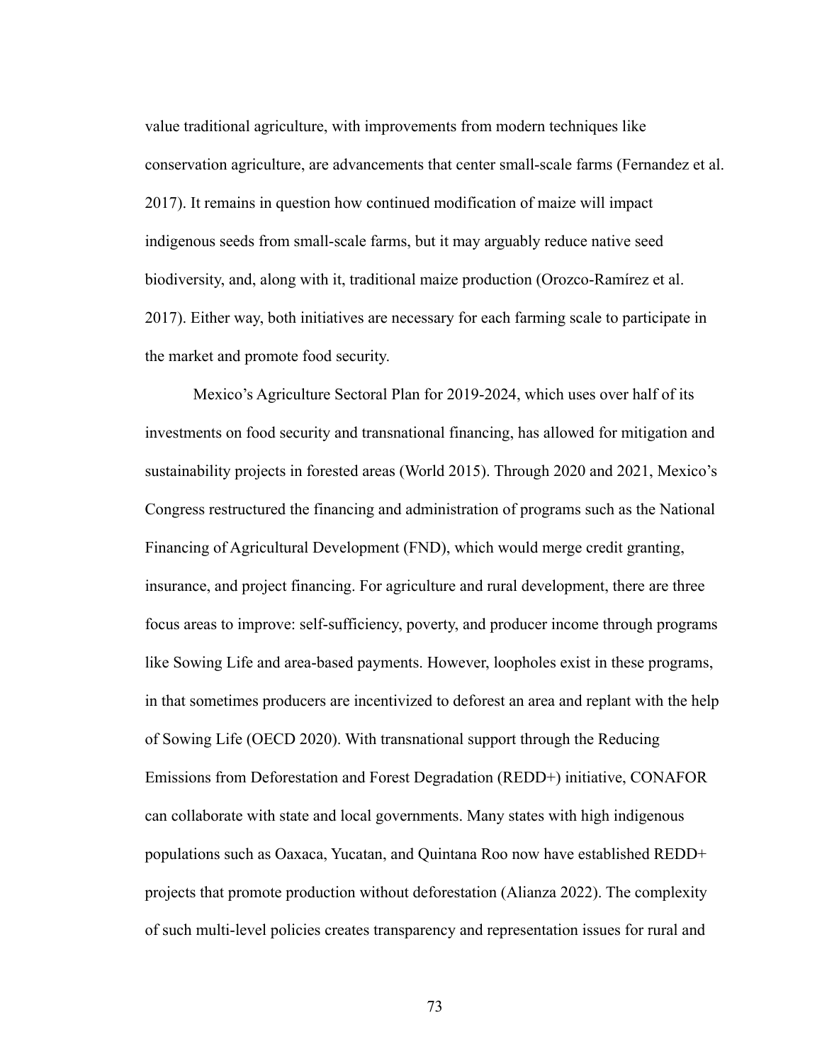value traditional agriculture, with improvements from modern techniques like conservation agriculture, are advancements that center small-scale farms (Fernandez et al. 2017). It remains in question how continued modification of maize will impact indigenous seeds from small-scale farms, but it may arguably reduce native seed biodiversity, and, along with it, traditional maize production (Orozco-Ramírez et al. 2017). Either way, both initiatives are necessary for each farming scale to participate in the market and promote food security.

Mexico's Agriculture Sectoral Plan for 2019-2024, which uses over half of its investments on food security and transnational financing, has allowed for mitigation and sustainability projects in forested areas (World 2015). Through 2020 and 2021, Mexico's Congress restructured the financing and administration of programs such as the National Financing of Agricultural Development (FND), which would merge credit granting, insurance, and project financing. For agriculture and rural development, there are three focus areas to improve: self-sufficiency, poverty, and producer income through programs like Sowing Life and area-based payments. However, loopholes exist in these programs, in that sometimes producers are incentivized to deforest an area and replant with the help of Sowing Life (OECD 2020). With transnational support through the Reducing Emissions from Deforestation and Forest Degradation (REDD+) initiative, CONAFOR can collaborate with state and local governments. Many states with high indigenous populations such as Oaxaca, Yucatan, and Quintana Roo now have established REDD+ projects that promote production without deforestation (Alianza 2022). The complexity of such multi-level policies creates transparency and representation issues for rural and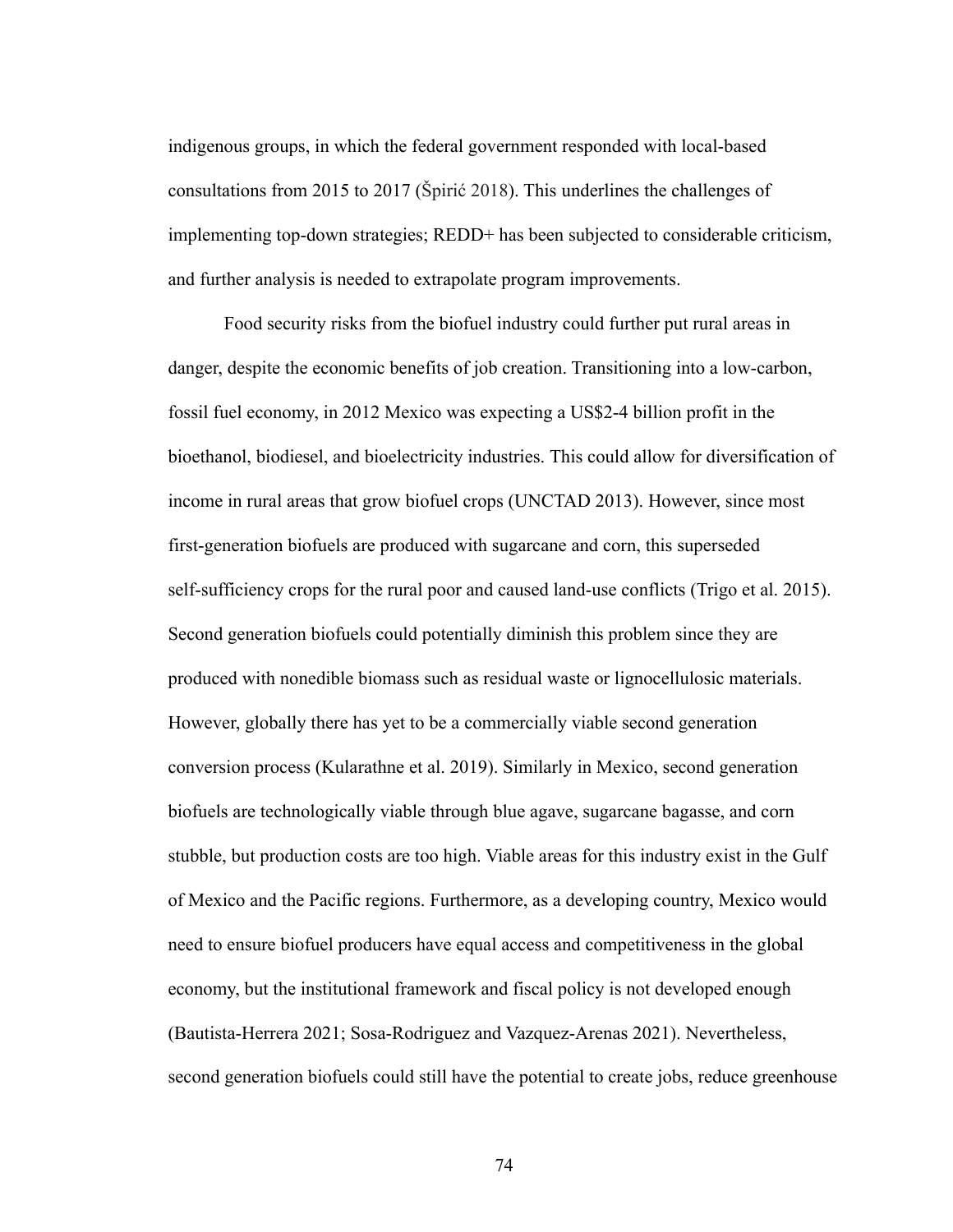indigenous groups, in which the federal government responded with local-based consultations from 2015 to 2017 (Špirić 2018). This underlines the challenges of implementing top-down strategies; REDD+ has been subjected to considerable criticism, and further analysis is needed to extrapolate program improvements.

Food security risks from the biofuel industry could further put rural areas in danger, despite the economic benefits of job creation. Transitioning into a low-carbon, fossil fuel economy, in 2012 Mexico was expecting a US$2-4 billion profit in the bioethanol, biodiesel, and bioelectricity industries. This could allow for diversification of income in rural areas that grow biofuel crops (UNCTAD 2013). However, since most first-generation biofuels are produced with sugarcane and corn, this superseded self-sufficiency crops for the rural poor and caused land-use conflicts (Trigo et al. 2015). Second generation biofuels could potentially diminish this problem since they are produced with nonedible biomass such as residual waste or lignocellulosic materials. However, globally there has yet to be a commercially viable second generation conversion process (Kularathne et al. 2019). Similarly in Mexico, second generation biofuels are technologically viable through blue agave, sugarcane bagasse, and corn stubble, but production costs are too high. Viable areas for this industry exist in the Gulf of Mexico and the Pacific regions. Furthermore, as a developing country, Mexico would need to ensure biofuel producers have equal access and competitiveness in the global economy, but the institutional framework and fiscal policy is not developed enough (Bautista-Herrera 2021; Sosa-Rodriguez and Vazquez-Arenas 2021). Nevertheless, second generation biofuels could still have the potential to create jobs, reduce greenhouse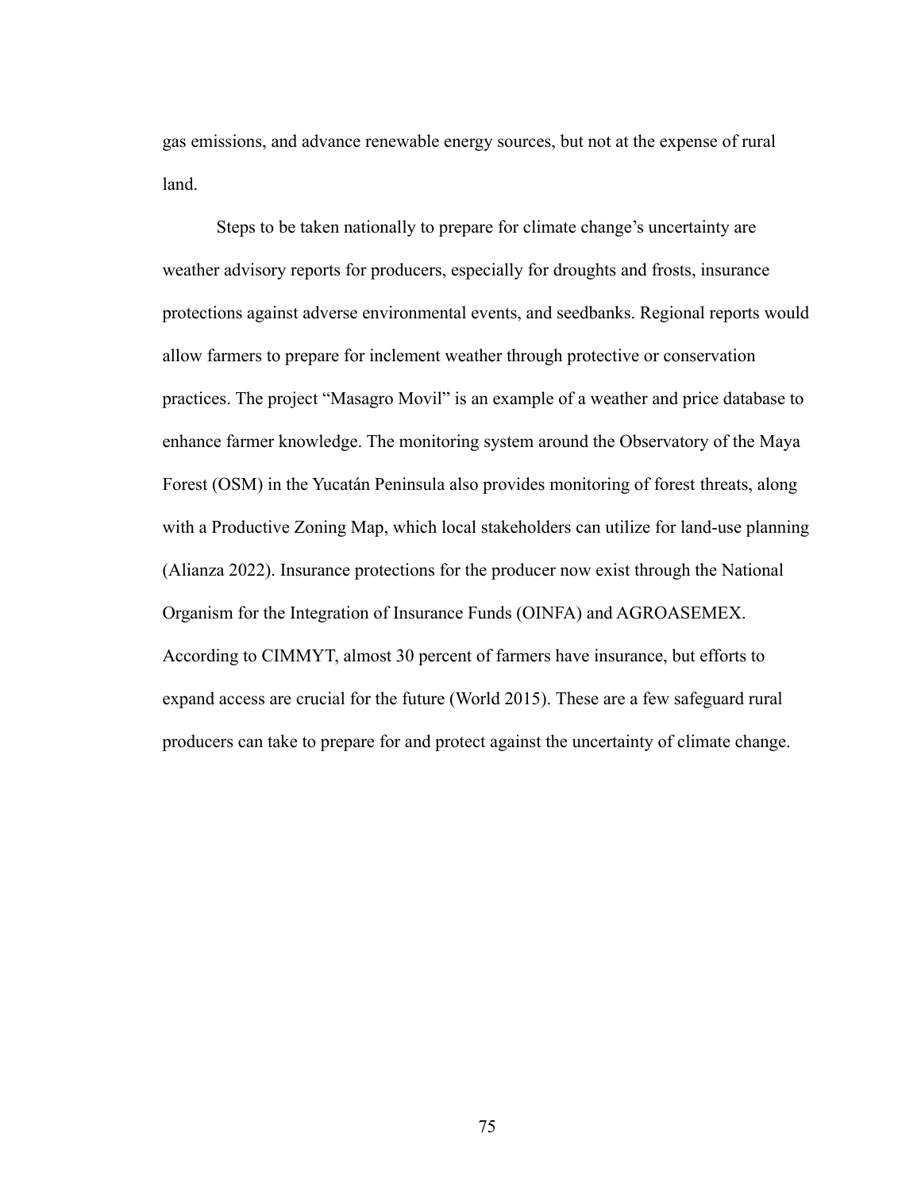gas emissions, and advance renewable energy sources, but not at the expense of rural land.

Steps to be taken nationally to prepare for climate change's uncertainty are weather advisory reports for producers, especially for droughts and frosts, insurance protections against adverse environmental events, and seedbanks. Regional reports would allow farmers to prepare for inclement weather through protective or conservation practices. The project "Masagro Movil" is an example of a weather and price database to enhance farmer knowledge. The monitoring system around the Observatory of the Maya Forest (OSM) in the Yucatán Peninsula also provides monitoring of forest threats, along with a Productive Zoning Map, which local stakeholders can utilize for land-use planning (Alianza 2022). Insurance protections for the producer now exist through the National Organism for the Integration of Insurance Funds (OINFA) and AGROASEMEX. According to CIMMYT, almost 30 percent of farmers have insurance, but efforts to expand access are crucial for the future (World 2015). These are a few safeguard rural producers can take to prepare for and protect against the uncertainty of climate change.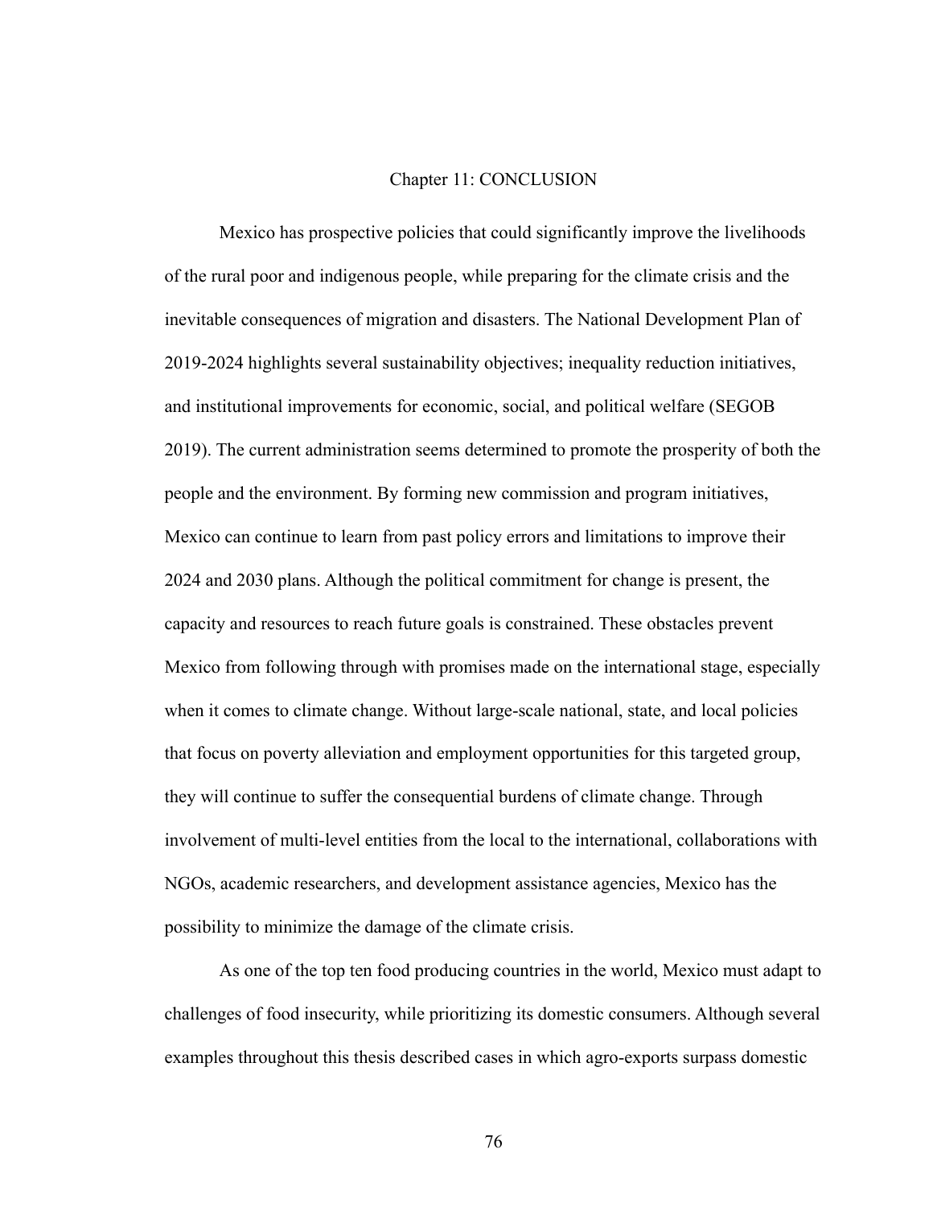# Chapter 11: CONCLUSION

Mexico has prospective policies that could significantly improve the livelihoods of the rural poor and indigenous people, while preparing for the climate crisis and the inevitable consequences of migration and disasters. The National Development Plan of 2019-2024 highlights several sustainability objectives; inequality reduction initiatives, and institutional improvements for economic, social, and political welfare (SEGOB 2019). The current administration seems determined to promote the prosperity of both the people and the environment. By forming new commission and program initiatives, Mexico can continue to learn from past policy errors and limitations to improve their 2024 and 2030 plans. Although the political commitment for change is present, the capacity and resources to reach future goals is constrained. These obstacles prevent Mexico from following through with promises made on the international stage, especially when it comes to climate change. Without large-scale national, state, and local policies that focus on poverty alleviation and employment opportunities for this targeted group, they will continue to suffer the consequential burdens of climate change. Through involvement of multi-level entities from the local to the international, collaborations with NGOs, academic researchers, and development assistance agencies, Mexico has the possibility to minimize the damage of the climate crisis.

As one of the top ten food producing countries in the world, Mexico must adapt to challenges of food insecurity, while prioritizing its domestic consumers. Although several examples throughout this thesis described cases in which agro-exports surpass domestic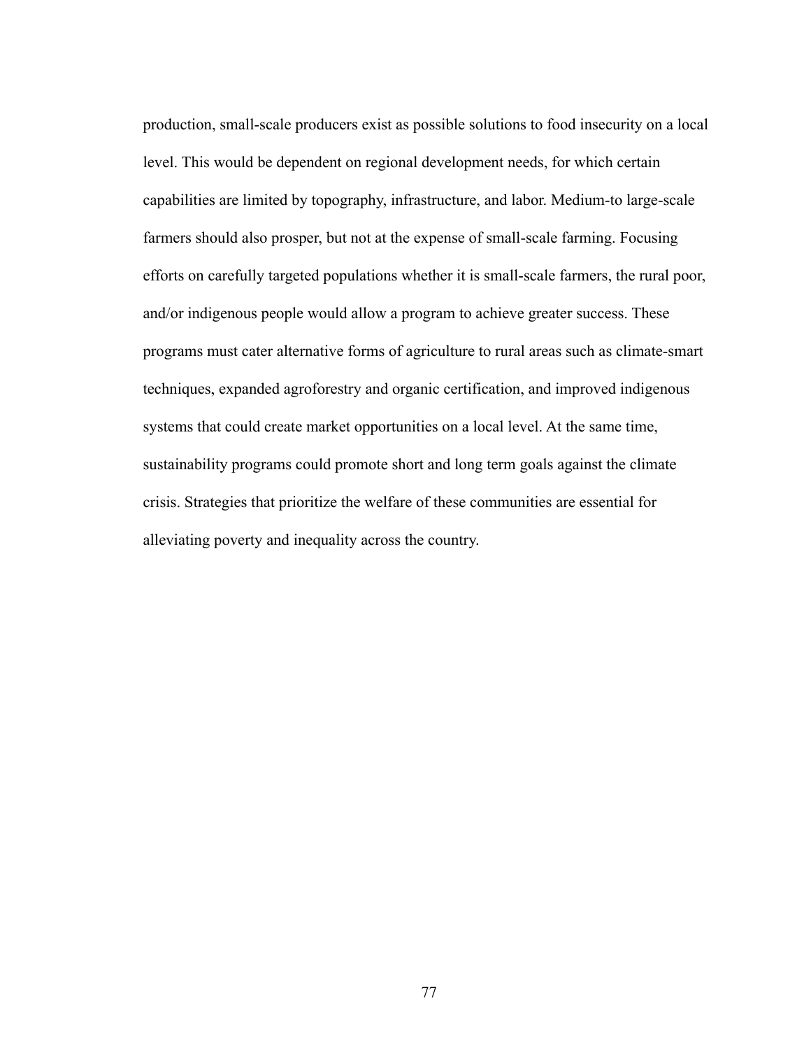production, small-scale producers exist as possible solutions to food insecurity on a local level. This would be dependent on regional development needs, for which certain capabilities are limited by topography, infrastructure, and labor. Medium-to large-scale farmers should also prosper, but not at the expense of small-scale farming. Focusing efforts on carefully targeted populations whether it is small-scale farmers, the rural poor, and/or indigenous people would allow a program to achieve greater success. These programs must cater alternative forms of agriculture to rural areas such as climate-smart techniques, expanded agroforestry and organic certification, and improved indigenous systems that could create market opportunities on a local level. At the same time, sustainability programs could promote short and long term goals against the climate crisis. Strategies that prioritize the welfare of these communities are essential for alleviating poverty and inequality across the country.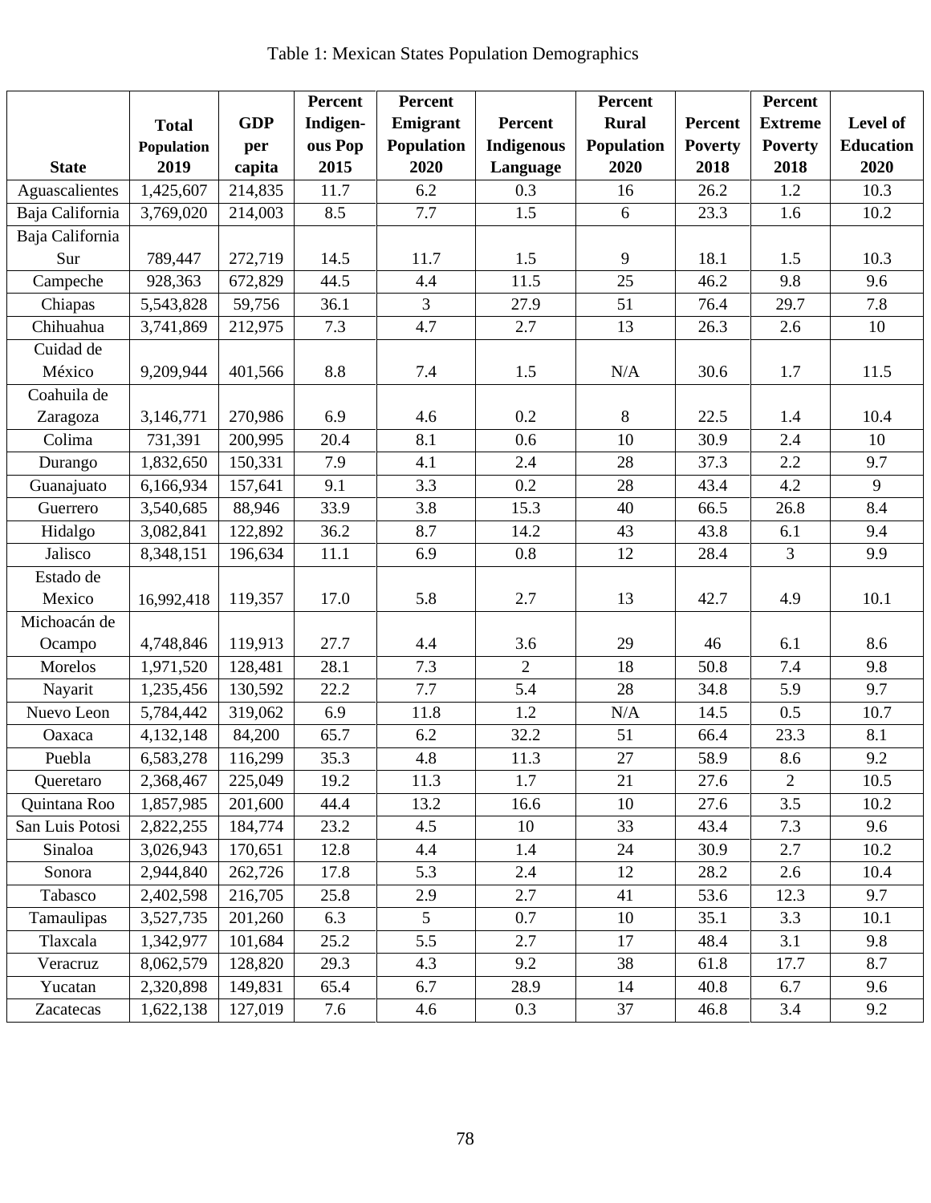Table 1: Mexican States Population Demographics

| State | Total Population 2019 | GDP per capita | Percent Indigen-ous Pop 2015 | Percent Emigrant Population 2020 | Percent Indigenous Language | Percent Rural Population 2020 | Percent Poverty 2018 | Percent Extreme Poverty 2018 | Level of Education 2020 |
|---|---|---|---|---|---|---|---|---|---|
| Aguascalientes | 1,425,607 | 214,835 | 11.7 | 6.2 | 0.3 | 16 | 26.2 | 1.2 | 10.3 |
| Baja California | 3,769,020 | 214,003 | 8.5 | 7.7 | 1.5 | 6 | 23.3 | 1.6 | 10.2 |
| Baja California Sur | 789,447 | 272,719 | 14.5 | 11.7 | 1.5 | 9 | 18.1 | 1.5 | 10.3 |
| Campeche | 928,363 | 672,829 | 44.5 | 4.4 | 11.5 | 25 | 46.2 | 9.8 | 9.6 |
| Chiapas | 5,543,828 | 59,756 | 36.1 | 3 | 27.9 | 51 | 76.4 | 29.7 | 7.8 |
| Chihuahua | 3,741,869 | 212,975 | 7.3 | 4.7 | 2.7 | 13 | 26.3 | 2.6 | 10 |
| Cuidad de México | 9,209,944 | 401,566 | 8.8 | 7.4 | 1.5 | N/A | 30.6 | 1.7 | 11.5 |
| Coahuila de Zaragoza | 3,146,771 | 270,986 | 6.9 | 4.6 | 0.2 | 8 | 22.5 | 1.4 | 10.4 |
| Colima | 731,391 | 200,995 | 20.4 | 8.1 | 0.6 | 10 | 30.9 | 2.4 | 10 |
| Durango | 1,832,650 | 150,331 | 7.9 | 4.1 | 2.4 | 28 | 37.3 | 2.2 | 9.7 |
| Guanajuato | 6,166,934 | 157,641 | 9.1 | 3.3 | 0.2 | 28 | 43.4 | 4.2 | 9 |
| Guerrero | 3,540,685 | 88,946 | 33.9 | 3.8 | 15.3 | 40 | 66.5 | 26.8 | 8.4 |
| Hidalgo | 3,082,841 | 122,892 | 36.2 | 8.7 | 14.2 | 43 | 43.8 | 6.1 | 9.4 |
| Jalisco | 8,348,151 | 196,634 | 11.1 | 6.9 | 0.8 | 12 | 28.4 | 3 | 9.9 |
| Estado de Mexico | 16,992,418 | 119,357 | 17.0 | 5.8 | 2.7 | 13 | 42.7 | 4.9 | 10.1 |
| Michoacán de Ocampo | 4,748,846 | 119,913 | 27.7 | 4.4 | 3.6 | 29 | 46 | 6.1 | 8.6 |
| Morelos | 1,971,520 | 128,481 | 28.1 | 7.3 | 2 | 18 | 50.8 | 7.4 | 9.8 |
| Nayarit | 1,235,456 | 130,592 | 22.2 | 7.7 | 5.4 | 28 | 34.8 | 5.9 | 9.7 |
| Nuevo Leon | 5,784,442 | 319,062 | 6.9 | 11.8 | 1.2 | N/A | 14.5 | 0.5 | 10.7 |
| Oaxaca | 4,132,148 | 84,200 | 65.7 | 6.2 | 32.2 | 51 | 66.4 | 23.3 | 8.1 |
| Puebla | 6,583,278 | 116,299 | 35.3 | 4.8 | 11.3 | 27 | 58.9 | 8.6 | 9.2 |
| Queretaro | 2,368,467 | 225,049 | 19.2 | 11.3 | 1.7 | 21 | 27.6 | 2 | 10.5 |
| Quintana Roo | 1,857,985 | 201,600 | 44.4 | 13.2 | 16.6 | 10 | 27.6 | 3.5 | 10.2 |
| San Luis Potosi | 2,822,255 | 184,774 | 23.2 | 4.5 | 10 | 33 | 43.4 | 7.3 | 9.6 |
| Sinaloa | 3,026,943 | 170,651 | 12.8 | 4.4 | 1.4 | 24 | 30.9 | 2.7 | 10.2 |
| Sonora | 2,944,840 | 262,726 | 17.8 | 5.3 | 2.4 | 12 | 28.2 | 2.6 | 10.4 |
| Tabasco | 2,402,598 | 216,705 | 25.8 | 2.9 | 2.7 | 41 | 53.6 | 12.3 | 9.7 |
| Tamaulipas | 3,527,735 | 201,260 | 6.3 | 5 | 0.7 | 10 | 35.1 | 3.3 | 10.1 |
| Tlaxcala | 1,342,977 | 101,684 | 25.2 | 5.5 | 2.7 | 17 | 48.4 | 3.1 | 9.8 |
| Veracruz | 8,062,579 | 128,820 | 29.3 | 4.3 | 9.2 | 38 | 61.8 | 17.7 | 8.7 |
| Yucatan | 2,320,898 | 149,831 | 65.4 | 6.7 | 28.9 | 14 | 40.8 | 6.7 | 9.6 |
| Zacatecas | 1,622,138 | 127,019 | 7.6 | 4.6 | 0.3 | 37 | 46.8 | 3.4 | 9.2 |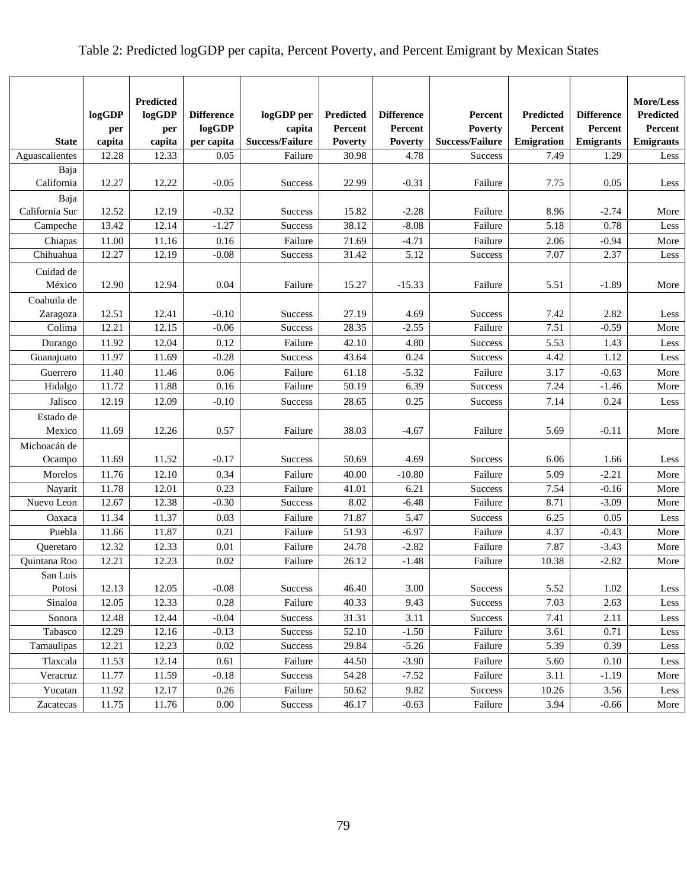Table 2: Predicted logGDP per capita, Percent Poverty, and Percent Emigrant by Mexican States

| State | logGDP per capita | Predicted logGDP per capita | Difference logGDP per capita | logGDP per capita Success/Failure | Predicted Percent Poverty | Difference Percent Poverty | Percent Poverty Success/Failure | Predicted Percent Emigration | Difference Percent Emigrants | More/Less Predicted Percent Emigrants |
|---|---|---|---|---|---|---|---|---|---|---|
| Aguascalientes | 12.28 | 12.33 | 0.05 | Failure | 30.98 | 4.78 | Success | 7.49 | 1.29 | Less |
| Baja California | 12.27 | 12.22 | -0.05 | Success | 22.99 | -0.31 | Failure | 7.75 | 0.05 | Less |
| Baja California Sur | 12.52 | 12.19 | -0.32 | Success | 15.82 | -2.28 | Failure | 8.96 | -2.74 | More |
| Campeche | 13.42 | 12.14 | -1.27 | Success | 38.12 | -8.08 | Failure | 5.18 | 0.78 | Less |
| Chiapas | 11.00 | 11.16 | 0.16 | Failure | 71.69 | -4.71 | Failure | 2.06 | -0.94 | More |
| Chihuahua | 12.27 | 12.19 | -0.08 | Success | 31.42 | 5.12 | Success | 7.07 | 2.37 | Less |
| Cuidad de México | 12.90 | 12.94 | 0.04 | Failure | 15.27 | -15.33 | Failure | 5.51 | -1.89 | More |
| Coahuila de Zaragoza | 12.51 | 12.41 | -0.10 | Success | 27.19 | 4.69 | Success | 7.42 | 2.82 | Less |
| Colima | 12.21 | 12.15 | -0.06 | Success | 28.35 | -2.55 | Failure | 7.51 | -0.59 | More |
| Durango | 11.92 | 12.04 | 0.12 | Failure | 42.10 | 4.80 | Success | 5.53 | 1.43 | Less |
| Guanajuato | 11.97 | 11.69 | -0.28 | Success | 43.64 | 0.24 | Success | 4.42 | 1.12 | Less |
| Guerrero | 11.40 | 11.46 | 0.06 | Failure | 61.18 | -5.32 | Failure | 3.17 | -0.63 | More |
| Hidalgo | 11.72 | 11.88 | 0.16 | Failure | 50.19 | 6.39 | Success | 7.24 | -1.46 | More |
| Jalisco | 12.19 | 12.09 | -0.10 | Success | 28.65 | 0.25 | Success | 7.14 | 0.24 | Less |
| Estado de Mexico | 11.69 | 12.26 | 0.57 | Failure | 38.03 | -4.67 | Failure | 5.69 | -0.11 | More |
| Michoacán de Ocampo | 11.69 | 11.52 | -0.17 | Success | 50.69 | 4.69 | Success | 6.06 | 1.66 | Less |
| Morelos | 11.76 | 12.10 | 0.34 | Failure | 40.00 | -10.80 | Failure | 5.09 | -2.21 | More |
| Nayarit | 11.78 | 12.01 | 0.23 | Failure | 41.01 | 6.21 | Success | 7.54 | -0.16 | More |
| Nuevo Leon | 12.67 | 12.38 | -0.30 | Success | 8.02 | -6.48 | Failure | 8.71 | -3.09 | More |
| Oaxaca | 11.34 | 11.37 | 0.03 | Failure | 71.87 | 5.47 | Success | 6.25 | 0.05 | Less |
| Puebla | 11.66 | 11.87 | 0.21 | Failure | 51.93 | -6.97 | Failure | 4.37 | -0.43 | More |
| Queretaro | 12.32 | 12.33 | 0.01 | Failure | 24.78 | -2.82 | Failure | 7.87 | -3.43 | More |
| Quintana Roo | 12.21 | 12.23 | 0.02 | Failure | 26.12 | -1.48 | Failure | 10.38 | -2.82 | More |
| San Luis Potosi | 12.13 | 12.05 | -0.08 | Success | 46.40 | 3.00 | Success | 5.52 | 1.02 | Less |
| Sinaloa | 12.05 | 12.33 | 0.28 | Failure | 40.33 | 9.43 | Success | 7.03 | 2.63 | Less |
| Sonora | 12.48 | 12.44 | -0.04 | Success | 31.31 | 3.11 | Success | 7.41 | 2.11 | Less |
| Tabasco | 12.29 | 12.16 | -0.13 | Success | 52.10 | -1.50 | Failure | 3.61 | 0.71 | Less |
| Tamaulipas | 12.21 | 12.23 | 0.02 | Success | 29.84 | -5.26 | Failure | 5.39 | 0.39 | Less |
| Tlaxcala | 11.53 | 12.14 | 0.61 | Failure | 44.50 | -3.90 | Failure | 5.60 | 0.10 | Less |
| Veracruz | 11.77 | 11.59 | -0.18 | Success | 54.28 | -7.52 | Failure | 3.11 | -1.19 | More |
| Yucatan | 11.92 | 12.17 | 0.26 | Failure | 50.62 | 9.82 | Success | 10.26 | 3.56 | Less |
| Zacatecas | 11.75 | 11.76 | 0.00 | Success | 46.17 | -0.63 | Failure | 3.94 | -0.66 | More |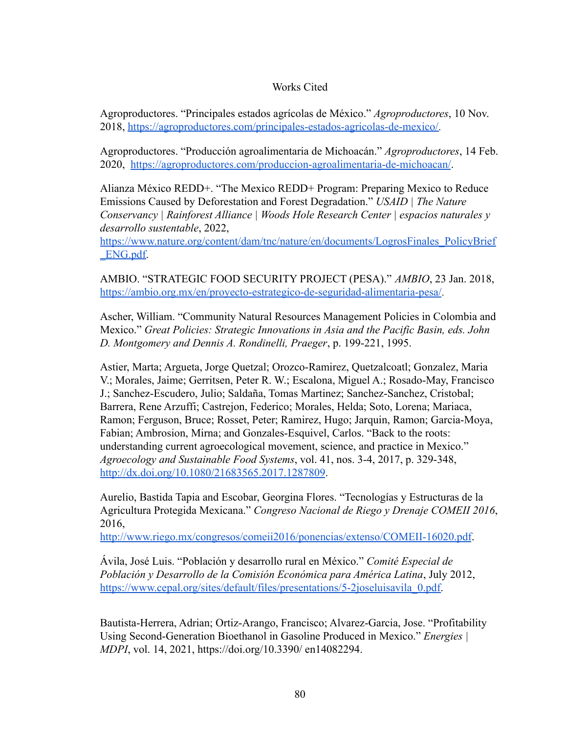# Works Cited

Agroproductores. "Principales estados agrícolas de México." *Agroproductores*, 10 Nov. 2018, https://agroproductores.com/principales-estados-agricolas-de-mexico/.

Agroproductores. "Producción agroalimentaria de Michoacán." *Agroproductores*, 14 Feb. 2020, https://agroproductores.com/produccion-agroalimentaria-de-michoacan/.

Alianza México REDD+. "The Mexico REDD+ Program: Preparing Mexico to Reduce Emissions Caused by Deforestation and Forest Degradation." *USAID | The Nature Conservancy | Rainforest Alliance | Woods Hole Research Center | espacios naturales y desarrollo sustentable*, 2022, https://www.nature.org/content/dam/tnc/nature/en/documents/LogrosFinales_PolicyBrief_ENG.pdf.

AMBIO. "STRATEGIC FOOD SECURITY PROJECT (PESA)." *AMBIO*, 23 Jan. 2018, https://ambio.org.mx/en/proyecto-estrategico-de-seguridad-alimentaria-pesa/.

Ascher, William. "Community Natural Resources Management Policies in Colombia and Mexico." *Great Policies: Strategic Innovations in Asia and the Pacific Basin, eds. John D. Montgomery and Dennis A. Rondinelli, Praeger*, p. 199-221, 1995.

Astier, Marta; Argueta, Jorge Quetzal; Orozco-Ramirez, Quetzalcoatl; Gonzalez, Maria V.; Morales, Jaime; Gerritsen, Peter R. W.; Escalona, Miguel A.; Rosado-May, Francisco J.; Sanchez-Escudero, Julio; Saldaña, Tomas Martinez; Sanchez-Sanchez, Cristobal; Barrera, Rene Arzuffi; Castrejon, Federico; Morales, Helda; Soto, Lorena; Mariaca, Ramon; Ferguson, Bruce; Rosset, Peter; Ramirez, Hugo; Jarquin, Ramon; Garcia-Moya, Fabian; Ambrosion, Mirna; and Gonzales-Esquivel, Carlos. "Back to the roots: understanding current agroecological movement, science, and practice in Mexico." *Agroecology and Sustainable Food Systems*, vol. 41, nos. 3-4, 2017, p. 329-348, http://dx.doi.org/10.1080/21683565.2017.1287809.

Aurelio, Bastida Tapia and Escobar, Georgina Flores. "Tecnologías y Estructuras de la Agricultura Protegida Mexicana." *Congreso Nacional de Riego y Drenaje COMEII 2016*, 2016, http://www.riego.mx/congresos/comeii2016/ponencias/extenso/COMEII-16020.pdf.

Ávila, José Luis. "Población y desarrollo rural en México." *Comité Especial de Población y Desarrollo de la Comisión Económica para América Latina*, July 2012, https://www.cepal.org/sites/default/files/presentations/5-2joseluisavila_0.pdf.

Bautista-Herrera, Adrian; Ortiz-Arango, Francisco; Alvarez-Garcia, Jose. "Profitability Using Second-Generation Bioethanol in Gasoline Produced in Mexico." *Energies | MDPI*, vol. 14, 2021, https://doi.org/10.3390/ en14082294.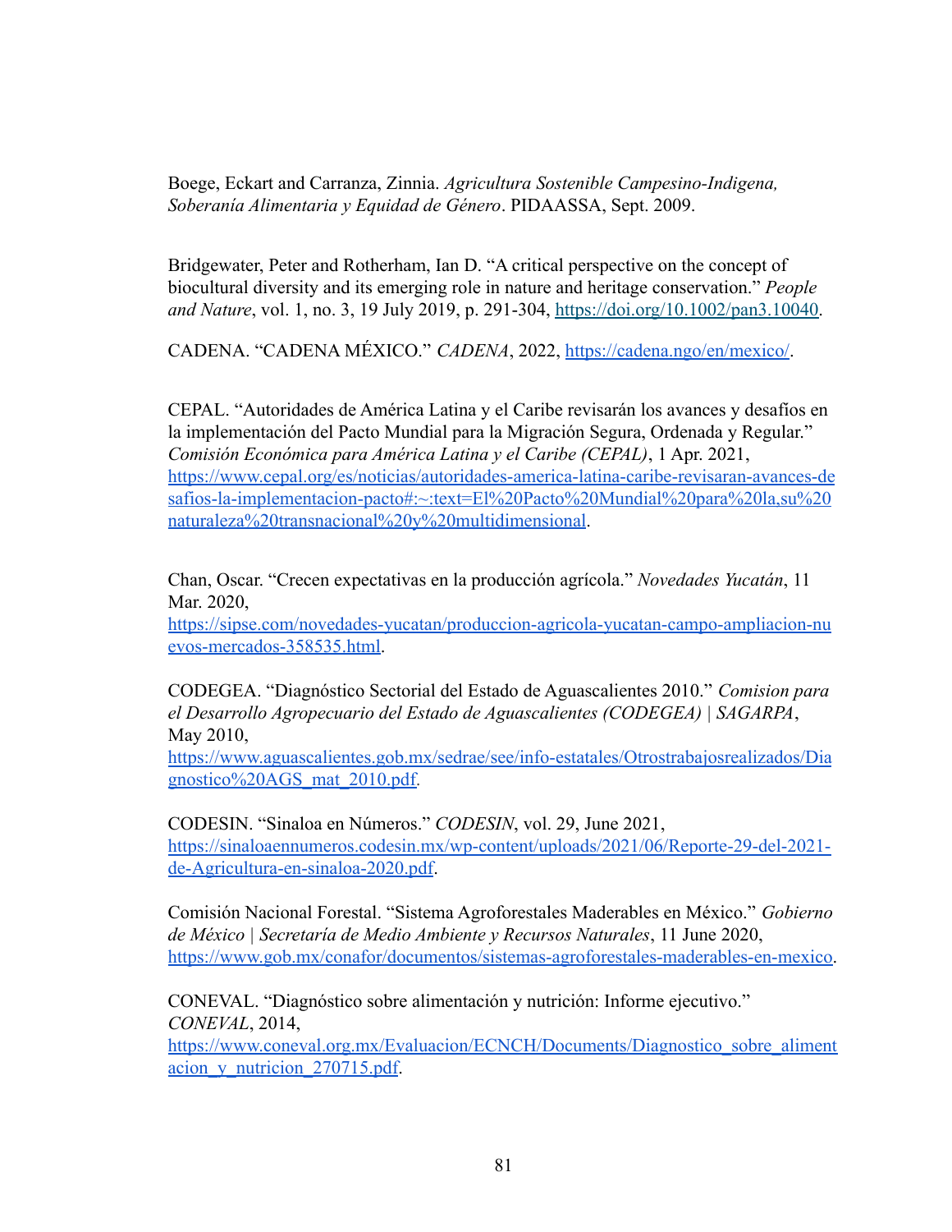Boege, Eckart and Carranza, Zinnia. *Agricultura Sostenible Campesino-Indigena, Soberanía Alimentaria y Equidad de Género*. PIDAASSA, Sept. 2009.

Bridgewater, Peter and Rotherham, Ian D. “A critical perspective on the concept of biocultural diversity and its emerging role in nature and heritage conservation.” *People and Nature*, vol. 1, no. 3, 19 July 2019, p. 291-304, https://doi.org/10.1002/pan3.10040.

CADENA. “CADENA MÉXICO.” *CADENA*, 2022, https://cadena.ngo/en/mexico/.

CEPAL. “Autoridades de América Latina y el Caribe revisarán los avances y desafíos en la implementación del Pacto Mundial para la Migración Segura, Ordenada y Regular.” *Comisión Económica para América Latina y el Caribe (CEPAL)*, 1 Apr. 2021, https://www.cepal.org/es/noticias/autoridades-america-latina-caribe-revisaran-avances-desafios-la-implementacion-pacto#:~:text=El%20Pacto%20Mundial%20para%20la,su%20naturaleza%20transnacional%20y%20multidimensional.

Chan, Oscar. “Crecen expectativas en la producción agrícola.” *Novedades Yucatán*, 11 Mar. 2020, https://sipse.com/novedades-yucatan/produccion-agricola-yucatan-campo-ampliacion-nuevos-mercados-358535.html.

CODEGEA. “Diagnóstico Sectorial del Estado de Aguascalientes 2010.” *Comision para el Desarrollo Agropecuario del Estado de Aguascalientes (CODEGEA) | SAGARPA*, May 2010, https://www.aguascalientes.gob.mx/sedrae/see/info-estatales/Otrostrabajosrealizados/Diagnostico%20AGS_mat_2010.pdf.

CODESIN. “Sinaloa en Números.” *CODESIN*, vol. 29, June 2021, https://sinaloaennumeros.codesin.mx/wp-content/uploads/2021/06/Reporte-29-del-2021-de-Agricultura-en-sinaloa-2020.pdf.

Comisión Nacional Forestal. “Sistema Agroforestales Maderables en México.” *Gobierno de México | Secretaría de Medio Ambiente y Recursos Naturales*, 11 June 2020, https://www.gob.mx/conafor/documentos/sistemas-agroforestales-maderables-en-mexico.

CONEVAL. “Diagnóstico sobre alimentación y nutrición: Informe ejecutivo.” *CONEVAL*, 2014, https://www.coneval.org.mx/Evaluacion/ECNCH/Documents/Diagnostico_sobre_alimentacion_y_nutricion_270715.pdf.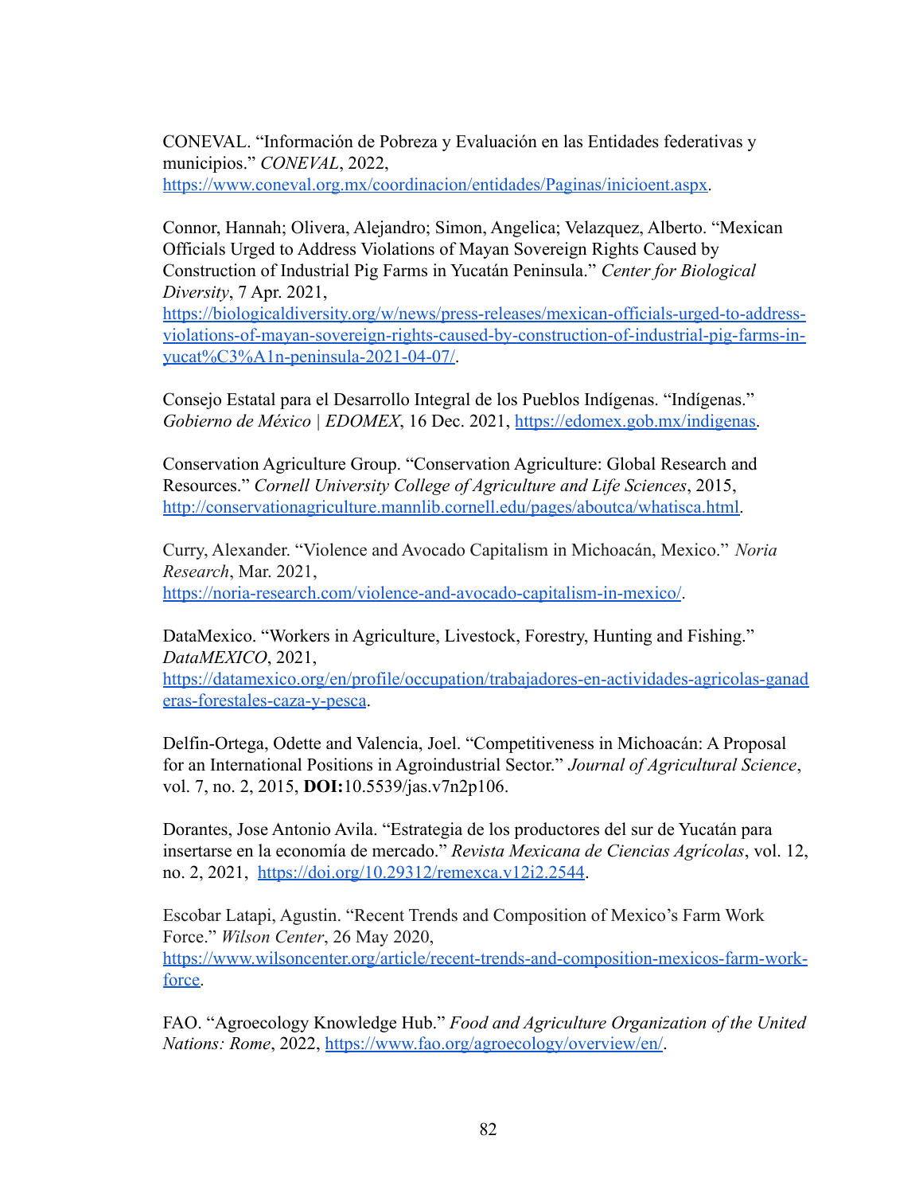CONEVAL. “Información de Pobreza y Evaluación en las Entidades federativas y municipios.” *CONEVAL*, 2022, https://www.coneval.org.mx/coordinacion/entidades/Paginas/inicioent.aspx.

Connor, Hannah; Olivera, Alejandro; Simon, Angelica; Velazquez, Alberto. “Mexican Officials Urged to Address Violations of Mayan Sovereign Rights Caused by Construction of Industrial Pig Farms in Yucatán Peninsula.” *Center for Biological Diversity*, 7 Apr. 2021, https://biologicaldiversity.org/w/news/press-releases/mexican-officials-urged-to-address-violations-of-mayan-sovereign-rights-caused-by-construction-of-industrial-pig-farms-in-yucat%C3%A1n-peninsula-2021-04-07/.

Consejo Estatal para el Desarrollo Integral de los Pueblos Indígenas. “Indígenas.” *Gobierno de México | EDOMEX*, 16 Dec. 2021, https://edomex.gob.mx/indigenas.

Conservation Agriculture Group. “Conservation Agriculture: Global Research and Resources.” *Cornell University College of Agriculture and Life Sciences*, 2015, http://conservationagriculture.mannlib.cornell.edu/pages/aboutca/whatisca.html.

Curry, Alexander. “Violence and Avocado Capitalism in Michoacán, Mexico.” *Noria Research*, Mar. 2021, https://noria-research.com/violence-and-avocado-capitalism-in-mexico/.

DataMexico. “Workers in Agriculture, Livestock, Forestry, Hunting and Fishing.” *DataMEXICO*, 2021, https://datamexico.org/en/profile/occupation/trabajadores-en-actividades-agricolas-ganaderas-forestales-caza-y-pesca.

Delfin-Ortega, Odette and Valencia, Joel. “Competitiveness in Michoacán: A Proposal for an International Positions in Agroindustrial Sector.” *Journal of Agricultural Science*, vol. 7, no. 2, 2015, **DOI:**10.5539/jas.v7n2p106.

Dorantes, Jose Antonio Avila. “Estrategia de los productores del sur de Yucatán para insertarse en la economía de mercado.” *Revista Mexicana de Ciencias Agrícolas*, vol. 12, no. 2, 2021, https://doi.org/10.29312/remexca.v12i2.2544.

Escobar Latapi, Agustin. “Recent Trends and Composition of Mexico’s Farm Work Force.” *Wilson Center*, 26 May 2020, https://www.wilsoncenter.org/article/recent-trends-and-composition-mexicos-farm-work-force.

FAO. “Agroecology Knowledge Hub.” *Food and Agriculture Organization of the United Nations: Rome*, 2022, https://www.fao.org/agroecology/overview/en/.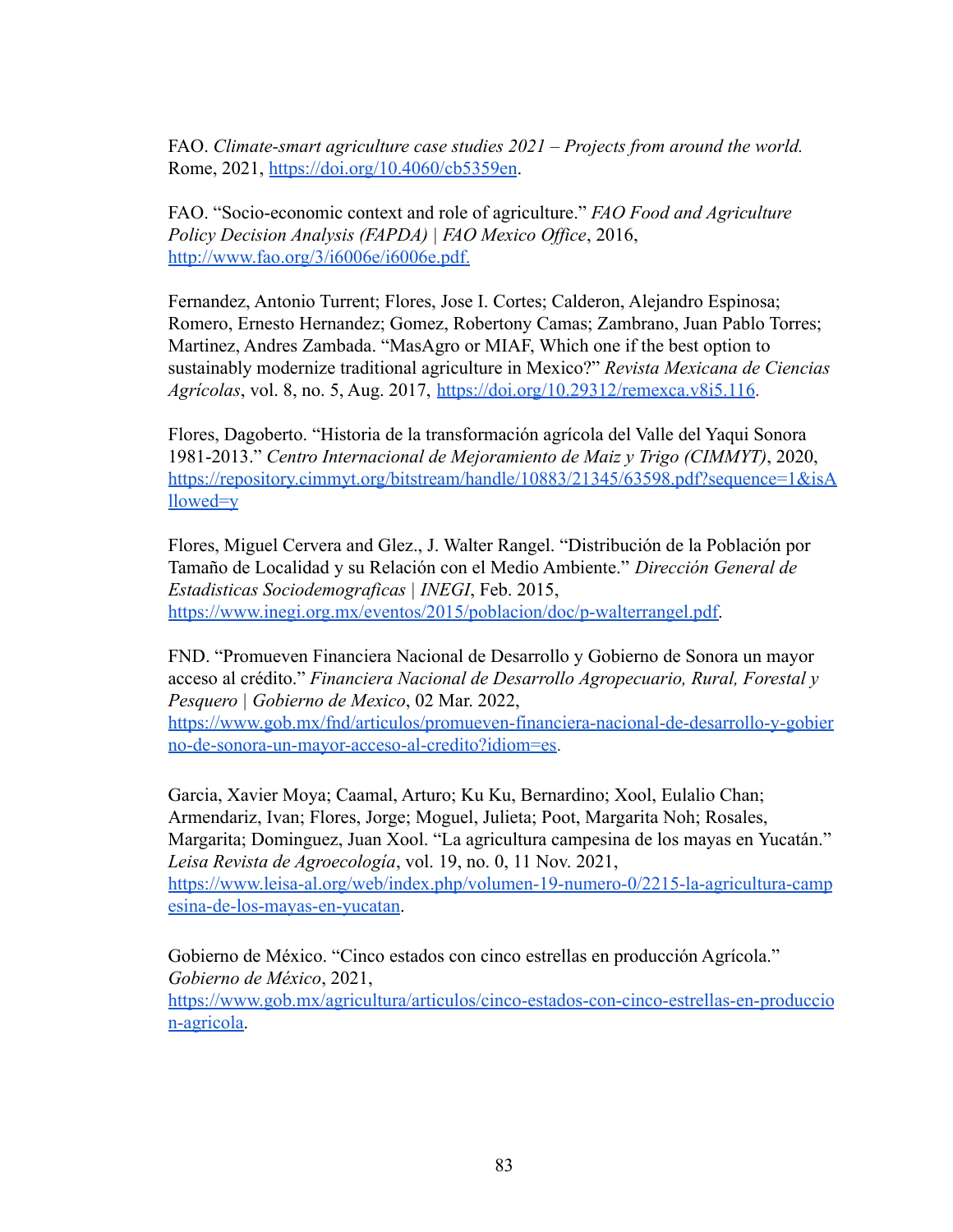FAO. *Climate-smart agriculture case studies 2021 – Projects from around the world.* Rome, 2021, https://doi.org/10.4060/cb5359en.

FAO. "Socio-economic context and role of agriculture." *FAO Food and Agriculture Policy Decision Analysis (FAPDA) | FAO Mexico Office*, 2016, http://www.fao.org/3/i6006e/i6006e.pdf.

Fernandez, Antonio Turrent; Flores, Jose I. Cortes; Calderon, Alejandro Espinosa; Romero, Ernesto Hernandez; Gomez, Robertony Camas; Zambrano, Juan Pablo Torres; Martinez, Andres Zambada. "MasAgro or MIAF, Which one if the best option to sustainably modernize traditional agriculture in Mexico?" *Revista Mexicana de Ciencias Agrícolas*, vol. 8, no. 5, Aug. 2017, https://doi.org/10.29312/remexca.v8i5.116.

Flores, Dagoberto. "Historia de la transformación agrícola del Valle del Yaqui Sonora 1981-2013." *Centro Internacional de Mejoramiento de Maiz y Trigo (CIMMYT)*, 2020, https://repository.cimmyt.org/bitstream/handle/10883/21345/63598.pdf?sequence=1&isAllowed=y

Flores, Miguel Cervera and Glez., J. Walter Rangel. "Distribución de la Población por Tamaño de Localidad y su Relación con el Medio Ambiente." *Dirección General de Estadisticas Sociodemograficas | INEGI*, Feb. 2015, https://www.inegi.org.mx/eventos/2015/poblacion/doc/p-walterrangel.pdf.

FND. "Promueven Financiera Nacional de Desarrollo y Gobierno de Sonora un mayor acceso al crédito." *Financiera Nacional de Desarrollo Agropecuario, Rural, Forestal y Pesquero | Gobierno de Mexico*, 02 Mar. 2022, https://www.gob.mx/fnd/articulos/promueven-financiera-nacional-de-desarrollo-y-gobierno-de-sonora-un-mayor-acceso-al-credito?idiom=es.

Garcia, Xavier Moya; Caamal, Arturo; Ku Ku, Bernardino; Xool, Eulalio Chan; Armendariz, Ivan; Flores, Jorge; Moguel, Julieta; Poot, Margarita Noh; Rosales, Margarita; Dominguez, Juan Xool. "La agricultura campesina de los mayas en Yucatán." *Leisa Revista de Agroecología*, vol. 19, no. 0, 11 Nov. 2021, https://www.leisa-al.org/web/index.php/volumen-19-numero-0/2215-la-agricultura-campesina-de-los-mayas-en-yucatan.

Gobierno de México. "Cinco estados con cinco estrellas en producción Agrícola." *Gobierno de México*, 2021, https://www.gob.mx/agricultura/articulos/cinco-estados-con-cinco-estrellas-en-produccion-agricola.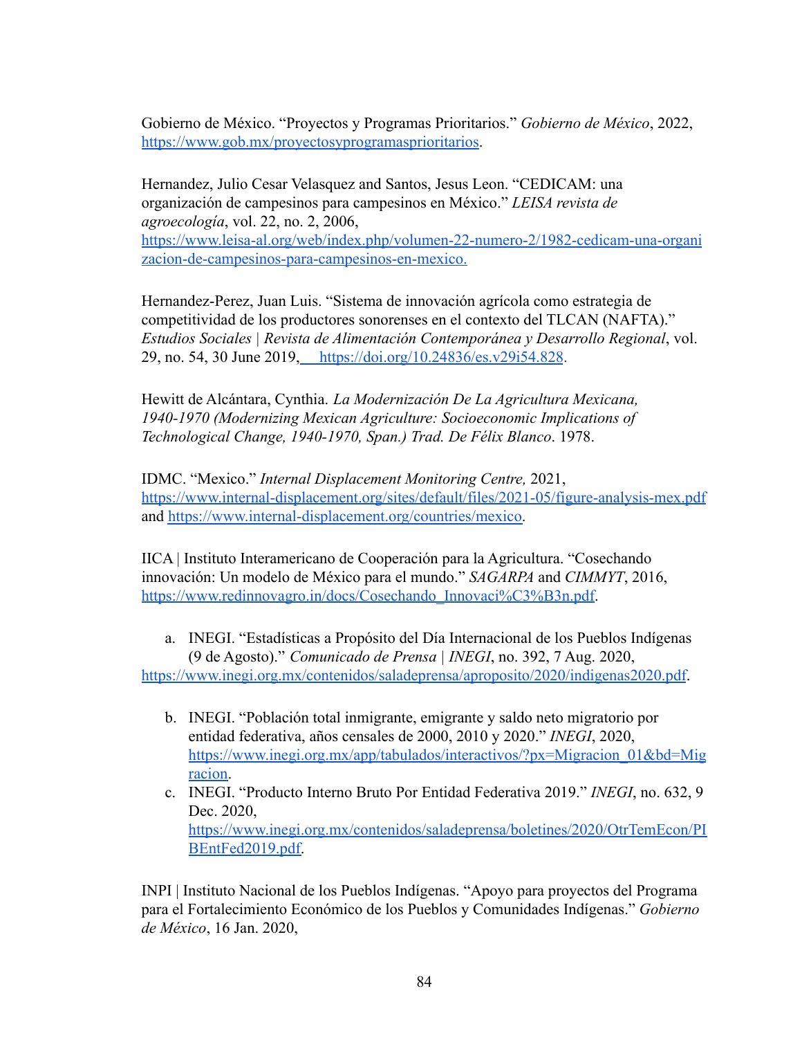Gobierno de México. "Proyectos y Programas Prioritarios." *Gobierno de México*, 2022, https://www.gob.mx/proyectosyprogramasprioritarios.

Hernandez, Julio Cesar Velasquez and Santos, Jesus Leon. "CEDICAM: una organización de campesinos para campesinos en México." *LEISA revista de agroecología*, vol. 22, no. 2, 2006, https://www.leisa-al.org/web/index.php/volumen-22-numero-2/1982-cedicam-una-organizacion-de-campesinos-para-campesinos-en-mexico.

Hernandez-Perez, Juan Luis. "Sistema de innovación agrícola como estrategia de competitividad de los productores sonorenses en el contexto del TLCAN (NAFTA)." *Estudios Sociales | Revista de Alimentación Contemporánea y Desarrollo Regional*, vol. 29, no. 54, 30 June 2019, https://doi.org/10.24836/es.v29i54.828.

Hewitt de Alcántara, Cynthia. *La Modernización De La Agricultura Mexicana, 1940-1970 (Modernizing Mexican Agriculture: Socioeconomic Implications of Technological Change, 1940-1970, Span.) Trad. De Félix Blanco*. 1978.

IDMC. "Mexico." *Internal Displacement Monitoring Centre,* 2021, https://www.internal-displacement.org/sites/default/files/2021-05/figure-analysis-mex.pdf and https://www.internal-displacement.org/countries/mexico.

IICA | Instituto Interamericano de Cooperación para la Agricultura. "Cosechando innovación: Un modelo de México para el mundo." *SAGARPA* and *CIMMYT*, 2016, https://www.redinnovagro.in/docs/Cosechando_Innovaci%C3%B3n.pdf.

a. INEGI. "Estadísticas a Propósito del Día Internacional de los Pueblos Indígenas (9 de Agosto)." *Comunicado de Prensa | INEGI*, no. 392, 7 Aug. 2020, https://www.inegi.org.mx/contenidos/saladeprensa/aproposito/2020/indigenas2020.pdf.

b. INEGI. "Población total inmigrante, emigrante y saldo neto migratorio por entidad federativa, años censales de 2000, 2010 y 2020." *INEGI*, 2020, https://www.inegi.org.mx/app/tabulados/interactivos/?px=Migracion_01&bd=Migracion.

c. INEGI. "Producto Interno Bruto Por Entidad Federativa 2019." *INEGI*, no. 632, 9 Dec. 2020, https://www.inegi.org.mx/contenidos/saladeprensa/boletines/2020/OtrTemEcon/PIBEntFed2019.pdf.

INPI | Instituto Nacional de los Pueblos Indígenas. "Apoyo para proyectos del Programa para el Fortalecimiento Económico de los Pueblos y Comunidades Indígenas." *Gobierno de México*, 16 Jan. 2020,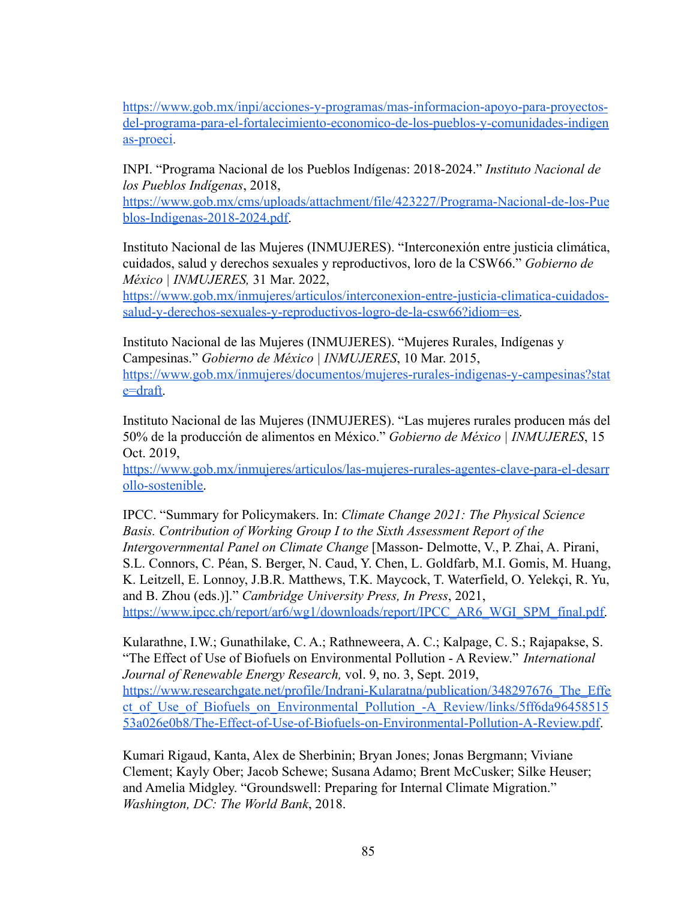https://www.gob.mx/inpi/acciones-y-programas/mas-informacion-apoyo-para-proyectos-del-programa-para-el-fortalecimiento-economico-de-los-pueblos-y-comunidades-indigenas-proeci.

INPI. "Programa Nacional de los Pueblos Indígenas: 2018-2024." *Instituto Nacional de los Pueblos Indígenas*, 2018, https://www.gob.mx/cms/uploads/attachment/file/423227/Programa-Nacional-de-los-Pueblos-Indigenas-2018-2024.pdf.

Instituto Nacional de las Mujeres (INMUJERES). "Interconexión entre justicia climática, cuidados, salud y derechos sexuales y reproductivos, loro de la CSW66." *Gobierno de México | INMUJERES,* 31 Mar. 2022, https://www.gob.mx/inmujeres/articulos/interconexion-entre-justicia-climatica-cuidados-salud-y-derechos-sexuales-y-reproductivos-logro-de-la-csw66?idiom=es.

Instituto Nacional de las Mujeres (INMUJERES). "Mujeres Rurales, Indígenas y Campesinas." *Gobierno de México | INMUJERES*, 10 Mar. 2015, https://www.gob.mx/inmujeres/documentos/mujeres-rurales-indigenas-y-campesinas?state=draft.

Instituto Nacional de las Mujeres (INMUJERES). "Las mujeres rurales producen más del 50% de la producción de alimentos en México." *Gobierno de México | INMUJERES*, 15 Oct. 2019, https://www.gob.mx/inmujeres/articulos/las-mujeres-rurales-agentes-clave-para-el-desarrollo-sostenible.

IPCC. "Summary for Policymakers. In: *Climate Change 2021: The Physical Science Basis. Contribution of Working Group I to the Sixth Assessment Report of the Intergovernmental Panel on Climate Change* [Masson- Delmotte, V., P. Zhai, A. Pirani, S.L. Connors, C. Péan, S. Berger, N. Caud, Y. Chen, L. Goldfarb, M.I. Gomis, M. Huang, K. Leitzell, E. Lonnoy, J.B.R. Matthews, T.K. Maycock, T. Waterfield, O. Yelekçi, R. Yu, and B. Zhou (eds.)]." *Cambridge University Press, In Press*, 2021, https://www.ipcc.ch/report/ar6/wg1/downloads/report/IPCC_AR6_WGI_SPM_final.pdf.

Kularathne, I.W.; Gunathilake, C. A.; Rathneweera, A. C.; Kalpage, C. S.; Rajapakse, S. "The Effect of Use of Biofuels on Environmental Pollution - A Review." *International Journal of Renewable Energy Research,* vol. 9, no. 3, Sept. 2019, https://www.researchgate.net/profile/Indrani-Kularatna/publication/348297676_The_Effect_of_Use_of_Biofuels_on_Environmental_Pollution_-A_Review/links/5ff6da9645851553a026e0b8/The-Effect-of-Use-of-Biofuels-on-Environmental-Pollution-A-Review.pdf.

Kumari Rigaud, Kanta, Alex de Sherbinin; Bryan Jones; Jonas Bergmann; Viviane Clement; Kayly Ober; Jacob Schewe; Susana Adamo; Brent McCusker; Silke Heuser; and Amelia Midgley. "Groundswell: Preparing for Internal Climate Migration." *Washington, DC: The World Bank*, 2018.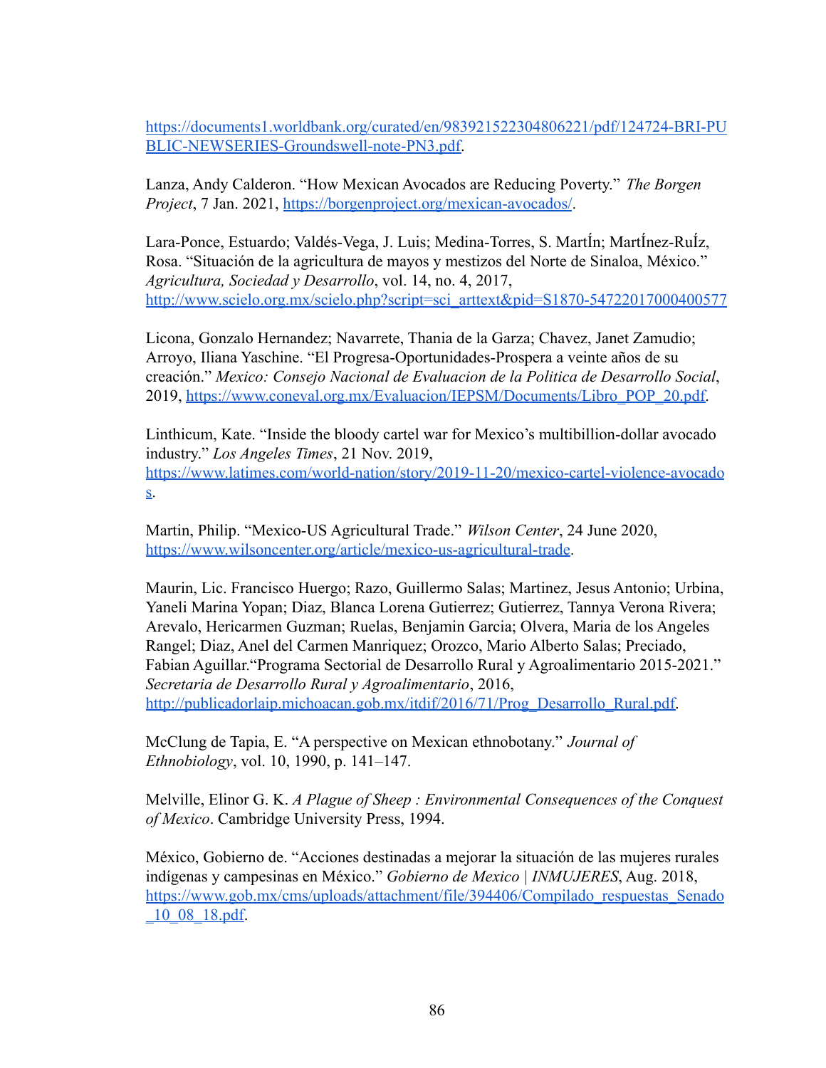https://documents1.worldbank.org/curated/en/983921522304806221/pdf/124724-BRI-PUBLIC-NEWSERIES-Groundswell-note-PN3.pdf.

Lanza, Andy Calderon. "How Mexican Avocados are Reducing Poverty." *The Borgen Project*, 7 Jan. 2021, https://borgenproject.org/mexican-avocados/.

Lara-Ponce, Estuardo; Valdés-Vega, J. Luis; Medina-Torres, S. MartÍn; MartÍnez-RuÍz, Rosa. "Situación de la agricultura de mayos y mestizos del Norte de Sinaloa, México." *Agricultura, Sociedad y Desarrollo*, vol. 14, no. 4, 2017, http://www.scielo.org.mx/scielo.php?script=sci_arttext&pid=S1870-54722017000400577

Licona, Gonzalo Hernandez; Navarrete, Thania de la Garza; Chavez, Janet Zamudio; Arroyo, Iliana Yaschine. "El Progresa-Oportunidades-Prospera a veinte años de su creación." *Mexico: Consejo Nacional de Evaluacion de la Politica de Desarrollo Social*, 2019, https://www.coneval.org.mx/Evaluacion/IEPSM/Documents/Libro_POP_20.pdf.

Linthicum, Kate. "Inside the bloody cartel war for Mexico's multibillion-dollar avocado industry." *Los Angeles Times*, 21 Nov. 2019, https://www.latimes.com/world-nation/story/2019-11-20/mexico-cartel-violence-avocados.

Martin, Philip. "Mexico-US Agricultural Trade." *Wilson Center*, 24 June 2020, https://www.wilsoncenter.org/article/mexico-us-agricultural-trade.

Maurin, Lic. Francisco Huergo; Razo, Guillermo Salas; Martinez, Jesus Antonio; Urbina, Yaneli Marina Yopan; Diaz, Blanca Lorena Gutierrez; Gutierrez, Tannya Verona Rivera; Arevalo, Hericarmen Guzman; Ruelas, Benjamin Garcia; Olvera, Maria de los Angeles Rangel; Diaz, Anel del Carmen Manriquez; Orozco, Mario Alberto Salas; Preciado, Fabian Aguillar."Programa Sectorial de Desarrollo Rural y Agroalimentario 2015-2021." *Secretaria de Desarrollo Rural y Agroalimentario*, 2016, http://publicadorlaip.michoacan.gob.mx/itdif/2016/71/Prog_Desarrollo_Rural.pdf.

McClung de Tapia, E. "A perspective on Mexican ethnobotany." *Journal of Ethnobiology*, vol. 10, 1990, p. 141–147.

Melville, Elinor G. K. *A Plague of Sheep : Environmental Consequences of the Conquest of Mexico*. Cambridge University Press, 1994.

México, Gobierno de. "Acciones destinadas a mejorar la situación de las mujeres rurales indígenas y campesinas en México." *Gobierno de Mexico | INMUJERES*, Aug. 2018, https://www.gob.mx/cms/uploads/attachment/file/394406/Compilado_respuestas_Senado_10_08_18.pdf.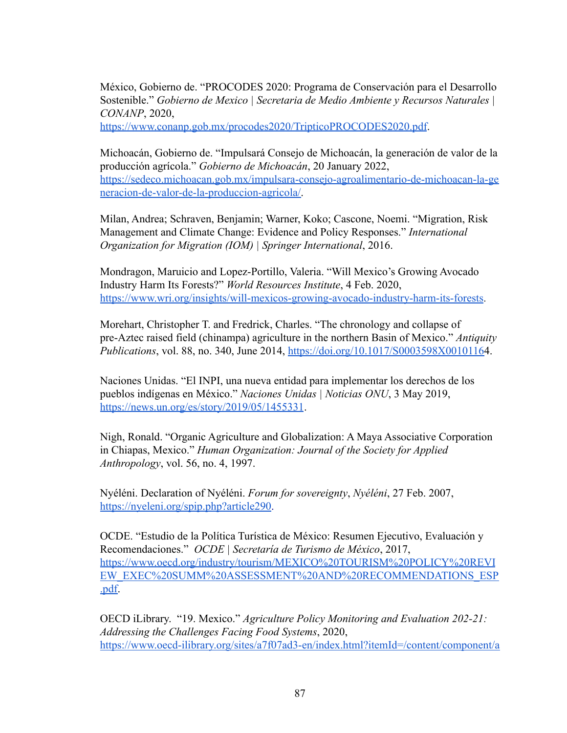México, Gobierno de. "PROCODES 2020: Programa de Conservación para el Desarrollo Sostenible." *Gobierno de Mexico | Secretaria de Medio Ambiente y Recursos Naturales | CONANP*, 2020, https://www.conanp.gob.mx/procodes2020/TripticoPROCODES2020.pdf.

Michoacán, Gobierno de. "Impulsará Consejo de Michoacán, la generación de valor de la producción agrícola." *Gobierno de Michoacán*, 20 January 2022, https://sedeco.michoacan.gob.mx/impulsara-consejo-agroalimentario-de-michoacan-la-generacion-de-valor-de-la-produccion-agricola/.

Milan, Andrea; Schraven, Benjamin; Warner, Koko; Cascone, Noemi. "Migration, Risk Management and Climate Change: Evidence and Policy Responses." *International Organization for Migration (IOM) | Springer International*, 2016.

Mondragon, Maruicio and Lopez-Portillo, Valeria. "Will Mexico's Growing Avocado Industry Harm Its Forests?" *World Resources Institute*, 4 Feb. 2020, https://www.wri.org/insights/will-mexicos-growing-avocado-industry-harm-its-forests.

Morehart, Christopher T. and Fredrick, Charles. "The chronology and collapse of pre-Aztec raised field (chinampa) agriculture in the northern Basin of Mexico." *Antiquity Publications*, vol. 88, no. 340, June 2014, https://doi.org/10.1017/S0003598X00101164.

Naciones Unidas. "El INPI, una nueva entidad para implementar los derechos de los pueblos indígenas en México." *Naciones Unidas | Noticias ONU*, 3 May 2019, https://news.un.org/es/story/2019/05/1455331.

Nigh, Ronald. "Organic Agriculture and Globalization: A Maya Associative Corporation in Chiapas, Mexico." *Human Organization: Journal of the Society for Applied Anthropology*, vol. 56, no. 4, 1997.

Nyéléni. Declaration of Nyéléni. *Forum for sovereignty*, *Nyéléni*, 27 Feb. 2007, https://nyeleni.org/spip.php?article290.

OCDE. "Estudio de la Política Turística de México: Resumen Ejecutivo, Evaluación y Recomendaciones." *OCDE | Secretaría de Turismo de México*, 2017, https://www.oecd.org/industry/tourism/MEXICO%20TOURISM%20POLICY%20REVIEW_EXEC%20SUMM%20ASSESSMENT%20AND%20RECOMMENDATIONS_ESP.pdf.

OECD iLibrary. "19. Mexico." *Agriculture Policy Monitoring and Evaluation 202-21: Addressing the Challenges Facing Food Systems*, 2020, https://www.oecd-ilibrary.org/sites/a7f07ad3-en/index.html?itemId=/content/component/a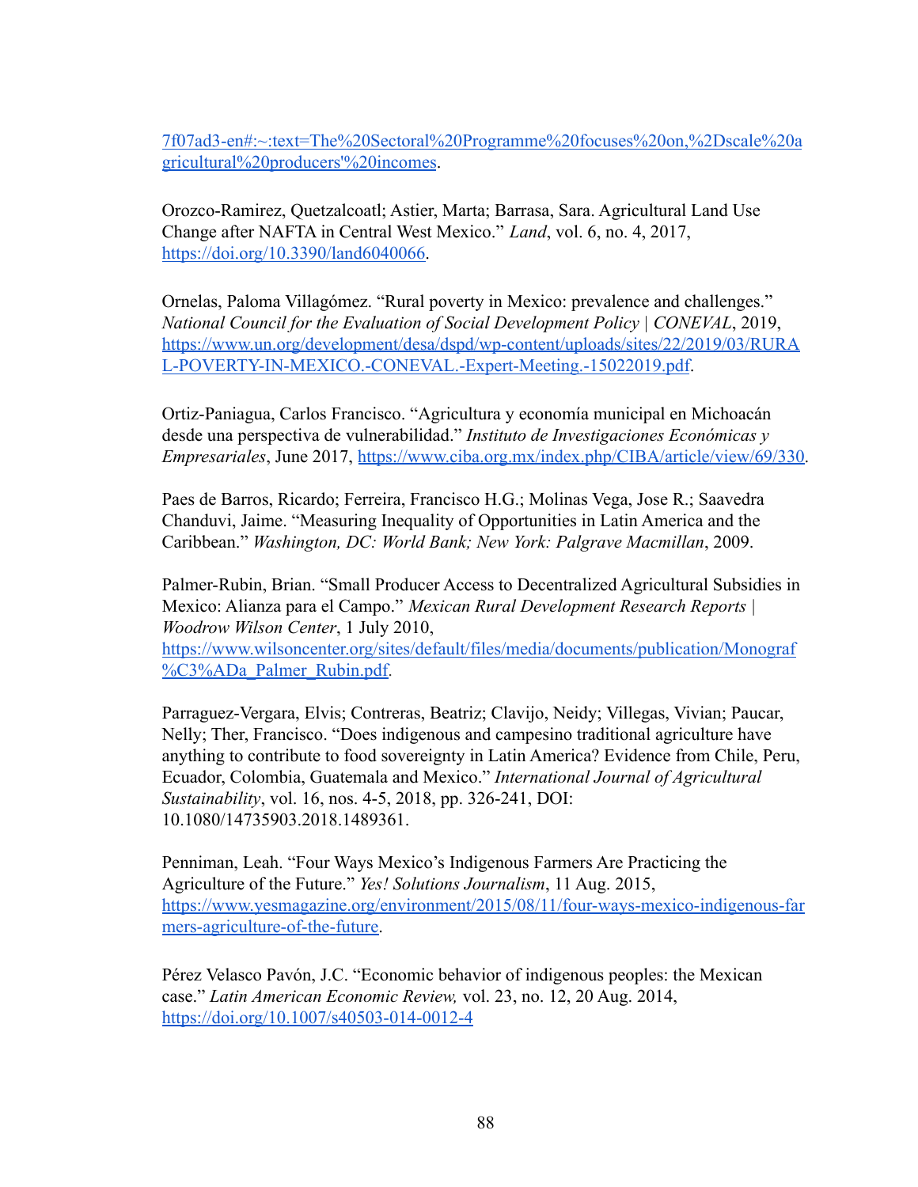7f07ad3-en#:~:text=The%20Sectoral%20Programme%20focuses%20on,%2Dscale%20agricultural%20producers'%20incomes.

Orozco-Ramirez, Quetzalcoatl; Astier, Marta; Barrasa, Sara. Agricultural Land Use Change after NAFTA in Central West Mexico." *Land*, vol. 6, no. 4, 2017, https://doi.org/10.3390/land6040066.

Ornelas, Paloma Villagómez. "Rural poverty in Mexico: prevalence and challenges." *National Council for the Evaluation of Social Development Policy | CONEVAL*, 2019, https://www.un.org/development/desa/dspd/wp-content/uploads/sites/22/2019/03/RURAL-POVERTY-IN-MEXICO.-CONEVAL.-Expert-Meeting.-15022019.pdf.

Ortiz-Paniagua, Carlos Francisco. "Agricultura y economía municipal en Michoacán desde una perspectiva de vulnerabilidad." *Instituto de Investigaciones Económicas y Empresariales*, June 2017, https://www.ciba.org.mx/index.php/CIBA/article/view/69/330.

Paes de Barros, Ricardo; Ferreira, Francisco H.G.; Molinas Vega, Jose R.; Saavedra Chanduvi, Jaime. "Measuring Inequality of Opportunities in Latin America and the Caribbean." *Washington, DC: World Bank; New York: Palgrave Macmillan*, 2009.

Palmer-Rubin, Brian. "Small Producer Access to Decentralized Agricultural Subsidies in Mexico: Alianza para el Campo." *Mexican Rural Development Research Reports | Woodrow Wilson Center*, 1 July 2010, https://www.wilsoncenter.org/sites/default/files/media/documents/publication/Monograf%C3%ADa_Palmer_Rubin.pdf.

Parraguez-Vergara, Elvis; Contreras, Beatriz; Clavijo, Neidy; Villegas, Vivian; Paucar, Nelly; Ther, Francisco. "Does indigenous and campesino traditional agriculture have anything to contribute to food sovereignty in Latin America? Evidence from Chile, Peru, Ecuador, Colombia, Guatemala and Mexico." *International Journal of Agricultural Sustainability*, vol. 16, nos. 4-5, 2018, pp. 326-241, DOI: 10.1080/14735903.2018.1489361.

Penniman, Leah. "Four Ways Mexico's Indigenous Farmers Are Practicing the Agriculture of the Future." *Yes! Solutions Journalism*, 11 Aug. 2015, https://www.yesmagazine.org/environment/2015/08/11/four-ways-mexico-indigenous-farmers-agriculture-of-the-future.

Pérez Velasco Pavón, J.C. "Economic behavior of indigenous peoples: the Mexican case." *Latin American Economic Review,* vol. 23, no. 12, 20 Aug. 2014, https://doi.org/10.1007/s40503-014-0012-4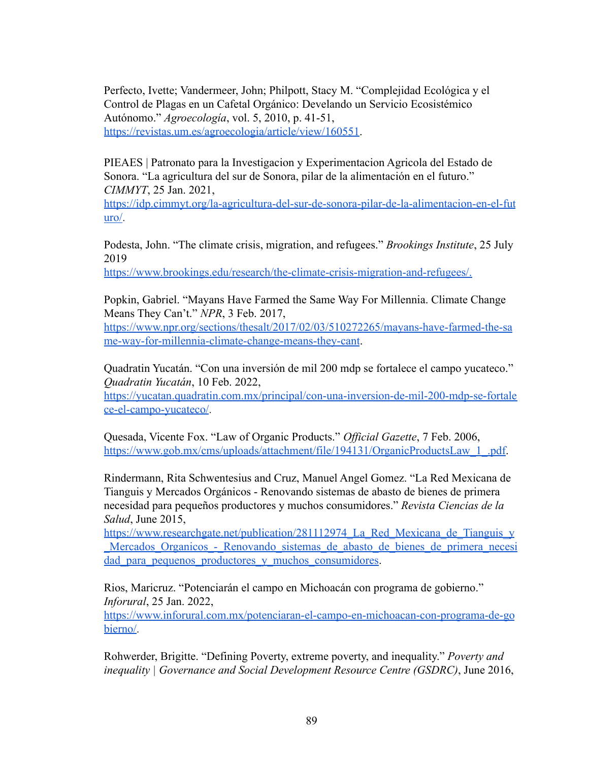Perfecto, Ivette; Vandermeer, John; Philpott, Stacy M. "Complejidad Ecológica y el Control de Plagas en un Cafetal Orgánico: Develando un Servicio Ecosistémico Autónomo." *Agroecología*, vol. 5, 2010, p. 41-51, https://revistas.um.es/agroecologia/article/view/160551.

PIEAES | Patronato para la Investigacion y Experimentacion Agricola del Estado de Sonora. "La agricultura del sur de Sonora, pilar de la alimentación en el futuro." *CIMMYT*, 25 Jan. 2021, https://idp.cimmyt.org/la-agricultura-del-sur-de-sonora-pilar-de-la-alimentacion-en-el-futuro/.

Podesta, John. "The climate crisis, migration, and refugees." *Brookings Institute*, 25 July 2019 https://www.brookings.edu/research/the-climate-crisis-migration-and-refugees/.

Popkin, Gabriel. "Mayans Have Farmed the Same Way For Millennia. Climate Change Means They Can't." *NPR*, 3 Feb. 2017, https://www.npr.org/sections/thesalt/2017/02/03/510272265/mayans-have-farmed-the-same-way-for-millennia-climate-change-means-they-cant.

Quadratin Yucatán. "Con una inversión de mil 200 mdp se fortalece el campo yucateco." *Quadratin Yucatán*, 10 Feb. 2022, https://yucatan.quadratin.com.mx/principal/con-una-inversion-de-mil-200-mdp-se-fortalece-el-campo-yucateco/.

Quesada, Vicente Fox. "Law of Organic Products." *Official Gazette*, 7 Feb. 2006, https://www.gob.mx/cms/uploads/attachment/file/194131/OrganicProductsLaw_1_.pdf.

Rindermann, Rita Schwentesius and Cruz, Manuel Angel Gomez. "La Red Mexicana de Tianguis y Mercados Orgánicos - Renovando sistemas de abasto de bienes de primera necesidad para pequeños productores y muchos consumidores." *Revista Ciencias de la Salud*, June 2015, https://www.researchgate.net/publication/281112974_La_Red_Mexicana_de_Tianguis_y_Mercados_Organicos_-_Renovando_sistemas_de_abasto_de_bienes_de_primera_necesidad_para_pequenos_productores_y_muchos_consumidores.

Rios, Maricruz. "Potenciarán el campo en Michoacán con programa de gobierno." *Inforural*, 25 Jan. 2022, https://www.inforural.com.mx/potenciaran-el-campo-en-michoacan-con-programa-de-gobierno/.

Rohwerder, Brigitte. "Defining Poverty, extreme poverty, and inequality." *Poverty and inequality | Governance and Social Development Resource Centre (GSDRC)*, June 2016,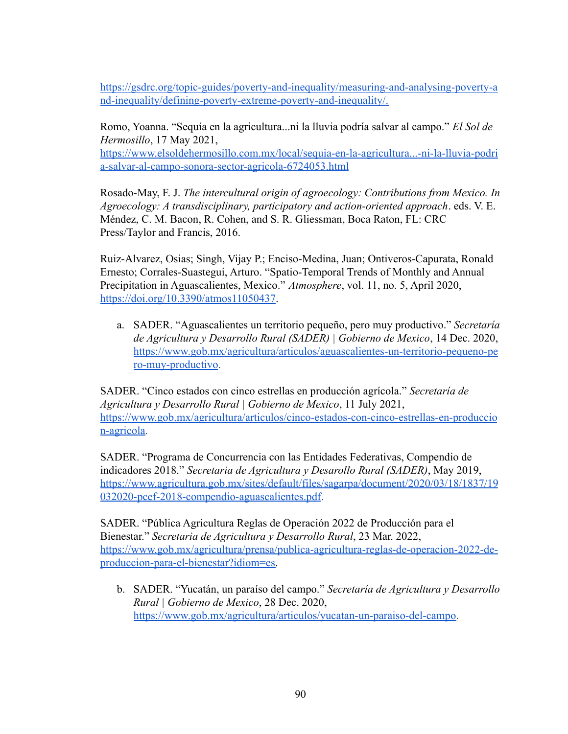https://gsdrc.org/topic-guides/poverty-and-inequality/measuring-and-analysing-poverty-and-inequality/defining-poverty-extreme-poverty-and-inequality/.

Romo, Yoanna. "Sequía en la agricultura...ni la lluvia podría salvar al campo." *El Sol de Hermosillo*, 17 May 2021, https://www.elsoldehermosillo.com.mx/local/sequia-en-la-agricultura...-ni-la-lluvia-podria-salvar-al-campo-sonora-sector-agricola-6724053.html

Rosado-May, F. J. *The intercultural origin of agroecology: Contributions from Mexico. In Agroecology: A transdisciplinary, participatory and action-oriented approach*. eds. V. E. Méndez, C. M. Bacon, R. Cohen, and S. R. Gliessman, Boca Raton, FL: CRC Press/Taylor and Francis, 2016.

Ruiz-Alvarez, Osias; Singh, Vijay P.; Enciso-Medina, Juan; Ontiveros-Capurata, Ronald Ernesto; Corrales-Suastegui, Arturo. "Spatio-Temporal Trends of Monthly and Annual Precipitation in Aguascalientes, Mexico." *Atmosphere*, vol. 11, no. 5, April 2020, https://doi.org/10.3390/atmos11050437.

a. SADER. "Aguascalientes un territorio pequeño, pero muy productivo." *Secretaría de Agricultura y Desarrollo Rural (SADER) | Gobierno de Mexico*, 14 Dec. 2020, https://www.gob.mx/agricultura/articulos/aguascalientes-un-territorio-pequeno-pero-muy-productivo.

SADER. "Cinco estados con cinco estrellas en producción agrícola." *Secretaría de Agricultura y Desarrollo Rural | Gobierno de Mexico*, 11 July 2021, https://www.gob.mx/agricultura/articulos/cinco-estados-con-cinco-estrellas-en-produccion-agricola.

SADER. "Programa de Concurrencia con las Entidades Federativas, Compendio de indicadores 2018." *Secretaria de Agricultura y Desarollo Rural (SADER)*, May 2019, https://www.agricultura.gob.mx/sites/default/files/sagarpa/document/2020/03/18/1837/19032020-pcef-2018-compendio-aguascalientes.pdf.

SADER. "Pública Agricultura Reglas de Operación 2022 de Producción para el Bienestar." *Secretaria de Agricultura y Desarrollo Rural*, 23 Mar. 2022, https://www.gob.mx/agricultura/prensa/publica-agricultura-reglas-de-operacion-2022-de-produccion-para-el-bienestar?idiom=es.

b. SADER. "Yucatán, un paraíso del campo." *Secretaría de Agricultura y Desarrollo Rural | Gobierno de Mexico*, 28 Dec. 2020, https://www.gob.mx/agricultura/articulos/yucatan-un-paraiso-del-campo.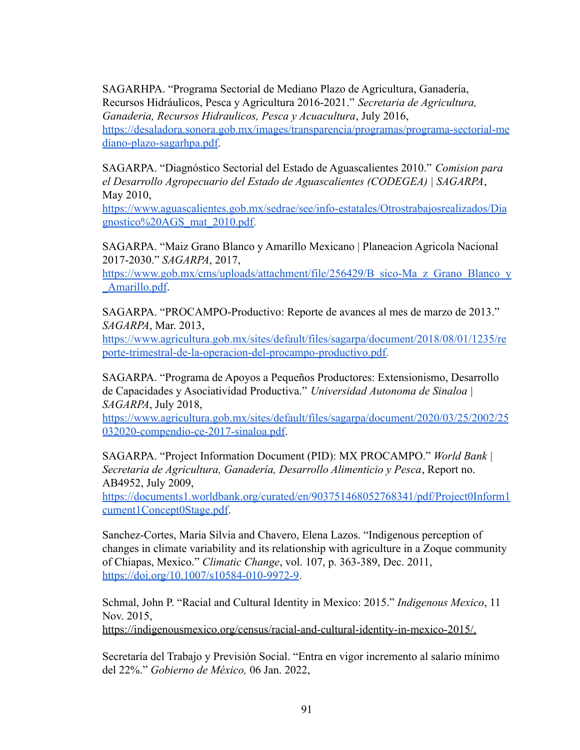SAGARHPA. “Programa Sectorial de Mediano Plazo de Agricultura, Ganadería, Recursos Hidráulicos, Pesca y Agricultura 2016-2021.” *Secretaria de Agricultura, Ganaderia, Recursos Hidraulicos, Pesca y Acuacultura*, July 2016, https://desaladora.sonora.gob.mx/images/transparencia/programas/programa-sectorial-mediano-plazo-sagarhpa.pdf.

SAGARPA. “Diagnóstico Sectorial del Estado de Aguascalientes 2010.” *Comision para el Desarrollo Agropecuario del Estado de Aguascalientes (CODEGEA) | SAGARPA*, May 2010, https://www.aguascalientes.gob.mx/sedrae/see/info-estatales/Otrostrabajosrealizados/Diagnostico%20AGS_mat_2010.pdf.

SAGARPA. “Maiz Grano Blanco y Amarillo Mexicano | Planeacion Agricola Nacional 2017-2030.” *SAGARPA*, 2017, https://www.gob.mx/cms/uploads/attachment/file/256429/B_sico-Ma_z_Grano_Blanco_y_Amarillo.pdf.

SAGARPA. “PROCAMPO-Productivo: Reporte de avances al mes de marzo de 2013.” *SAGARPA*, Mar. 2013, https://www.agricultura.gob.mx/sites/default/files/sagarpa/document/2018/08/01/1235/reporte-trimestral-de-la-operacion-del-procampo-productivo.pdf.

SAGARPA. “Programa de Apoyos a Pequeños Productores: Extensionismo, Desarrollo de Capacidades y Asociatividad Productiva.” *Universidad Autonoma de Sinaloa | SAGARPA*, July 2018, https://www.agricultura.gob.mx/sites/default/files/sagarpa/document/2020/03/25/2002/25032020-compendio-ce-2017-sinaloa.pdf.

SAGARPA. “Project Information Document (PID): MX PROCAMPO.” *World Bank | Secretaria de Agricultura, Ganadería, Desarrollo Alimenticio y Pesca*, Report no. AB4952, July 2009, https://documents1.worldbank.org/curated/en/903751468052768341/pdf/Project0Inform1cument1Concept0Stage.pdf.

Sanchez-Cortes, Maria Silvia and Chavero, Elena Lazos. “Indigenous perception of changes in climate variability and its relationship with agriculture in a Zoque community of Chiapas, Mexico.” *Climatic Change*, vol. 107, p. 363-389, Dec. 2011, https://doi.org/10.1007/s10584-010-9972-9.

Schmal, John P. “Racial and Cultural Identity in Mexico: 2015.” *Indigenous Mexico*, 11 Nov. 2015, https://indigenousmexico.org/census/racial-and-cultural-identity-in-mexico-2015/.

Secretaría del Trabajo y Previsión Social. “Entra en vigor incremento al salario mínimo del 22%.” *Gobierno de México,* 06 Jan. 2022,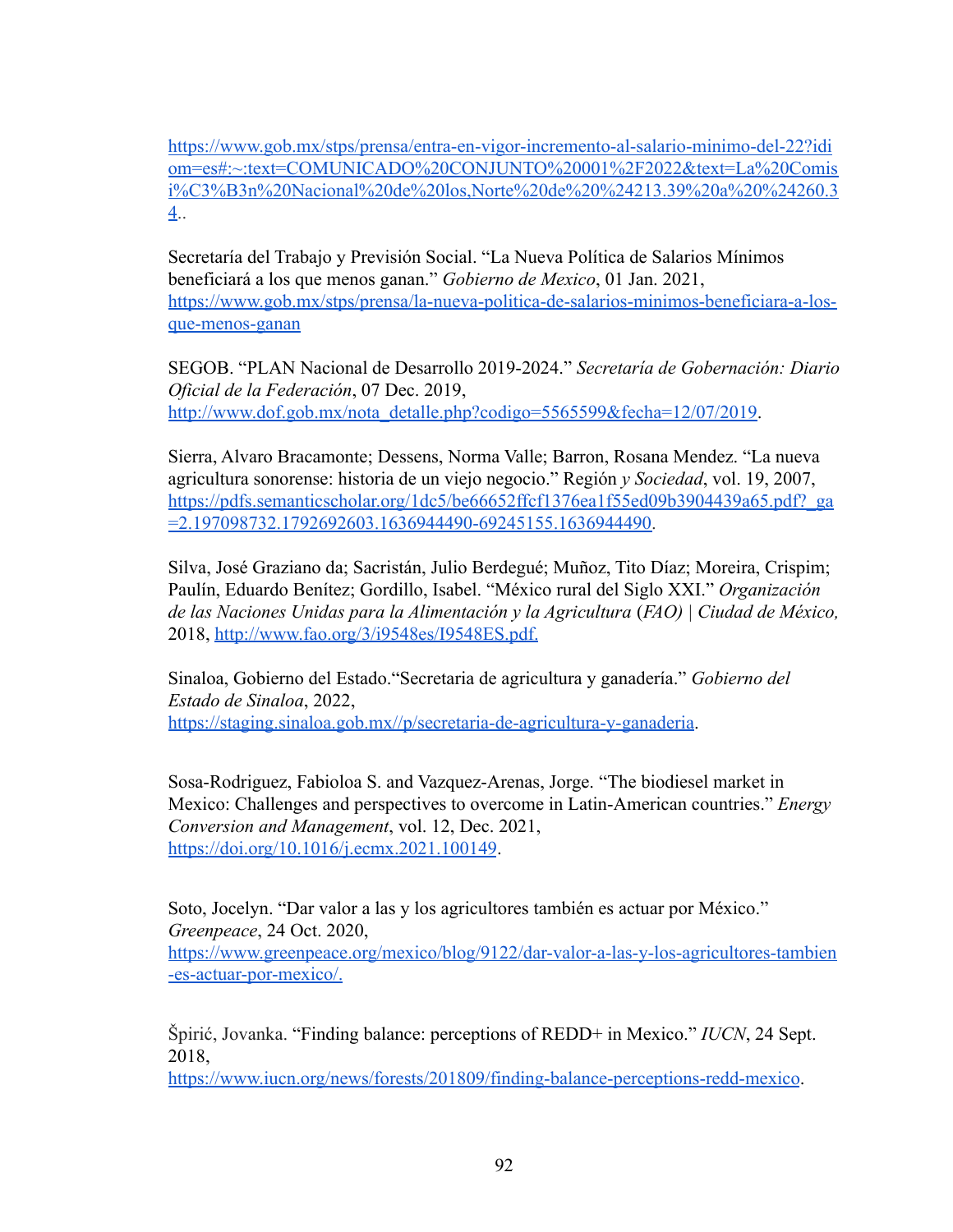https://www.gob.mx/stps/prensa/entra-en-vigor-incremento-al-salario-minimo-del-22?idiom=es#:~:text=COMUNICADO%20CONJUNTO%20001%2F2022&text=La%20Comisi%C3%B3n%20Nacional%20de%20los,Norte%20de%20%24213.39%20a%20%24260.34..

Secretaría del Trabajo y Previsión Social. "La Nueva Política de Salarios Mínimos beneficiará a los que menos ganan." *Gobierno de Mexico*, 01 Jan. 2021, https://www.gob.mx/stps/prensa/la-nueva-politica-de-salarios-minimos-beneficiara-a-los-que-menos-ganan

SEGOB. "PLAN Nacional de Desarrollo 2019-2024." *Secretaría de Gobernación: Diario Oficial de la Federación*, 07 Dec. 2019, http://www.dof.gob.mx/nota_detalle.php?codigo=5565599&fecha=12/07/2019.

Sierra, Alvaro Bracamonte; Dessens, Norma Valle; Barron, Rosana Mendez. "La nueva agricultura sonorense: historia de un viejo negocio." Región *y Sociedad*, vol. 19, 2007, https://pdfs.semanticscholar.org/1dc5/be66652ffcf1376ea1f55ed09b3904439a65.pdf?_ga=2.197098732.1792692603.1636944490-69245155.1636944490.

Silva, José Graziano da; Sacristán, Julio Berdegué; Muñoz, Tito Díaz; Moreira, Crispim; Paulín, Eduardo Benítez; Gordillo, Isabel. "México rural del Siglo XXI." *Organización de las Naciones Unidas para la Alimentación y la Agricultura (FAO) | Ciudad de México,* 2018, http://www.fao.org/3/i9548es/I9548ES.pdf.

Sinaloa, Gobierno del Estado."Secretaria de agricultura y ganadería." *Gobierno del Estado de Sinaloa*, 2022, https://staging.sinaloa.gob.mx//p/secretaria-de-agricultura-y-ganaderia.

Sosa-Rodriguez, Fabioloa S. and Vazquez-Arenas, Jorge. "The biodiesel market in Mexico: Challenges and perspectives to overcome in Latin-American countries." *Energy Conversion and Management*, vol. 12, Dec. 2021, https://doi.org/10.1016/j.ecmx.2021.100149.

Soto, Jocelyn. "Dar valor a las y los agricultores también es actuar por México." *Greenpeace*, 24 Oct. 2020, https://www.greenpeace.org/mexico/blog/9122/dar-valor-a-las-y-los-agricultores-tambien-es-actuar-por-mexico/.

Špirić, Jovanka. "Finding balance: perceptions of REDD+ in Mexico." *IUCN*, 24 Sept. 2018, https://www.iucn.org/news/forests/201809/finding-balance-perceptions-redd-mexico.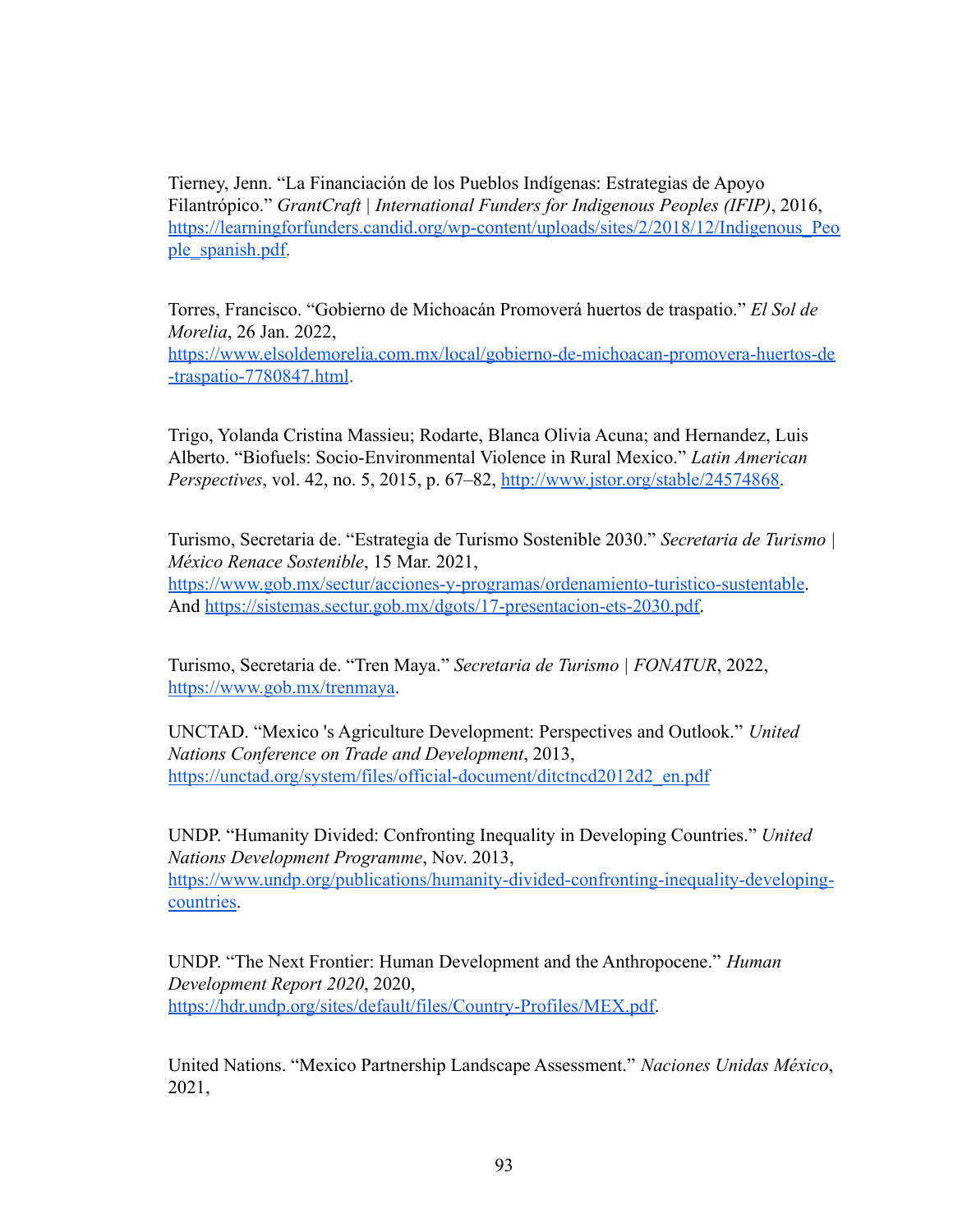Tierney, Jenn. “La Financiación de los Pueblos Indígenas: Estrategias de Apoyo Filantrópico.” *GrantCraft | International Funders for Indigenous Peoples (IFIP)*, 2016, https://learningforfunders.candid.org/wp-content/uploads/sites/2/2018/12/Indigenous_People_spanish.pdf.

Torres, Francisco. “Gobierno de Michoacán Promoverá huertos de traspatio.” *El Sol de Morelia*, 26 Jan. 2022, https://www.elsoldemorelia.com.mx/local/gobierno-de-michoacan-promovera-huertos-de-traspatio-7780847.html.

Trigo, Yolanda Cristina Massieu; Rodarte, Blanca Olivia Acuna; and Hernandez, Luis Alberto. “Biofuels: Socio-Environmental Violence in Rural Mexico.” *Latin American Perspectives*, vol. 42, no. 5, 2015, p. 67–82, http://www.jstor.org/stable/24574868.

Turismo, Secretaria de. “Estrategia de Turismo Sostenible 2030.” *Secretaria de Turismo | México Renace Sostenible*, 15 Mar. 2021, https://www.gob.mx/sectur/acciones-y-programas/ordenamiento-turistico-sustentable. And https://sistemas.sectur.gob.mx/dgots/17-presentacion-ets-2030.pdf.

Turismo, Secretaria de. “Tren Maya.” *Secretaria de Turismo | FONATUR*, 2022, https://www.gob.mx/trenmaya.

UNCTAD. “Mexico 's Agriculture Development: Perspectives and Outlook.” *United Nations Conference on Trade and Development*, 2013, https://unctad.org/system/files/official-document/ditctncd2012d2_en.pdf

UNDP. “Humanity Divided: Confronting Inequality in Developing Countries.” *United Nations Development Programme*, Nov. 2013, https://www.undp.org/publications/humanity-divided-confronting-inequality-developing-countries.

UNDP. “The Next Frontier: Human Development and the Anthropocene.” *Human Development Report 2020*, 2020, https://hdr.undp.org/sites/default/files/Country-Profiles/MEX.pdf.

United Nations. “Mexico Partnership Landscape Assessment.” *Naciones Unidas México*, 2021,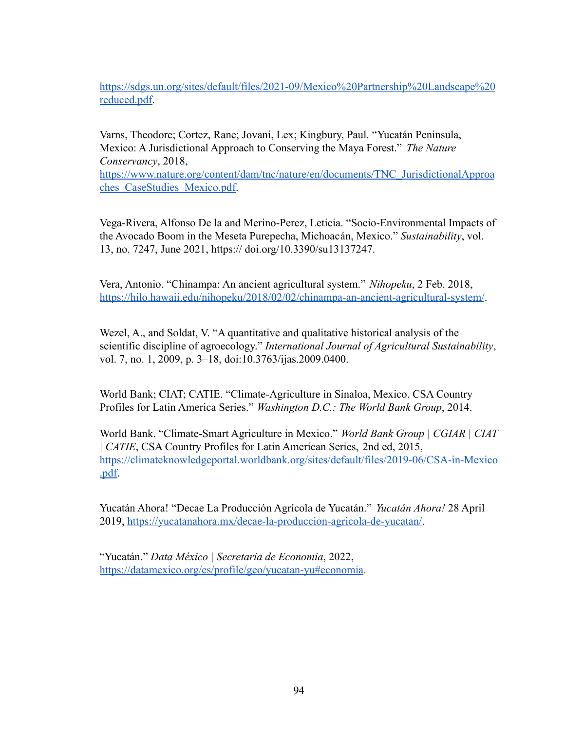https://sdgs.un.org/sites/default/files/2021-09/Mexico%20Partnership%20Landscape%20reduced.pdf.

Varns, Theodore; Cortez, Rane; Jovani, Lex; Kingbury, Paul. "Yucatán Peninsula, Mexico: A Jurisdictional Approach to Conserving the Maya Forest." *The Nature Conservancy*, 2018, https://www.nature.org/content/dam/tnc/nature/en/documents/TNC_JurisdictionalApproaches_CaseStudies_Mexico.pdf.

Vega-Rivera, Alfonso De la and Merino-Perez, Leticia. "Socio-Environmental Impacts of the Avocado Boom in the Meseta Purepecha, Michoacán, Mexico." *Sustainability*, vol. 13, no. 7247, June 2021, https:// doi.org/10.3390/su13137247.

Vera, Antonio. "Chinampa: An ancient agricultural system." *Nihopeku*, 2 Feb. 2018, https://hilo.hawaii.edu/nihopeku/2018/02/02/chinampa-an-ancient-agricultural-system/.

Wezel, A., and Soldat, V. "A quantitative and qualitative historical analysis of the scientific discipline of agroecology." *International Journal of Agricultural Sustainability*, vol. 7, no. 1, 2009, p. 3–18, doi:10.3763/ijas.2009.0400.

World Bank; CIAT; CATIE. "Climate-Agriculture in Sinaloa, Mexico. CSA Country Profiles for Latin America Series." *Washington D.C.: The World Bank Group*, 2014.

World Bank. "Climate-Smart Agriculture in Mexico." *World Bank Group | CGIAR | CIAT | CATIE*, CSA Country Profiles for Latin American Series, 2nd ed, 2015, https://climateknowledgeportal.worldbank.org/sites/default/files/2019-06/CSA-in-Mexico.pdf.

Yucatán Ahora! "Decae La Producción Agrícola de Yucatán." *Yucatán Ahora!* 28 April 2019, https://yucatanahora.mx/decae-la-produccion-agricola-de-yucatan/.

"Yucatán." *Data México | Secretaria de Economia*, 2022, https://datamexico.org/es/profile/geo/yucatan-yu#economia.